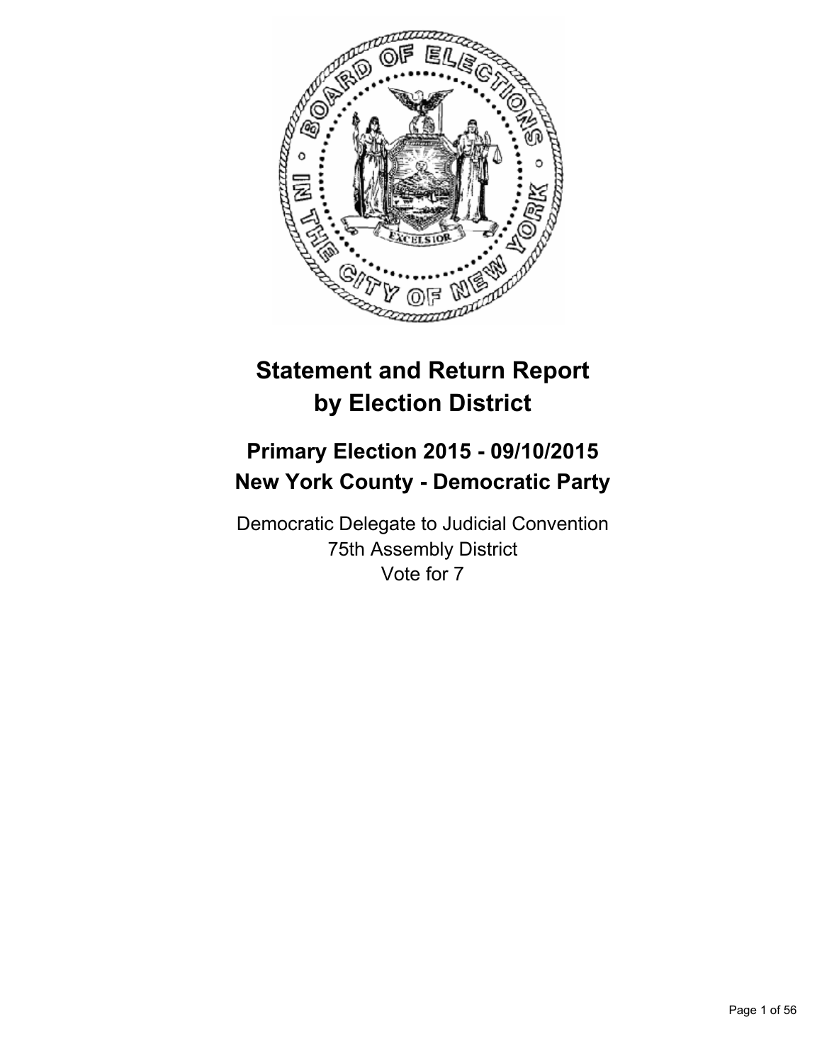# Statement and Return Report by Election District

## Primary Election 2015 - 09/10/2015
## New York County - Democratic Party

Democratic Delegate to Judicial Convention
75th Assembly District
Vote for 7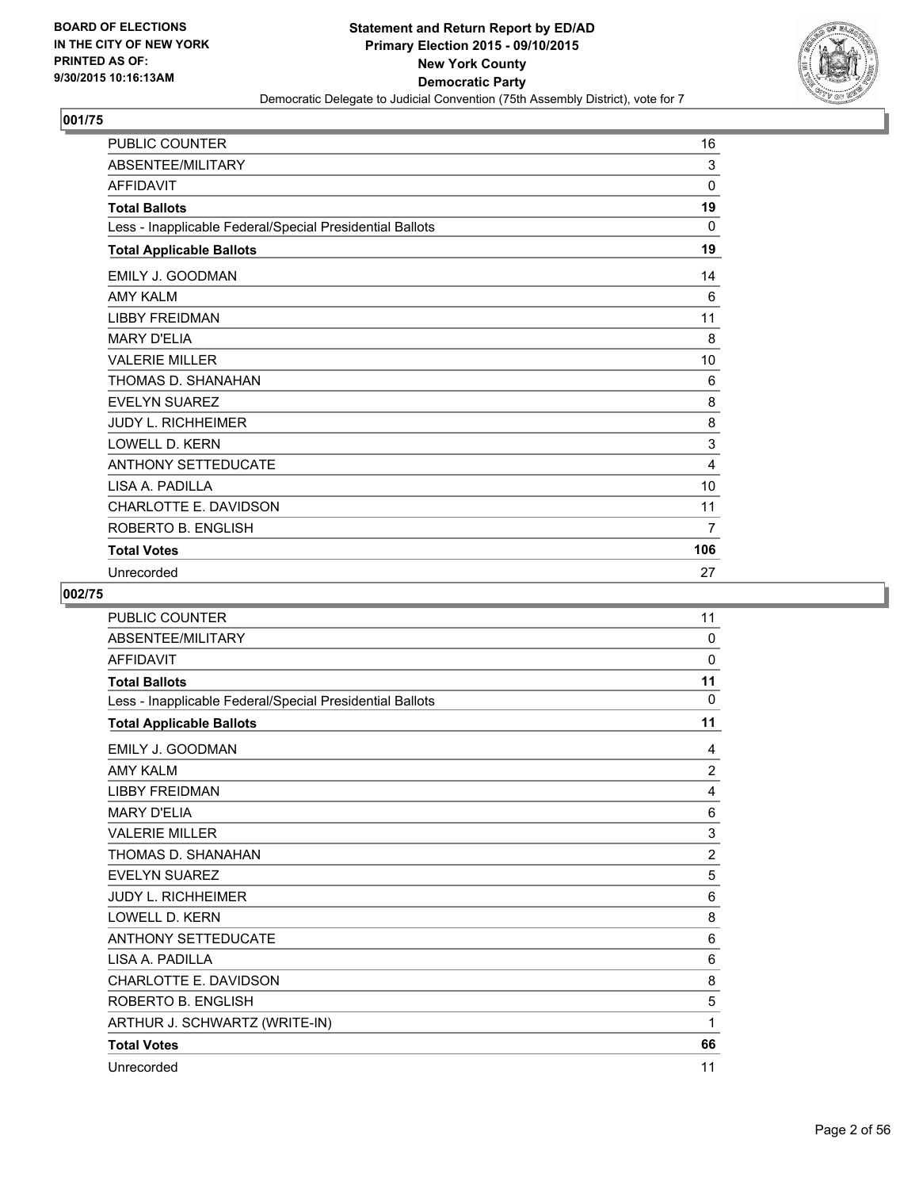BOARD OF ELECTIONS
IN THE CITY OF NEW YORK
PRINTED AS OF:
9/30/2015 10:16:13AM

**Statement and Return Report by ED/AD**
**Primary Election 2015 - 09/10/2015**
**New York County**
**Democratic Party**
Democratic Delegate to Judicial Convention (75th Assembly District), vote for 7

## 001/75

| | |
|---|---|
| PUBLIC COUNTER | 16 |
| ABSENTEE/MILITARY | 3 |
| AFFIDAVIT | 0 |
| **Total Ballots** | **19** |
| Less - Inapplicable Federal/Special Presidential Ballots | 0 |
| **Total Applicable Ballots** | **19** |
| EMILY J. GOODMAN | 14 |
| AMY KALM | 6 |
| LIBBY FREIDMAN | 11 |
| MARY D'ELIA | 8 |
| VALERIE MILLER | 10 |
| THOMAS D. SHANAHAN | 6 |
| EVELYN SUAREZ | 8 |
| JUDY L. RICHHEIMER | 8 |
| LOWELL D. KERN | 3 |
| ANTHONY SETTEDUCATE | 4 |
| LISA A. PADILLA | 10 |
| CHARLOTTE E. DAVIDSON | 11 |
| ROBERTO B. ENGLISH | 7 |
| **Total Votes** | **106** |
| Unrecorded | 27 |

## 002/75

| | |
|---|---|
| PUBLIC COUNTER | 11 |
| ABSENTEE/MILITARY | 0 |
| AFFIDAVIT | 0 |
| **Total Ballots** | **11** |
| Less - Inapplicable Federal/Special Presidential Ballots | 0 |
| **Total Applicable Ballots** | **11** |
| EMILY J. GOODMAN | 4 |
| AMY KALM | 2 |
| LIBBY FREIDMAN | 4 |
| MARY D'ELIA | 6 |
| VALERIE MILLER | 3 |
| THOMAS D. SHANAHAN | 2 |
| EVELYN SUAREZ | 5 |
| JUDY L. RICHHEIMER | 6 |
| LOWELL D. KERN | 8 |
| ANTHONY SETTEDUCATE | 6 |
| LISA A. PADILLA | 6 |
| CHARLOTTE E. DAVIDSON | 8 |
| ROBERTO B. ENGLISH | 5 |
| ARTHUR J. SCHWARTZ (WRITE-IN) | 1 |
| **Total Votes** | **66** |
| Unrecorded | 11 |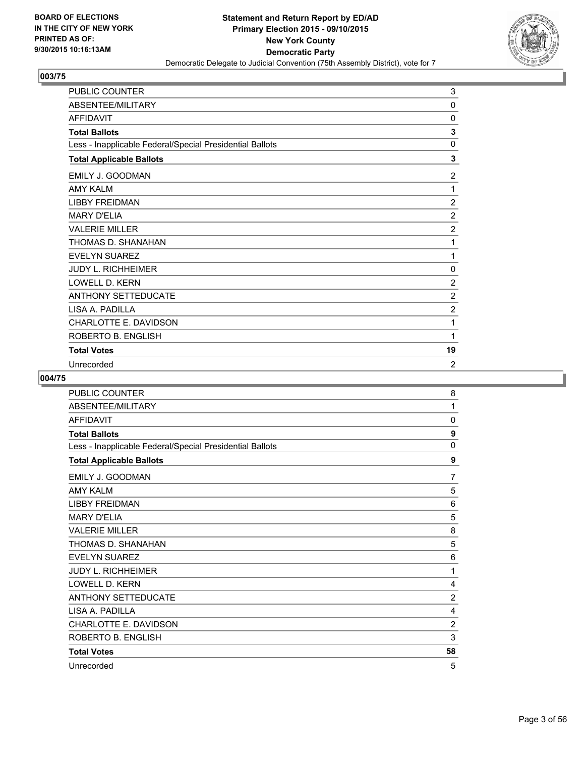**BOARD OF ELECTIONS IN THE CITY OF NEW YORK PRINTED AS OF: 9/30/2015 10:16:13AM**

**Statement and Return Report by ED/AD Primary Election 2015 - 09/10/2015 New York County Democratic Party**

Democratic Delegate to Judicial Convention (75th Assembly District), vote for 7

## 003/75

| | |
|---|---|
| PUBLIC COUNTER | 3 |
| ABSENTEE/MILITARY | 0 |
| AFFIDAVIT | 0 |
| **Total Ballots** | **3** |
| Less - Inapplicable Federal/Special Presidential Ballots | 0 |
| **Total Applicable Ballots** | **3** |
| EMILY J. GOODMAN | 2 |
| AMY KALM | 1 |
| LIBBY FREIDMAN | 2 |
| MARY D'ELIA | 2 |
| VALERIE MILLER | 2 |
| THOMAS D. SHANAHAN | 1 |
| EVELYN SUAREZ | 1 |
| JUDY L. RICHHEIMER | 0 |
| LOWELL D. KERN | 2 |
| ANTHONY SETTEDUCATE | 2 |
| LISA A. PADILLA | 2 |
| CHARLOTTE E. DAVIDSON | 1 |
| ROBERTO B. ENGLISH | 1 |
| **Total Votes** | **19** |
| Unrecorded | 2 |

## 004/75

| | |
|---|---|
| PUBLIC COUNTER | 8 |
| ABSENTEE/MILITARY | 1 |
| AFFIDAVIT | 0 |
| **Total Ballots** | **9** |
| Less - Inapplicable Federal/Special Presidential Ballots | 0 |
| **Total Applicable Ballots** | **9** |
| EMILY J. GOODMAN | 7 |
| AMY KALM | 5 |
| LIBBY FREIDMAN | 6 |
| MARY D'ELIA | 5 |
| VALERIE MILLER | 8 |
| THOMAS D. SHANAHAN | 5 |
| EVELYN SUAREZ | 6 |
| JUDY L. RICHHEIMER | 1 |
| LOWELL D. KERN | 4 |
| ANTHONY SETTEDUCATE | 2 |
| LISA A. PADILLA | 4 |
| CHARLOTTE E. DAVIDSON | 2 |
| ROBERTO B. ENGLISH | 3 |
| **Total Votes** | **58** |
| Unrecorded | 5 |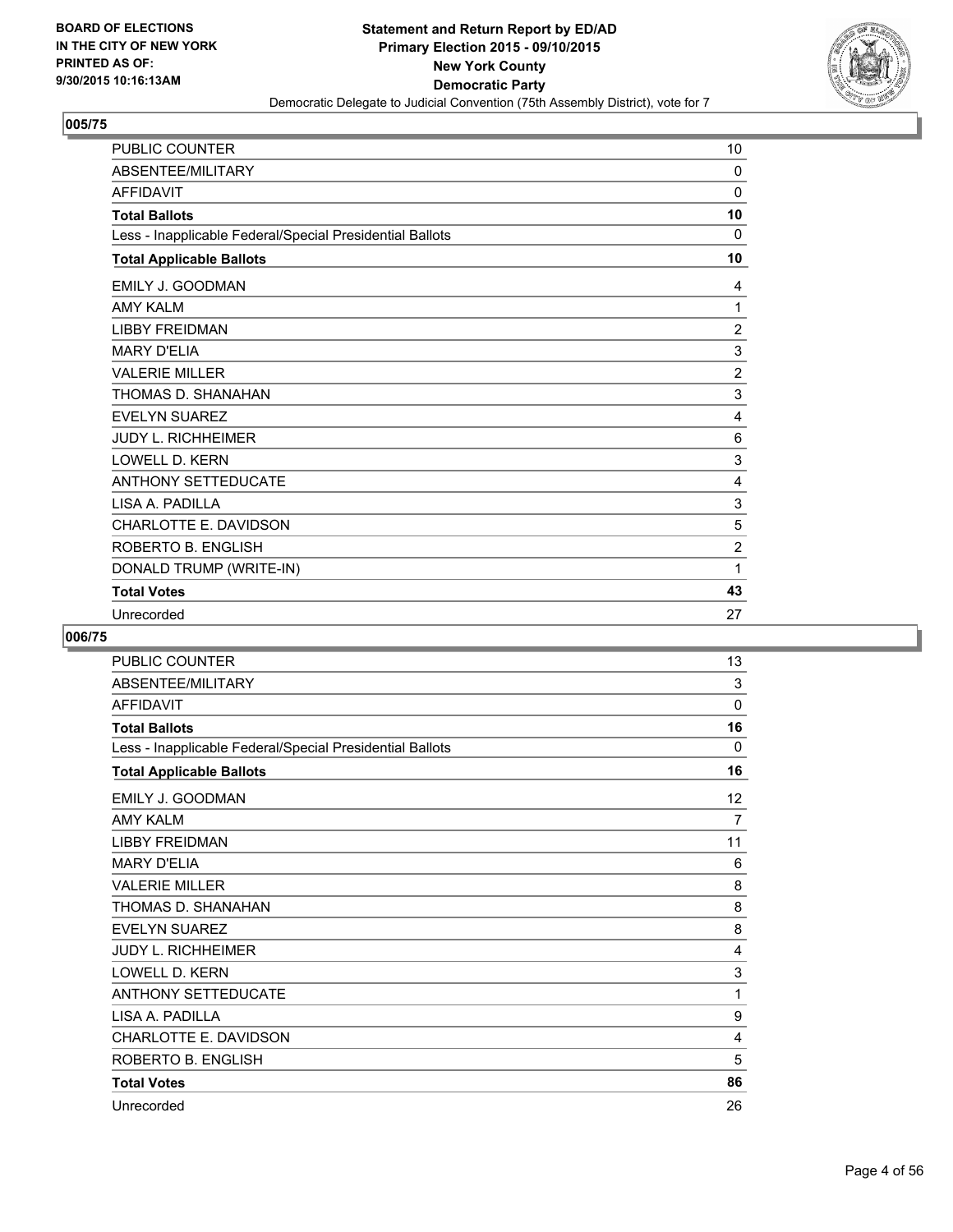**BOARD OF ELECTIONS IN THE CITY OF NEW YORK PRINTED AS OF: 9/30/2015 10:16:13AM**

**Statement and Return Report by ED/AD**
**Primary Election 2015 - 09/10/2015**
**New York County**
**Democratic Party**
Democratic Delegate to Judicial Convention (75th Assembly District), vote for 7

### 005/75

| | |
|---|---|
| PUBLIC COUNTER | 10 |
| ABSENTEE/MILITARY | 0 |
| AFFIDAVIT | 0 |
| **Total Ballots** | **10** |
| Less - Inapplicable Federal/Special Presidential Ballots | 0 |
| **Total Applicable Ballots** | **10** |
| EMILY J. GOODMAN | 4 |
| AMY KALM | 1 |
| LIBBY FREIDMAN | 2 |
| MARY D'ELIA | 3 |
| VALERIE MILLER | 2 |
| THOMAS D. SHANAHAN | 3 |
| EVELYN SUAREZ | 4 |
| JUDY L. RICHHEIMER | 6 |
| LOWELL D. KERN | 3 |
| ANTHONY SETTEDUCATE | 4 |
| LISA A. PADILLA | 3 |
| CHARLOTTE E. DAVIDSON | 5 |
| ROBERTO B. ENGLISH | 2 |
| DONALD TRUMP (WRITE-IN) | 1 |
| **Total Votes** | **43** |
| Unrecorded | 27 |

### 006/75

| | |
|---|---|
| PUBLIC COUNTER | 13 |
| ABSENTEE/MILITARY | 3 |
| AFFIDAVIT | 0 |
| **Total Ballots** | **16** |
| Less - Inapplicable Federal/Special Presidential Ballots | 0 |
| **Total Applicable Ballots** | **16** |
| EMILY J. GOODMAN | 12 |
| AMY KALM | 7 |
| LIBBY FREIDMAN | 11 |
| MARY D'ELIA | 6 |
| VALERIE MILLER | 8 |
| THOMAS D. SHANAHAN | 8 |
| EVELYN SUAREZ | 8 |
| JUDY L. RICHHEIMER | 4 |
| LOWELL D. KERN | 3 |
| ANTHONY SETTEDUCATE | 1 |
| LISA A. PADILLA | 9 |
| CHARLOTTE E. DAVIDSON | 4 |
| ROBERTO B. ENGLISH | 5 |
| **Total Votes** | **86** |
| Unrecorded | 26 |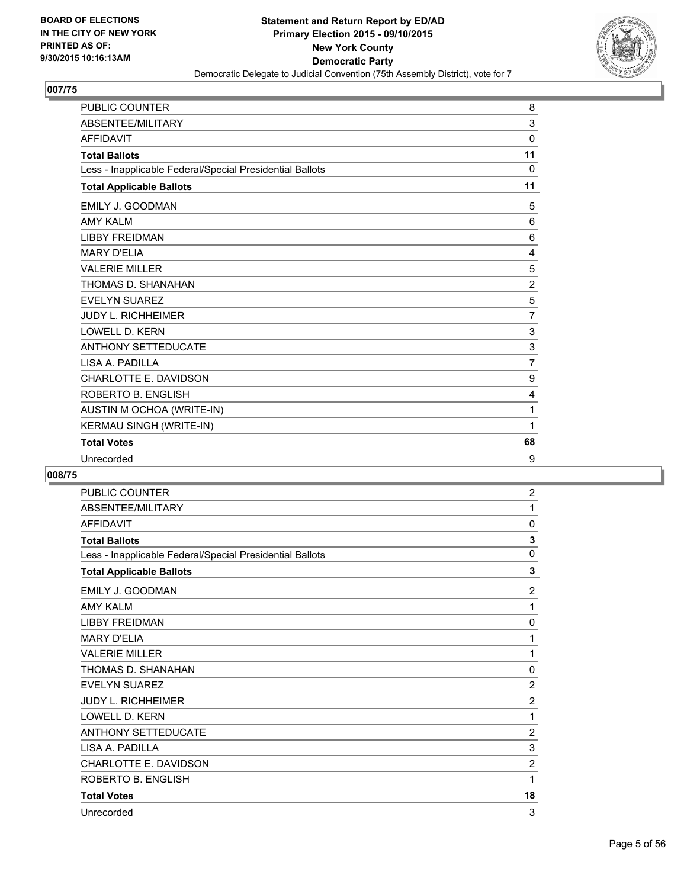**BOARD OF ELECTIONS IN THE CITY OF NEW YORK PRINTED AS OF: 9/30/2015 10:16:13AM**

**Statement and Return Report by ED/AD Primary Election 2015 - 09/10/2015 New York County Democratic Party**

Democratic Delegate to Judicial Convention (75th Assembly District), vote for 7

### 007/75

| | |
|---|---|
| PUBLIC COUNTER | 8 |
| ABSENTEE/MILITARY | 3 |
| AFFIDAVIT | 0 |
| **Total Ballots** | **11** |
| Less - Inapplicable Federal/Special Presidential Ballots | 0 |
| **Total Applicable Ballots** | **11** |
| EMILY J. GOODMAN | 5 |
| AMY KALM | 6 |
| LIBBY FREIDMAN | 6 |
| MARY D'ELIA | 4 |
| VALERIE MILLER | 5 |
| THOMAS D. SHANAHAN | 2 |
| EVELYN SUAREZ | 5 |
| JUDY L. RICHHEIMER | 7 |
| LOWELL D. KERN | 3 |
| ANTHONY SETTEDUCATE | 3 |
| LISA A. PADILLA | 7 |
| CHARLOTTE E. DAVIDSON | 9 |
| ROBERTO B. ENGLISH | 4 |
| AUSTIN M OCHOA (WRITE-IN) | 1 |
| KERMAU SINGH (WRITE-IN) | 1 |
| **Total Votes** | **68** |
| Unrecorded | 9 |

### 008/75

| | |
|---|---|
| PUBLIC COUNTER | 2 |
| ABSENTEE/MILITARY | 1 |
| AFFIDAVIT | 0 |
| **Total Ballots** | **3** |
| Less - Inapplicable Federal/Special Presidential Ballots | 0 |
| **Total Applicable Ballots** | **3** |
| EMILY J. GOODMAN | 2 |
| AMY KALM | 1 |
| LIBBY FREIDMAN | 0 |
| MARY D'ELIA | 1 |
| VALERIE MILLER | 1 |
| THOMAS D. SHANAHAN | 0 |
| EVELYN SUAREZ | 2 |
| JUDY L. RICHHEIMER | 2 |
| LOWELL D. KERN | 1 |
| ANTHONY SETTEDUCATE | 2 |
| LISA A. PADILLA | 3 |
| CHARLOTTE E. DAVIDSON | 2 |
| ROBERTO B. ENGLISH | 1 |
| **Total Votes** | **18** |
| Unrecorded | 3 |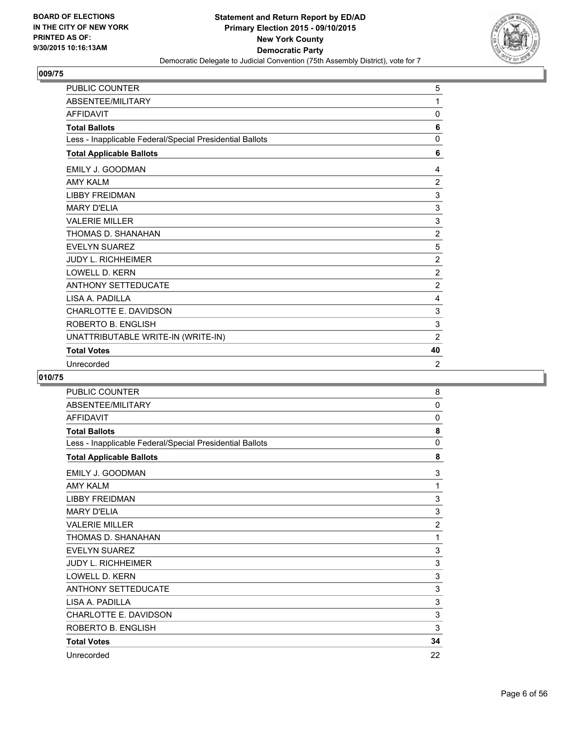**BOARD OF ELECTIONS IN THE CITY OF NEW YORK PRINTED AS OF: 9/30/2015 10:16:13AM**

**Statement and Return Report by ED/AD**
**Primary Election 2015 - 09/10/2015**
**New York County**
**Democratic Party**
Democratic Delegate to Judicial Convention (75th Assembly District), vote for 7

## 009/75

| | |
|---|---|
| PUBLIC COUNTER | 5 |
| ABSENTEE/MILITARY | 1 |
| AFFIDAVIT | 0 |
| **Total Ballots** | **6** |
| Less - Inapplicable Federal/Special Presidential Ballots | 0 |
| **Total Applicable Ballots** | **6** |
| EMILY J. GOODMAN | 4 |
| AMY KALM | 2 |
| LIBBY FREIDMAN | 3 |
| MARY D'ELIA | 3 |
| VALERIE MILLER | 3 |
| THOMAS D. SHANAHAN | 2 |
| EVELYN SUAREZ | 5 |
| JUDY L. RICHHEIMER | 2 |
| LOWELL D. KERN | 2 |
| ANTHONY SETTEDUCATE | 2 |
| LISA A. PADILLA | 4 |
| CHARLOTTE E. DAVIDSON | 3 |
| ROBERTO B. ENGLISH | 3 |
| UNATTRIBUTABLE WRITE-IN (WRITE-IN) | 2 |
| **Total Votes** | **40** |
| Unrecorded | 2 |

## 010/75

| | |
|---|---|
| PUBLIC COUNTER | 8 |
| ABSENTEE/MILITARY | 0 |
| AFFIDAVIT | 0 |
| **Total Ballots** | **8** |
| Less - Inapplicable Federal/Special Presidential Ballots | 0 |
| **Total Applicable Ballots** | **8** |
| EMILY J. GOODMAN | 3 |
| AMY KALM | 1 |
| LIBBY FREIDMAN | 3 |
| MARY D'ELIA | 3 |
| VALERIE MILLER | 2 |
| THOMAS D. SHANAHAN | 1 |
| EVELYN SUAREZ | 3 |
| JUDY L. RICHHEIMER | 3 |
| LOWELL D. KERN | 3 |
| ANTHONY SETTEDUCATE | 3 |
| LISA A. PADILLA | 3 |
| CHARLOTTE E. DAVIDSON | 3 |
| ROBERTO B. ENGLISH | 3 |
| **Total Votes** | **34** |
| Unrecorded | 22 |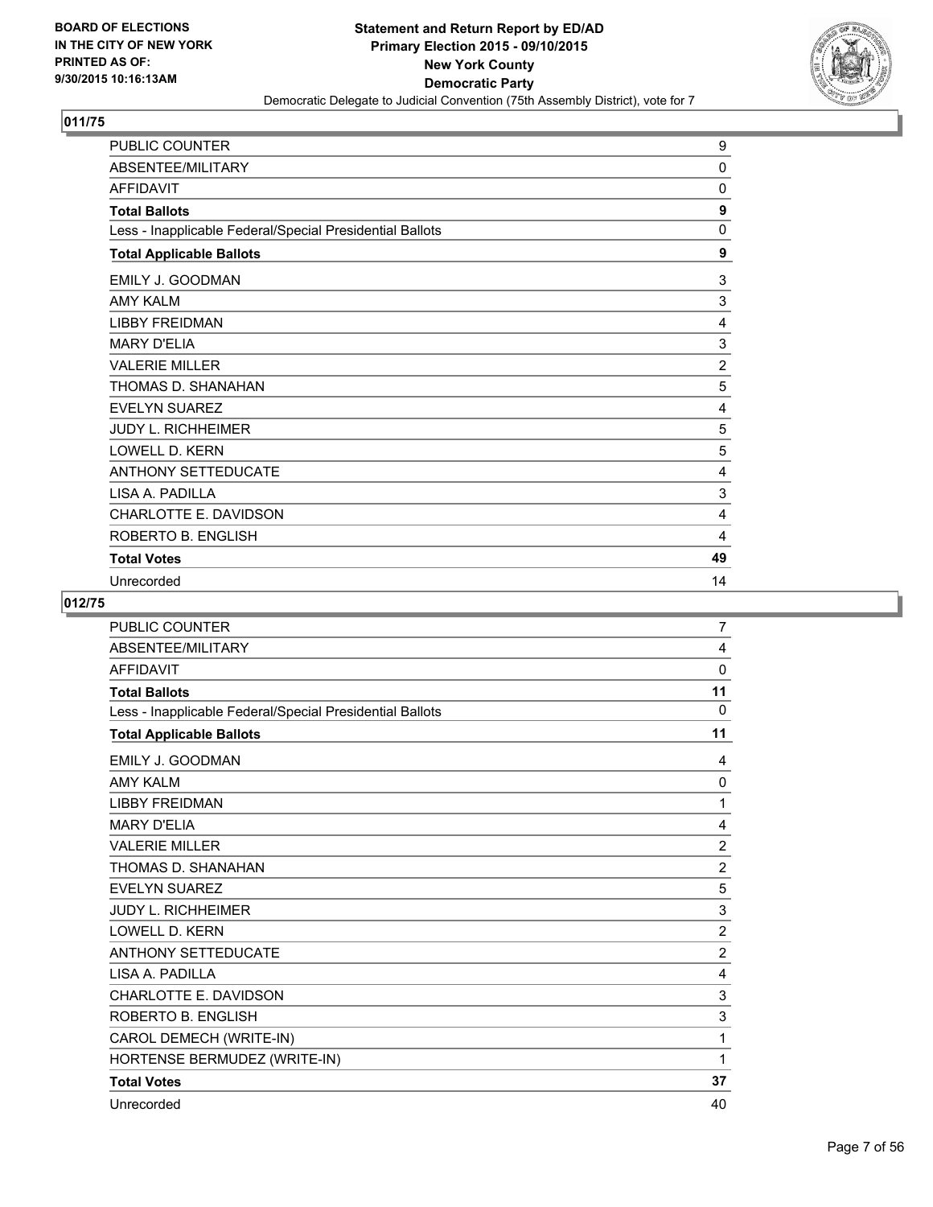## 011/75

| | |
|---|---|
| PUBLIC COUNTER | 9 |
| ABSENTEE/MILITARY | 0 |
| AFFIDAVIT | 0 |
| **Total Ballots** | **9** |
| Less - Inapplicable Federal/Special Presidential Ballots | 0 |
| **Total Applicable Ballots** | **9** |
| EMILY J. GOODMAN | 3 |
| AMY KALM | 3 |
| LIBBY FREIDMAN | 4 |
| MARY D'ELIA | 3 |
| VALERIE MILLER | 2 |
| THOMAS D. SHANAHAN | 5 |
| EVELYN SUAREZ | 4 |
| JUDY L. RICHHEIMER | 5 |
| LOWELL D. KERN | 5 |
| ANTHONY SETTEDUCATE | 4 |
| LISA A. PADILLA | 3 |
| CHARLOTTE E. DAVIDSON | 4 |
| ROBERTO B. ENGLISH | 4 |
| **Total Votes** | **49** |
| Unrecorded | 14 |

## 012/75

| | |
|---|---|
| PUBLIC COUNTER | 7 |
| ABSENTEE/MILITARY | 4 |
| AFFIDAVIT | 0 |
| **Total Ballots** | **11** |
| Less - Inapplicable Federal/Special Presidential Ballots | 0 |
| **Total Applicable Ballots** | **11** |
| EMILY J. GOODMAN | 4 |
| AMY KALM | 0 |
| LIBBY FREIDMAN | 1 |
| MARY D'ELIA | 4 |
| VALERIE MILLER | 2 |
| THOMAS D. SHANAHAN | 2 |
| EVELYN SUAREZ | 5 |
| JUDY L. RICHHEIMER | 3 |
| LOWELL D. KERN | 2 |
| ANTHONY SETTEDUCATE | 2 |
| LISA A. PADILLA | 4 |
| CHARLOTTE E. DAVIDSON | 3 |
| ROBERTO B. ENGLISH | 3 |
| CAROL DEMECH (WRITE-IN) | 1 |
| HORTENSE BERMUDEZ (WRITE-IN) | 1 |
| **Total Votes** | **37** |
| Unrecorded | 40 |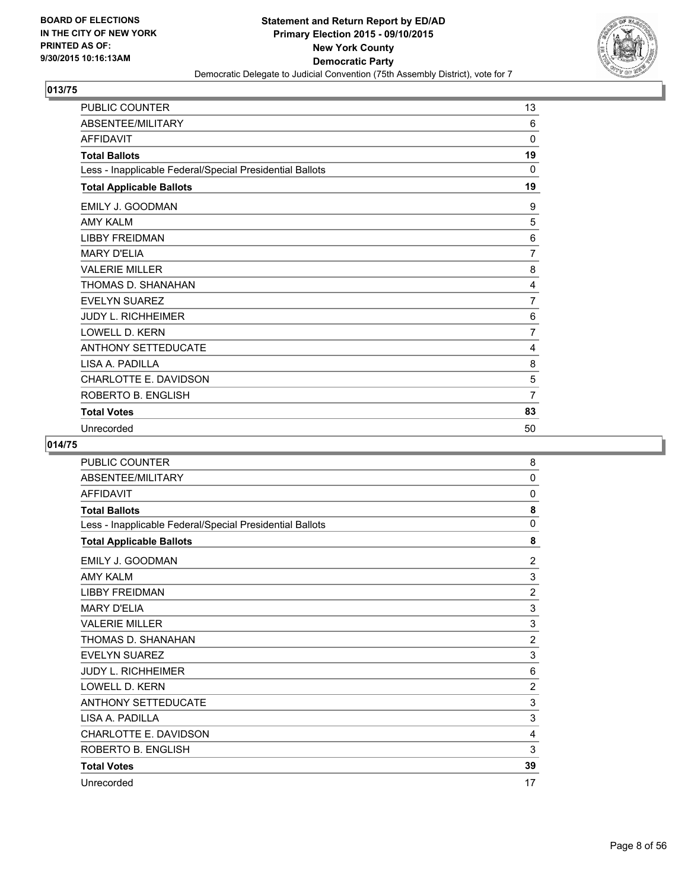**Statement and Return Report by ED/AD**
**Primary Election 2015 - 09/10/2015**
**New York County**
**Democratic Party**
Democratic Delegate to Judicial Convention (75th Assembly District), vote for 7

BOARD OF ELECTIONS
IN THE CITY OF NEW YORK
PRINTED AS OF:
9/30/2015 10:16:13AM

## 013/75

| | |
|---|---|
| PUBLIC COUNTER | 13 |
| ABSENTEE/MILITARY | 6 |
| AFFIDAVIT | 0 |
| **Total Ballots** | **19** |
| Less - Inapplicable Federal/Special Presidential Ballots | 0 |
| **Total Applicable Ballots** | **19** |
| EMILY J. GOODMAN | 9 |
| AMY KALM | 5 |
| LIBBY FREIDMAN | 6 |
| MARY D'ELIA | 7 |
| VALERIE MILLER | 8 |
| THOMAS D. SHANAHAN | 4 |
| EVELYN SUAREZ | 7 |
| JUDY L. RICHHEIMER | 6 |
| LOWELL D. KERN | 7 |
| ANTHONY SETTEDUCATE | 4 |
| LISA A. PADILLA | 8 |
| CHARLOTTE E. DAVIDSON | 5 |
| ROBERTO B. ENGLISH | 7 |
| **Total Votes** | **83** |
| Unrecorded | 50 |

## 014/75

| | |
|---|---|
| PUBLIC COUNTER | 8 |
| ABSENTEE/MILITARY | 0 |
| AFFIDAVIT | 0 |
| **Total Ballots** | **8** |
| Less - Inapplicable Federal/Special Presidential Ballots | 0 |
| **Total Applicable Ballots** | **8** |
| EMILY J. GOODMAN | 2 |
| AMY KALM | 3 |
| LIBBY FREIDMAN | 2 |
| MARY D'ELIA | 3 |
| VALERIE MILLER | 3 |
| THOMAS D. SHANAHAN | 2 |
| EVELYN SUAREZ | 3 |
| JUDY L. RICHHEIMER | 6 |
| LOWELL D. KERN | 2 |
| ANTHONY SETTEDUCATE | 3 |
| LISA A. PADILLA | 3 |
| CHARLOTTE E. DAVIDSON | 4 |
| ROBERTO B. ENGLISH | 3 |
| **Total Votes** | **39** |
| Unrecorded | 17 |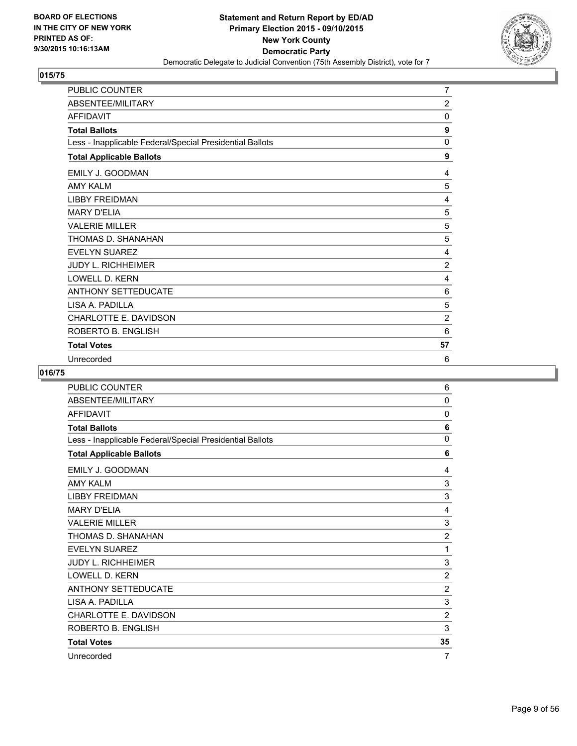BOARD OF ELECTIONS
IN THE CITY OF NEW YORK
PRINTED AS OF:
9/30/2015 10:16:13AM

**Statement and Return Report by ED/AD**
**Primary Election 2015 - 09/10/2015**
**New York County**
**Democratic Party**
Democratic Delegate to Judicial Convention (75th Assembly District), vote for 7

## 015/75

| | |
|---|---|
| PUBLIC COUNTER | 7 |
| ABSENTEE/MILITARY | 2 |
| AFFIDAVIT | 0 |
| **Total Ballots** | **9** |
| Less - Inapplicable Federal/Special Presidential Ballots | 0 |
| **Total Applicable Ballots** | **9** |
| EMILY J. GOODMAN | 4 |
| AMY KALM | 5 |
| LIBBY FREIDMAN | 4 |
| MARY D'ELIA | 5 |
| VALERIE MILLER | 5 |
| THOMAS D. SHANAHAN | 5 |
| EVELYN SUAREZ | 4 |
| JUDY L. RICHHEIMER | 2 |
| LOWELL D. KERN | 4 |
| ANTHONY SETTEDUCATE | 6 |
| LISA A. PADILLA | 5 |
| CHARLOTTE E. DAVIDSON | 2 |
| ROBERTO B. ENGLISH | 6 |
| **Total Votes** | **57** |
| Unrecorded | 6 |

## 016/75

| | |
|---|---|
| PUBLIC COUNTER | 6 |
| ABSENTEE/MILITARY | 0 |
| AFFIDAVIT | 0 |
| **Total Ballots** | **6** |
| Less - Inapplicable Federal/Special Presidential Ballots | 0 |
| **Total Applicable Ballots** | **6** |
| EMILY J. GOODMAN | 4 |
| AMY KALM | 3 |
| LIBBY FREIDMAN | 3 |
| MARY D'ELIA | 4 |
| VALERIE MILLER | 3 |
| THOMAS D. SHANAHAN | 2 |
| EVELYN SUAREZ | 1 |
| JUDY L. RICHHEIMER | 3 |
| LOWELL D. KERN | 2 |
| ANTHONY SETTEDUCATE | 2 |
| LISA A. PADILLA | 3 |
| CHARLOTTE E. DAVIDSON | 2 |
| ROBERTO B. ENGLISH | 3 |
| **Total Votes** | **35** |
| Unrecorded | 7 |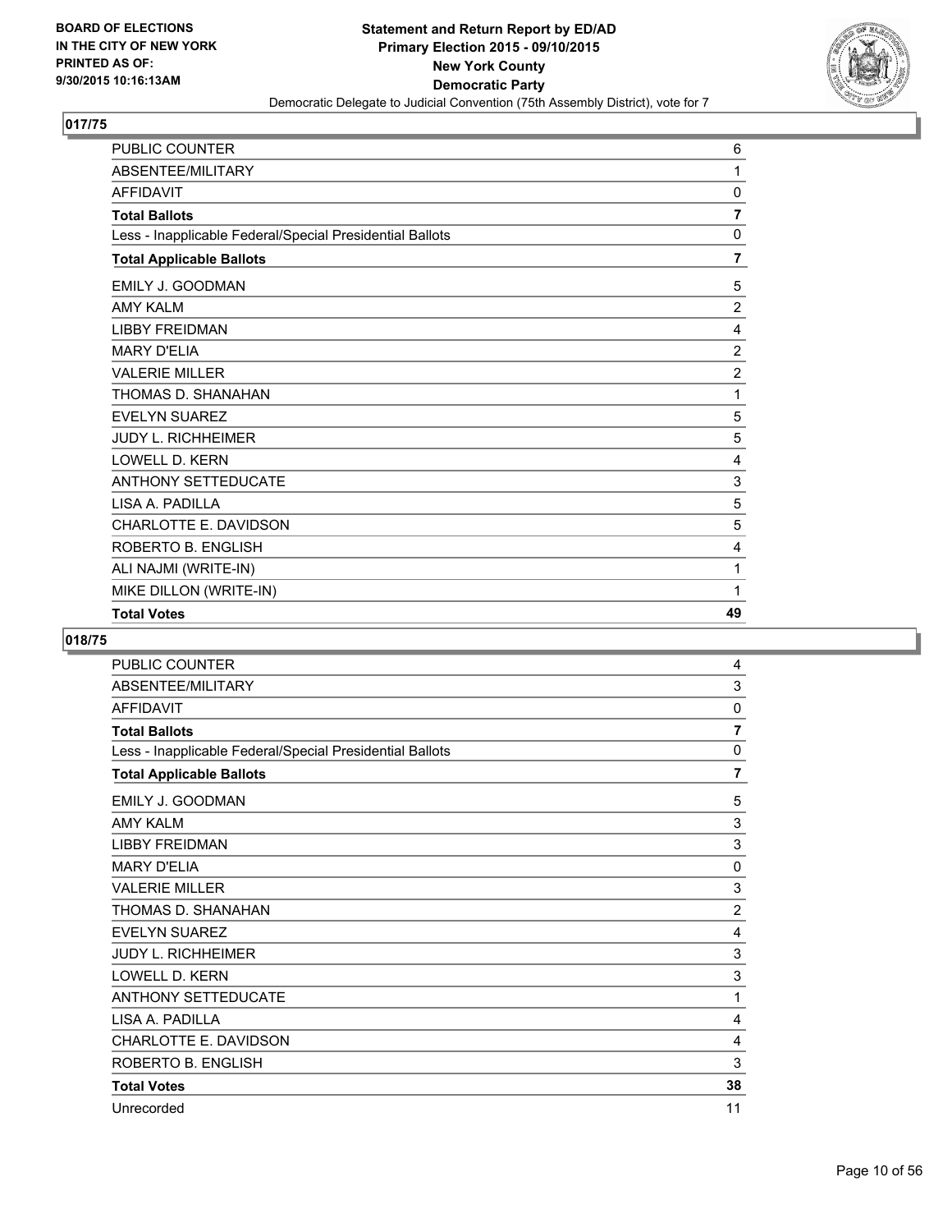**BOARD OF ELECTIONS IN THE CITY OF NEW YORK PRINTED AS OF: 9/30/2015 10:16:13AM**

**Statement and Return Report by ED/AD Primary Election 2015 - 09/10/2015 New York County Democratic Party**

Democratic Delegate to Judicial Convention (75th Assembly District), vote for 7

## 017/75

| | |
|---|---|
| PUBLIC COUNTER | 6 |
| ABSENTEE/MILITARY | 1 |
| AFFIDAVIT | 0 |
| **Total Ballots** | **7** |
| Less - Inapplicable Federal/Special Presidential Ballots | 0 |
| **Total Applicable Ballots** | **7** |
| EMILY J. GOODMAN | 5 |
| AMY KALM | 2 |
| LIBBY FREIDMAN | 4 |
| MARY D'ELIA | 2 |
| VALERIE MILLER | 2 |
| THOMAS D. SHANAHAN | 1 |
| EVELYN SUAREZ | 5 |
| JUDY L. RICHHEIMER | 5 |
| LOWELL D. KERN | 4 |
| ANTHONY SETTEDUCATE | 3 |
| LISA A. PADILLA | 5 |
| CHARLOTTE E. DAVIDSON | 5 |
| ROBERTO B. ENGLISH | 4 |
| ALI NAJMI (WRITE-IN) | 1 |
| MIKE DILLON (WRITE-IN) | 1 |
| **Total Votes** | **49** |

## 018/75

| | |
|---|---|
| PUBLIC COUNTER | 4 |
| ABSENTEE/MILITARY | 3 |
| AFFIDAVIT | 0 |
| **Total Ballots** | **7** |
| Less - Inapplicable Federal/Special Presidential Ballots | 0 |
| **Total Applicable Ballots** | **7** |
| EMILY J. GOODMAN | 5 |
| AMY KALM | 3 |
| LIBBY FREIDMAN | 3 |
| MARY D'ELIA | 0 |
| VALERIE MILLER | 3 |
| THOMAS D. SHANAHAN | 2 |
| EVELYN SUAREZ | 4 |
| JUDY L. RICHHEIMER | 3 |
| LOWELL D. KERN | 3 |
| ANTHONY SETTEDUCATE | 1 |
| LISA A. PADILLA | 4 |
| CHARLOTTE E. DAVIDSON | 4 |
| ROBERTO B. ENGLISH | 3 |
| **Total Votes** | **38** |
| Unrecorded | 11 |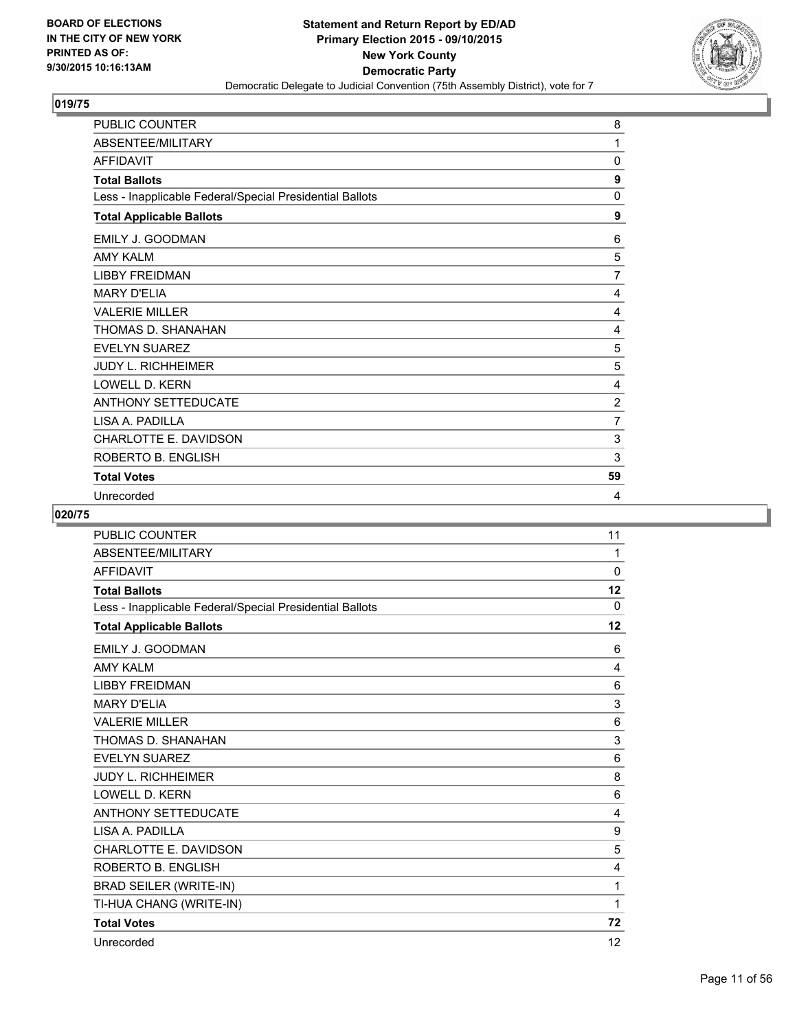**BOARD OF ELECTIONS IN THE CITY OF NEW YORK PRINTED AS OF: 9/30/2015 10:16:13AM**

**Statement and Return Report by ED/AD**
**Primary Election 2015 - 09/10/2015**
**New York County**
**Democratic Party**
Democratic Delegate to Judicial Convention (75th Assembly District), vote for 7

## 019/75

| | |
|---|---|
| PUBLIC COUNTER | 8 |
| ABSENTEE/MILITARY | 1 |
| AFFIDAVIT | 0 |
| **Total Ballots** | **9** |
| Less - Inapplicable Federal/Special Presidential Ballots | 0 |
| **Total Applicable Ballots** | **9** |
| EMILY J. GOODMAN | 6 |
| AMY KALM | 5 |
| LIBBY FREIDMAN | 7 |
| MARY D'ELIA | 4 |
| VALERIE MILLER | 4 |
| THOMAS D. SHANAHAN | 4 |
| EVELYN SUAREZ | 5 |
| JUDY L. RICHHEIMER | 5 |
| LOWELL D. KERN | 4 |
| ANTHONY SETTEDUCATE | 2 |
| LISA A. PADILLA | 7 |
| CHARLOTTE E. DAVIDSON | 3 |
| ROBERTO B. ENGLISH | 3 |
| **Total Votes** | **59** |
| Unrecorded | 4 |

## 020/75

| | |
|---|---|
| PUBLIC COUNTER | 11 |
| ABSENTEE/MILITARY | 1 |
| AFFIDAVIT | 0 |
| **Total Ballots** | **12** |
| Less - Inapplicable Federal/Special Presidential Ballots | 0 |
| **Total Applicable Ballots** | **12** |
| EMILY J. GOODMAN | 6 |
| AMY KALM | 4 |
| LIBBY FREIDMAN | 6 |
| MARY D'ELIA | 3 |
| VALERIE MILLER | 6 |
| THOMAS D. SHANAHAN | 3 |
| EVELYN SUAREZ | 6 |
| JUDY L. RICHHEIMER | 8 |
| LOWELL D. KERN | 6 |
| ANTHONY SETTEDUCATE | 4 |
| LISA A. PADILLA | 9 |
| CHARLOTTE E. DAVIDSON | 5 |
| ROBERTO B. ENGLISH | 4 |
| BRAD SEILER (WRITE-IN) | 1 |
| TI-HUA CHANG (WRITE-IN) | 1 |
| **Total Votes** | **72** |
| Unrecorded | 12 |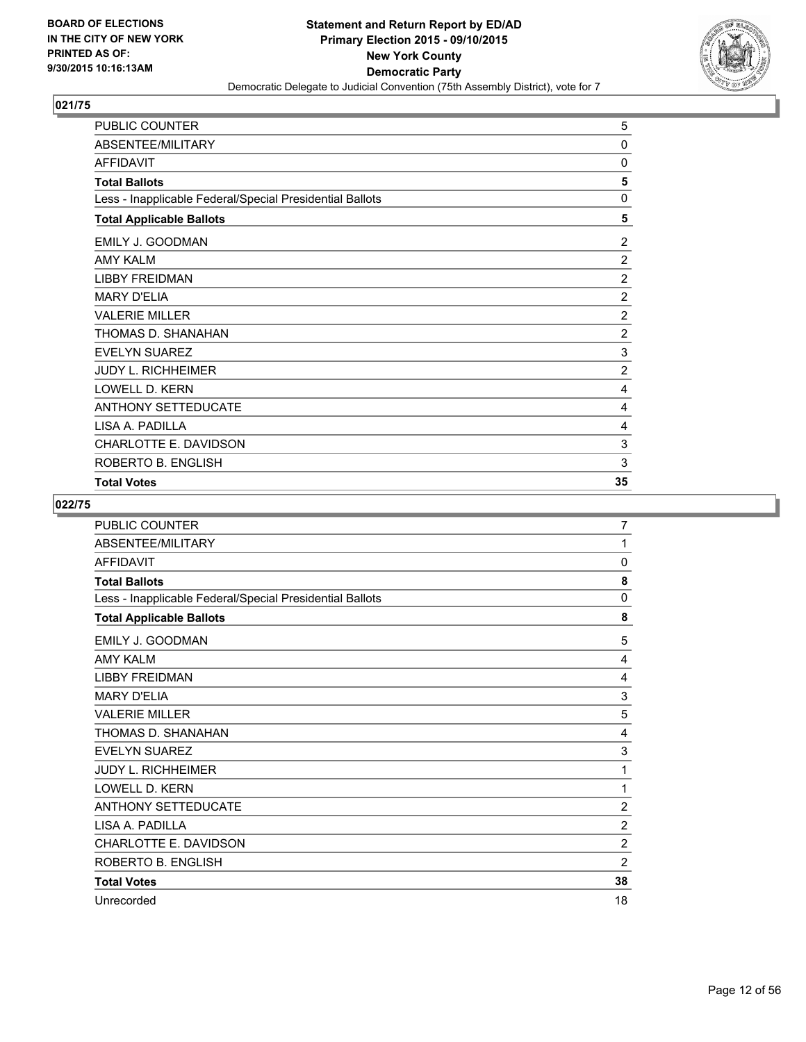## 021/75

| | |
|---|---|
| PUBLIC COUNTER | 5 |
| ABSENTEE/MILITARY | 0 |
| AFFIDAVIT | 0 |
| **Total Ballots** | **5** |
| Less - Inapplicable Federal/Special Presidential Ballots | 0 |
| **Total Applicable Ballots** | **5** |
| EMILY J. GOODMAN | 2 |
| AMY KALM | 2 |
| LIBBY FREIDMAN | 2 |
| MARY D'ELIA | 2 |
| VALERIE MILLER | 2 |
| THOMAS D. SHANAHAN | 2 |
| EVELYN SUAREZ | 3 |
| JUDY L. RICHHEIMER | 2 |
| LOWELL D. KERN | 4 |
| ANTHONY SETTEDUCATE | 4 |
| LISA A. PADILLA | 4 |
| CHARLOTTE E. DAVIDSON | 3 |
| ROBERTO B. ENGLISH | 3 |
| **Total Votes** | **35** |

## 022/75

| | |
|---|---|
| PUBLIC COUNTER | 7 |
| ABSENTEE/MILITARY | 1 |
| AFFIDAVIT | 0 |
| **Total Ballots** | **8** |
| Less - Inapplicable Federal/Special Presidential Ballots | 0 |
| **Total Applicable Ballots** | **8** |
| EMILY J. GOODMAN | 5 |
| AMY KALM | 4 |
| LIBBY FREIDMAN | 4 |
| MARY D'ELIA | 3 |
| VALERIE MILLER | 5 |
| THOMAS D. SHANAHAN | 4 |
| EVELYN SUAREZ | 3 |
| JUDY L. RICHHEIMER | 1 |
| LOWELL D. KERN | 1 |
| ANTHONY SETTEDUCATE | 2 |
| LISA A. PADILLA | 2 |
| CHARLOTTE E. DAVIDSON | 2 |
| ROBERTO B. ENGLISH | 2 |
| **Total Votes** | **38** |
| Unrecorded | 18 |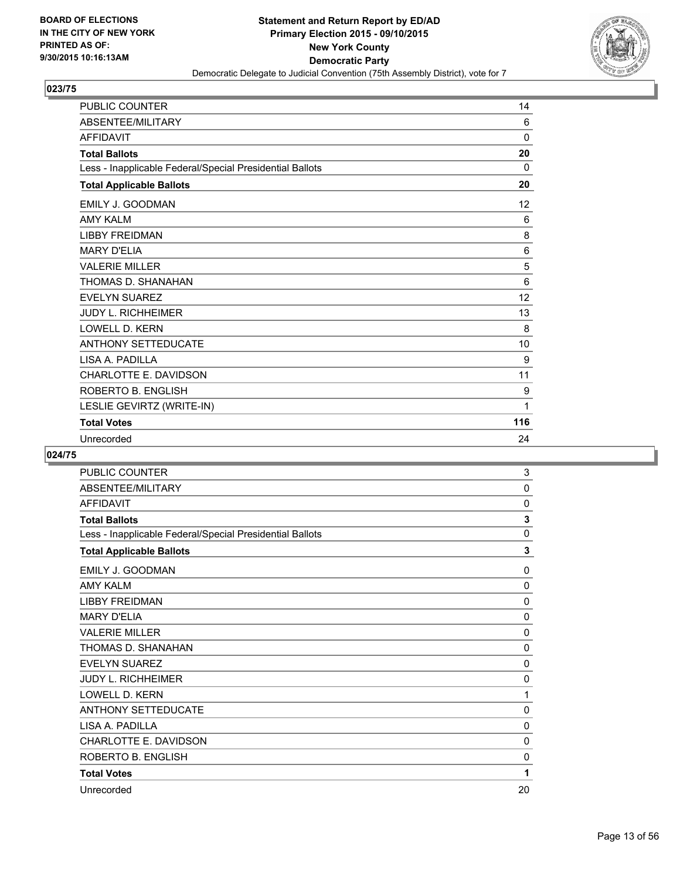**BOARD OF ELECTIONS IN THE CITY OF NEW YORK PRINTED AS OF: 9/30/2015 10:16:13AM**

**Statement and Return Report by ED/AD Primary Election 2015 - 09/10/2015 New York County Democratic Party**

Democratic Delegate to Judicial Convention (75th Assembly District), vote for 7

## 023/75

| | |
|---|---|
| PUBLIC COUNTER | 14 |
| ABSENTEE/MILITARY | 6 |
| AFFIDAVIT | 0 |
| **Total Ballots** | **20** |
| Less - Inapplicable Federal/Special Presidential Ballots | 0 |
| **Total Applicable Ballots** | **20** |
| EMILY J. GOODMAN | 12 |
| AMY KALM | 6 |
| LIBBY FREIDMAN | 8 |
| MARY D'ELIA | 6 |
| VALERIE MILLER | 5 |
| THOMAS D. SHANAHAN | 6 |
| EVELYN SUAREZ | 12 |
| JUDY L. RICHHEIMER | 13 |
| LOWELL D. KERN | 8 |
| ANTHONY SETTEDUCATE | 10 |
| LISA A. PADILLA | 9 |
| CHARLOTTE E. DAVIDSON | 11 |
| ROBERTO B. ENGLISH | 9 |
| LESLIE GEVIRTZ (WRITE-IN) | 1 |
| **Total Votes** | **116** |
| Unrecorded | 24 |

## 024/75

| | |
|---|---|
| PUBLIC COUNTER | 3 |
| ABSENTEE/MILITARY | 0 |
| AFFIDAVIT | 0 |
| **Total Ballots** | **3** |
| Less - Inapplicable Federal/Special Presidential Ballots | 0 |
| **Total Applicable Ballots** | **3** |
| EMILY J. GOODMAN | 0 |
| AMY KALM | 0 |
| LIBBY FREIDMAN | 0 |
| MARY D'ELIA | 0 |
| VALERIE MILLER | 0 |
| THOMAS D. SHANAHAN | 0 |
| EVELYN SUAREZ | 0 |
| JUDY L. RICHHEIMER | 0 |
| LOWELL D. KERN | 1 |
| ANTHONY SETTEDUCATE | 0 |
| LISA A. PADILLA | 0 |
| CHARLOTTE E. DAVIDSON | 0 |
| ROBERTO B. ENGLISH | 0 |
| **Total Votes** | **1** |
| Unrecorded | 20 |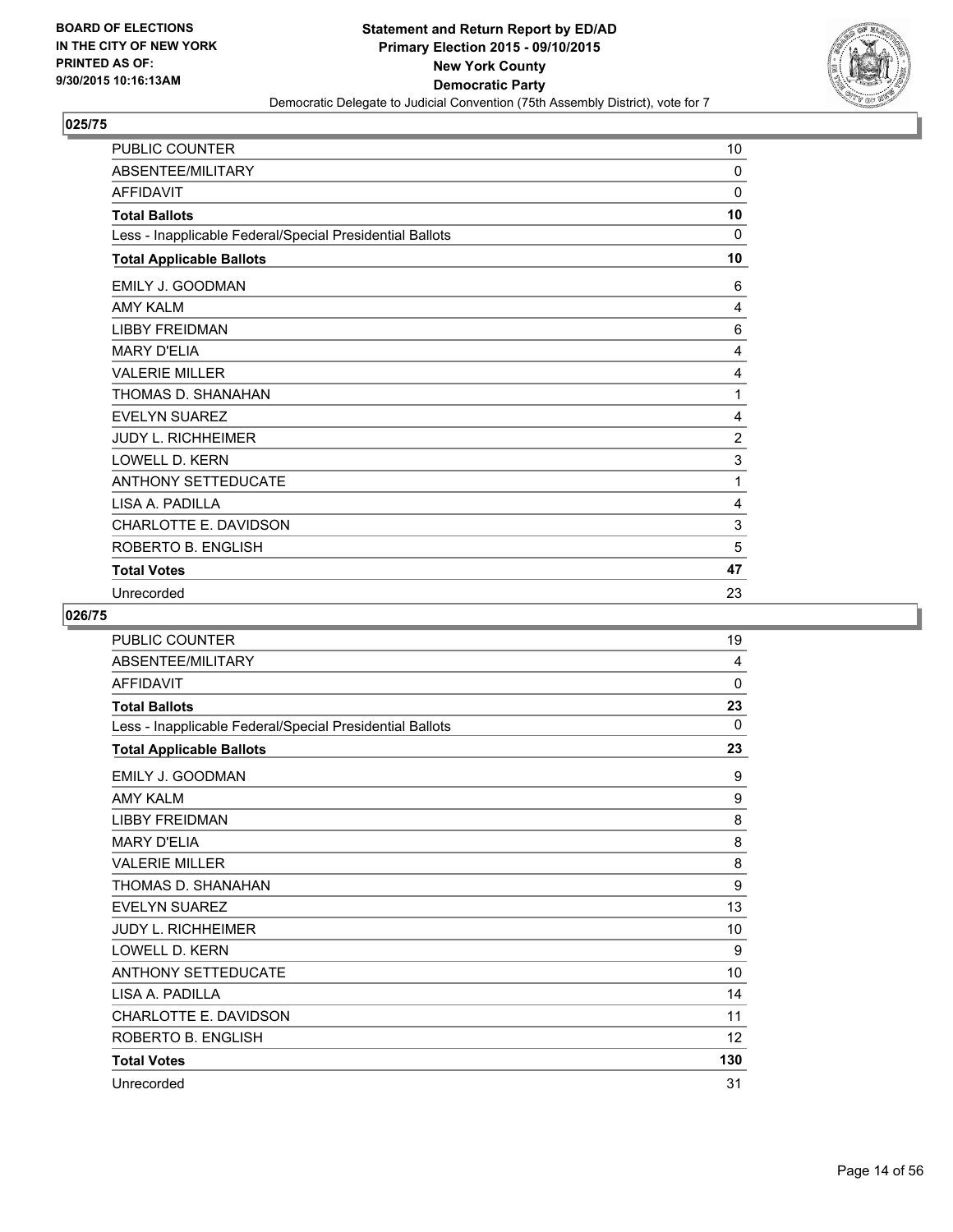**Statement and Return Report by ED/AD**
**Primary Election 2015 - 09/10/2015**
**New York County**
**Democratic Party**
Democratic Delegate to Judicial Convention (75th Assembly District), vote for 7

BOARD OF ELECTIONS
IN THE CITY OF NEW YORK
PRINTED AS OF:
9/30/2015 10:16:13AM

## 025/75

| | |
|---|---|
| PUBLIC COUNTER | 10 |
| ABSENTEE/MILITARY | 0 |
| AFFIDAVIT | 0 |
| **Total Ballots** | **10** |
| Less - Inapplicable Federal/Special Presidential Ballots | 0 |
| **Total Applicable Ballots** | **10** |
| EMILY J. GOODMAN | 6 |
| AMY KALM | 4 |
| LIBBY FREIDMAN | 6 |
| MARY D'ELIA | 4 |
| VALERIE MILLER | 4 |
| THOMAS D. SHANAHAN | 1 |
| EVELYN SUAREZ | 4 |
| JUDY L. RICHHEIMER | 2 |
| LOWELL D. KERN | 3 |
| ANTHONY SETTEDUCATE | 1 |
| LISA A. PADILLA | 4 |
| CHARLOTTE E. DAVIDSON | 3 |
| ROBERTO B. ENGLISH | 5 |
| **Total Votes** | **47** |
| Unrecorded | 23 |

## 026/75

| | |
|---|---|
| PUBLIC COUNTER | 19 |
| ABSENTEE/MILITARY | 4 |
| AFFIDAVIT | 0 |
| **Total Ballots** | **23** |
| Less - Inapplicable Federal/Special Presidential Ballots | 0 |
| **Total Applicable Ballots** | **23** |
| EMILY J. GOODMAN | 9 |
| AMY KALM | 9 |
| LIBBY FREIDMAN | 8 |
| MARY D'ELIA | 8 |
| VALERIE MILLER | 8 |
| THOMAS D. SHANAHAN | 9 |
| EVELYN SUAREZ | 13 |
| JUDY L. RICHHEIMER | 10 |
| LOWELL D. KERN | 9 |
| ANTHONY SETTEDUCATE | 10 |
| LISA A. PADILLA | 14 |
| CHARLOTTE E. DAVIDSON | 11 |
| ROBERTO B. ENGLISH | 12 |
| **Total Votes** | **130** |
| Unrecorded | 31 |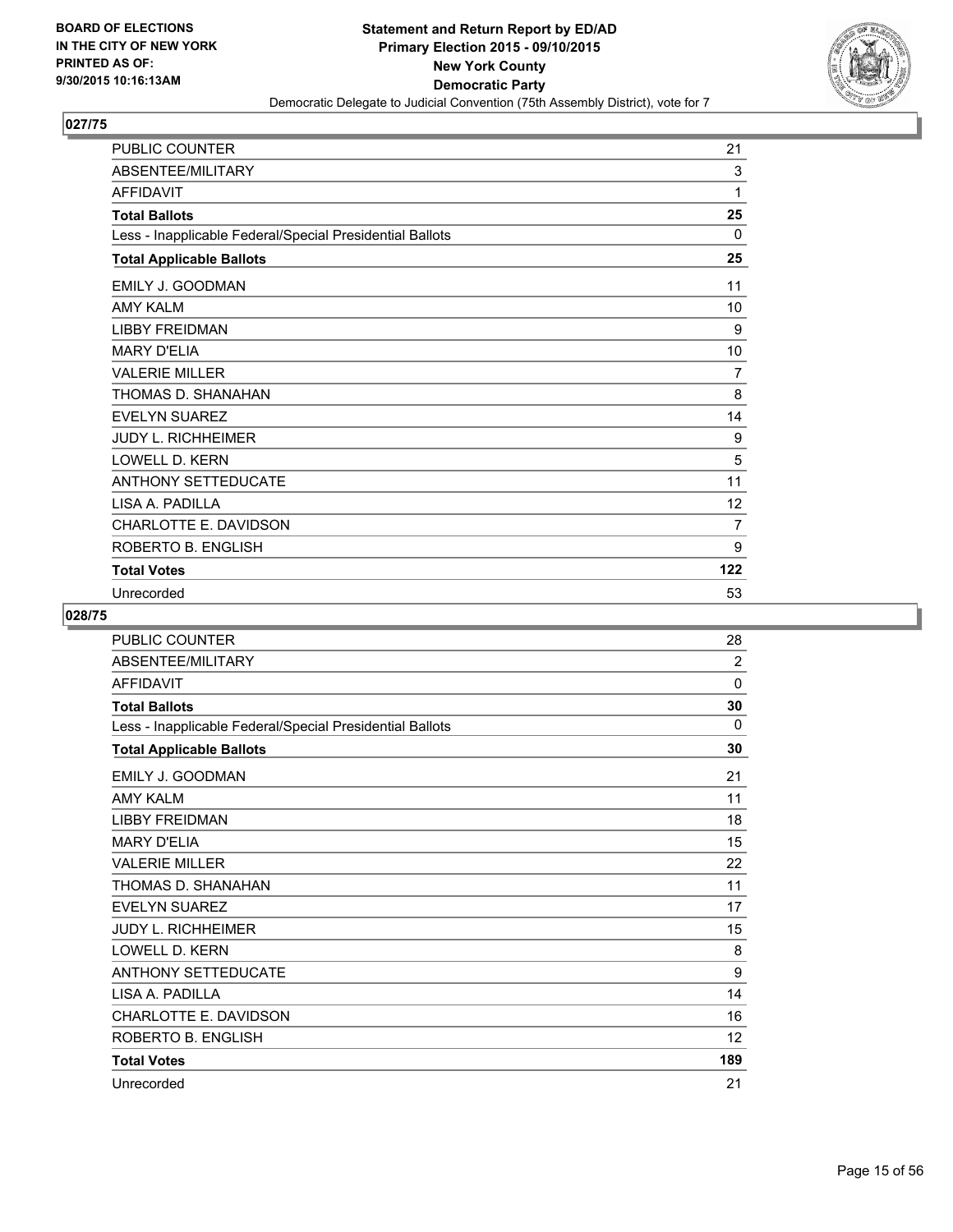**BOARD OF ELECTIONS IN THE CITY OF NEW YORK PRINTED AS OF: 9/30/2015 10:16:13AM**

**Statement and Return Report by ED/AD**
**Primary Election 2015 - 09/10/2015**
**New York County**
**Democratic Party**
Democratic Delegate to Judicial Convention (75th Assembly District), vote for 7

## 027/75

| | |
|---|---|
| PUBLIC COUNTER | 21 |
| ABSENTEE/MILITARY | 3 |
| AFFIDAVIT | 1 |
| **Total Ballots** | **25** |
| Less - Inapplicable Federal/Special Presidential Ballots | 0 |
| **Total Applicable Ballots** | **25** |
| EMILY J. GOODMAN | 11 |
| AMY KALM | 10 |
| LIBBY FREIDMAN | 9 |
| MARY D'ELIA | 10 |
| VALERIE MILLER | 7 |
| THOMAS D. SHANAHAN | 8 |
| EVELYN SUAREZ | 14 |
| JUDY L. RICHHEIMER | 9 |
| LOWELL D. KERN | 5 |
| ANTHONY SETTEDUCATE | 11 |
| LISA A. PADILLA | 12 |
| CHARLOTTE E. DAVIDSON | 7 |
| ROBERTO B. ENGLISH | 9 |
| **Total Votes** | **122** |
| Unrecorded | 53 |

## 028/75

| | |
|---|---|
| PUBLIC COUNTER | 28 |
| ABSENTEE/MILITARY | 2 |
| AFFIDAVIT | 0 |
| **Total Ballots** | **30** |
| Less - Inapplicable Federal/Special Presidential Ballots | 0 |
| **Total Applicable Ballots** | **30** |
| EMILY J. GOODMAN | 21 |
| AMY KALM | 11 |
| LIBBY FREIDMAN | 18 |
| MARY D'ELIA | 15 |
| VALERIE MILLER | 22 |
| THOMAS D. SHANAHAN | 11 |
| EVELYN SUAREZ | 17 |
| JUDY L. RICHHEIMER | 15 |
| LOWELL D. KERN | 8 |
| ANTHONY SETTEDUCATE | 9 |
| LISA A. PADILLA | 14 |
| CHARLOTTE E. DAVIDSON | 16 |
| ROBERTO B. ENGLISH | 12 |
| **Total Votes** | **189** |
| Unrecorded | 21 |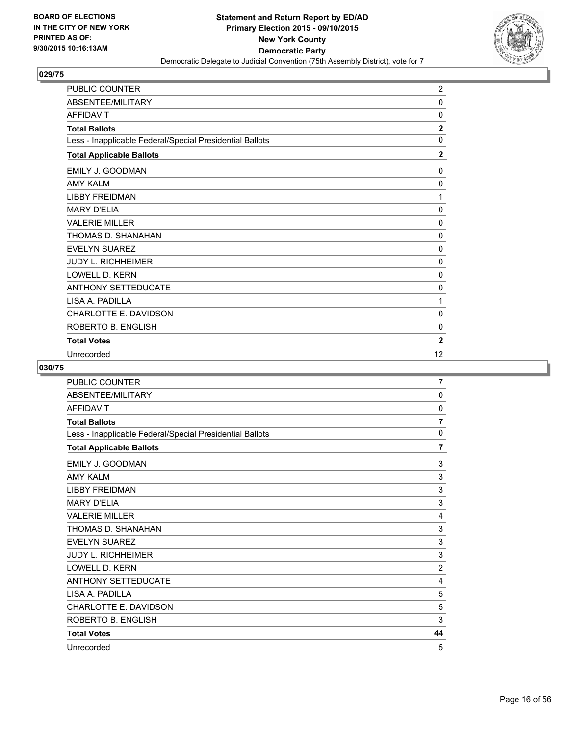BOARD OF ELECTIONS
IN THE CITY OF NEW YORK
PRINTED AS OF:
9/30/2015 10:16:13AM

**Statement and Return Report by ED/AD**
**Primary Election 2015 - 09/10/2015**
**New York County**
**Democratic Party**
Democratic Delegate to Judicial Convention (75th Assembly District), vote for 7

## 029/75

| | |
|---|---|
| PUBLIC COUNTER | 2 |
| ABSENTEE/MILITARY | 0 |
| AFFIDAVIT | 0 |
| **Total Ballots** | **2** |
| Less - Inapplicable Federal/Special Presidential Ballots | 0 |
| **Total Applicable Ballots** | **2** |
| EMILY J. GOODMAN | 0 |
| AMY KALM | 0 |
| LIBBY FREIDMAN | 1 |
| MARY D'ELIA | 0 |
| VALERIE MILLER | 0 |
| THOMAS D. SHANAHAN | 0 |
| EVELYN SUAREZ | 0 |
| JUDY L. RICHHEIMER | 0 |
| LOWELL D. KERN | 0 |
| ANTHONY SETTEDUCATE | 0 |
| LISA A. PADILLA | 1 |
| CHARLOTTE E. DAVIDSON | 0 |
| ROBERTO B. ENGLISH | 0 |
| **Total Votes** | **2** |
| Unrecorded | 12 |

## 030/75

| | |
|---|---|
| PUBLIC COUNTER | 7 |
| ABSENTEE/MILITARY | 0 |
| AFFIDAVIT | 0 |
| **Total Ballots** | **7** |
| Less - Inapplicable Federal/Special Presidential Ballots | 0 |
| **Total Applicable Ballots** | **7** |
| EMILY J. GOODMAN | 3 |
| AMY KALM | 3 |
| LIBBY FREIDMAN | 3 |
| MARY D'ELIA | 3 |
| VALERIE MILLER | 4 |
| THOMAS D. SHANAHAN | 3 |
| EVELYN SUAREZ | 3 |
| JUDY L. RICHHEIMER | 3 |
| LOWELL D. KERN | 2 |
| ANTHONY SETTEDUCATE | 4 |
| LISA A. PADILLA | 5 |
| CHARLOTTE E. DAVIDSON | 5 |
| ROBERTO B. ENGLISH | 3 |
| **Total Votes** | **44** |
| Unrecorded | 5 |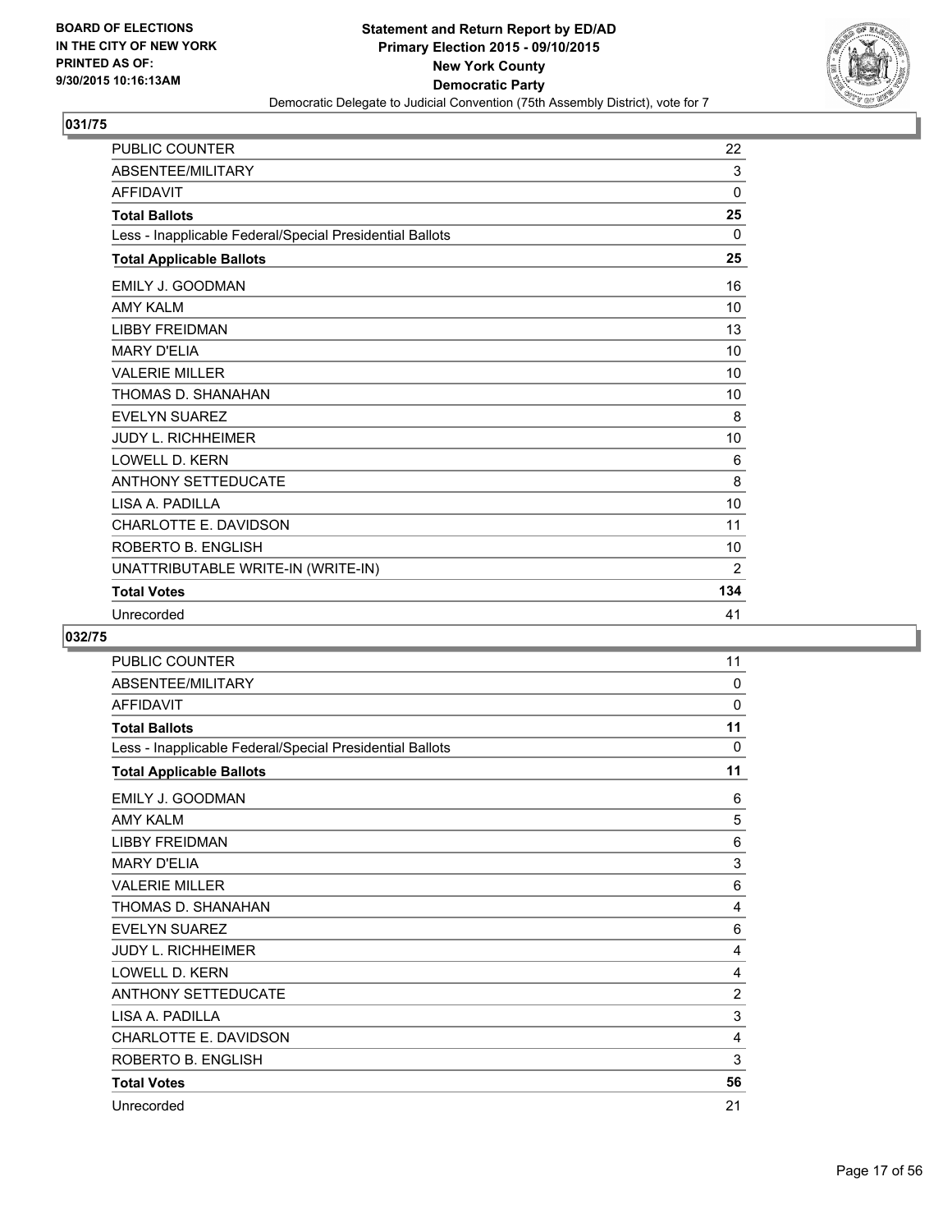BOARD OF ELECTIONS
IN THE CITY OF NEW YORK
PRINTED AS OF:
9/30/2015 10:16:13AM

**Statement and Return Report by ED/AD**
**Primary Election 2015 - 09/10/2015**
**New York County**
**Democratic Party**
Democratic Delegate to Judicial Convention (75th Assembly District), vote for 7

## 031/75

| | |
|---|---|
| PUBLIC COUNTER | 22 |
| ABSENTEE/MILITARY | 3 |
| AFFIDAVIT | 0 |
| **Total Ballots** | **25** |
| Less - Inapplicable Federal/Special Presidential Ballots | 0 |
| **Total Applicable Ballots** | **25** |
| EMILY J. GOODMAN | 16 |
| AMY KALM | 10 |
| LIBBY FREIDMAN | 13 |
| MARY D'ELIA | 10 |
| VALERIE MILLER | 10 |
| THOMAS D. SHANAHAN | 10 |
| EVELYN SUAREZ | 8 |
| JUDY L. RICHHEIMER | 10 |
| LOWELL D. KERN | 6 |
| ANTHONY SETTEDUCATE | 8 |
| LISA A. PADILLA | 10 |
| CHARLOTTE E. DAVIDSON | 11 |
| ROBERTO B. ENGLISH | 10 |
| UNATTRIBUTABLE WRITE-IN (WRITE-IN) | 2 |
| **Total Votes** | **134** |
| Unrecorded | 41 |

## 032/75

| | |
|---|---|
| PUBLIC COUNTER | 11 |
| ABSENTEE/MILITARY | 0 |
| AFFIDAVIT | 0 |
| **Total Ballots** | **11** |
| Less - Inapplicable Federal/Special Presidential Ballots | 0 |
| **Total Applicable Ballots** | **11** |
| EMILY J. GOODMAN | 6 |
| AMY KALM | 5 |
| LIBBY FREIDMAN | 6 |
| MARY D'ELIA | 3 |
| VALERIE MILLER | 6 |
| THOMAS D. SHANAHAN | 4 |
| EVELYN SUAREZ | 6 |
| JUDY L. RICHHEIMER | 4 |
| LOWELL D. KERN | 4 |
| ANTHONY SETTEDUCATE | 2 |
| LISA A. PADILLA | 3 |
| CHARLOTTE E. DAVIDSON | 4 |
| ROBERTO B. ENGLISH | 3 |
| **Total Votes** | **56** |
| Unrecorded | 21 |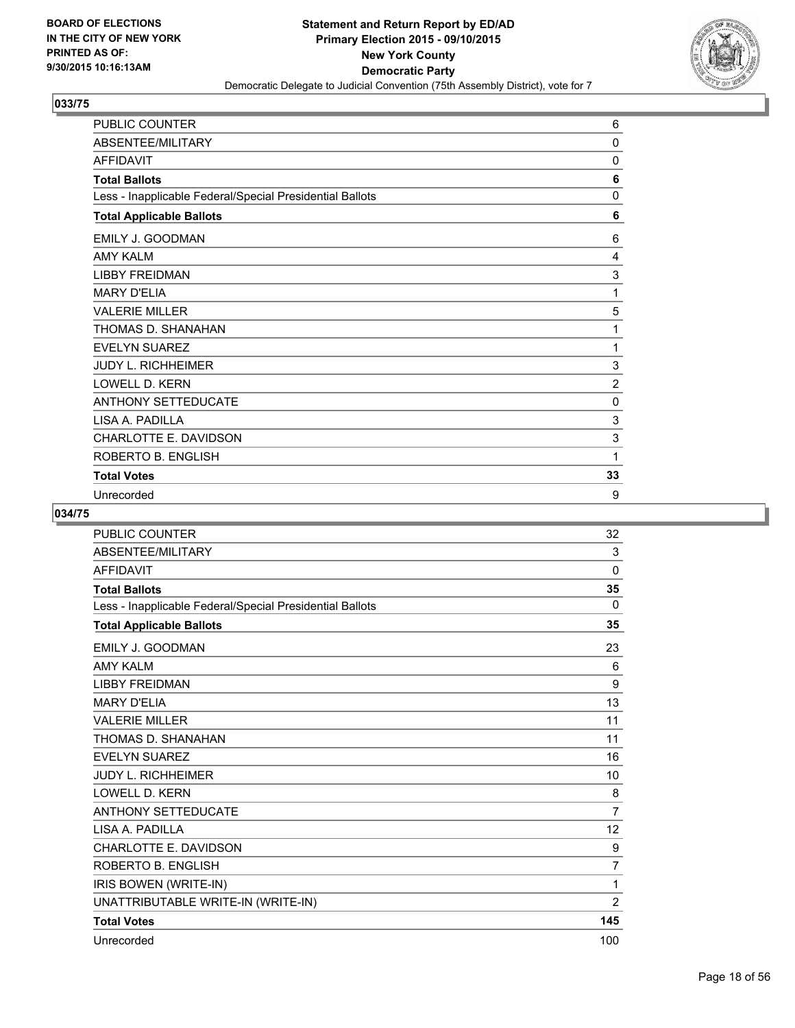**Statement and Return Report by ED/AD**
**Primary Election 2015 - 09/10/2015**
**New York County**
**Democratic Party**
Democratic Delegate to Judicial Convention (75th Assembly District), vote for 7

BOARD OF ELECTIONS
IN THE CITY OF NEW YORK
PRINTED AS OF:
9/30/2015 10:16:13AM

**033/75**

| | |
|---|---|
| PUBLIC COUNTER | 6 |
| ABSENTEE/MILITARY | 0 |
| AFFIDAVIT | 0 |
| **Total Ballots** | **6** |
| Less - Inapplicable Federal/Special Presidential Ballots | 0 |
| **Total Applicable Ballots** | **6** |
| EMILY J. GOODMAN | 6 |
| AMY KALM | 4 |
| LIBBY FREIDMAN | 3 |
| MARY D'ELIA | 1 |
| VALERIE MILLER | 5 |
| THOMAS D. SHANAHAN | 1 |
| EVELYN SUAREZ | 1 |
| JUDY L. RICHHEIMER | 3 |
| LOWELL D. KERN | 2 |
| ANTHONY SETTEDUCATE | 0 |
| LISA A. PADILLA | 3 |
| CHARLOTTE E. DAVIDSON | 3 |
| ROBERTO B. ENGLISH | 1 |
| **Total Votes** | **33** |
| Unrecorded | 9 |

**034/75**

| | |
|---|---|
| PUBLIC COUNTER | 32 |
| ABSENTEE/MILITARY | 3 |
| AFFIDAVIT | 0 |
| **Total Ballots** | **35** |
| Less - Inapplicable Federal/Special Presidential Ballots | 0 |
| **Total Applicable Ballots** | **35** |
| EMILY J. GOODMAN | 23 |
| AMY KALM | 6 |
| LIBBY FREIDMAN | 9 |
| MARY D'ELIA | 13 |
| VALERIE MILLER | 11 |
| THOMAS D. SHANAHAN | 11 |
| EVELYN SUAREZ | 16 |
| JUDY L. RICHHEIMER | 10 |
| LOWELL D. KERN | 8 |
| ANTHONY SETTEDUCATE | 7 |
| LISA A. PADILLA | 12 |
| CHARLOTTE E. DAVIDSON | 9 |
| ROBERTO B. ENGLISH | 7 |
| IRIS BOWEN (WRITE-IN) | 1 |
| UNATTRIBUTABLE WRITE-IN (WRITE-IN) | 2 |
| **Total Votes** | **145** |
| Unrecorded | 100 |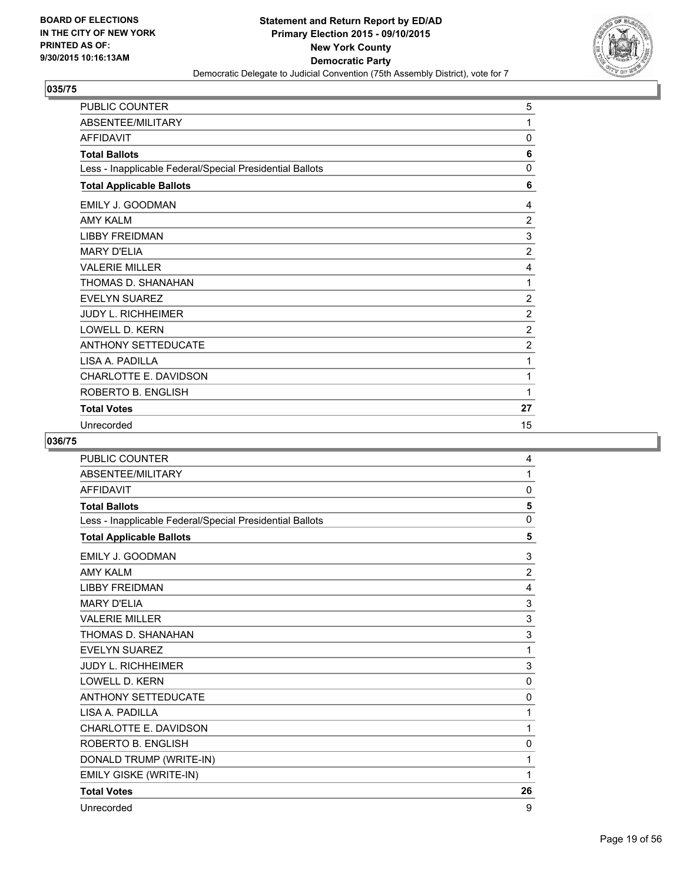**BOARD OF ELECTIONS IN THE CITY OF NEW YORK PRINTED AS OF: 9/30/2015 10:16:13AM**

**Statement and Return Report by ED/AD Primary Election 2015 - 09/10/2015 New York County Democratic Party**

Democratic Delegate to Judicial Convention (75th Assembly District), vote for 7

### 035/75

| | |
|---|---|
| PUBLIC COUNTER | 5 |
| ABSENTEE/MILITARY | 1 |
| AFFIDAVIT | 0 |
| **Total Ballots** | **6** |
| Less - Inapplicable Federal/Special Presidential Ballots | 0 |
| **Total Applicable Ballots** | **6** |
| EMILY J. GOODMAN | 4 |
| AMY KALM | 2 |
| LIBBY FREIDMAN | 3 |
| MARY D'ELIA | 2 |
| VALERIE MILLER | 4 |
| THOMAS D. SHANAHAN | 1 |
| EVELYN SUAREZ | 2 |
| JUDY L. RICHHEIMER | 2 |
| LOWELL D. KERN | 2 |
| ANTHONY SETTEDUCATE | 2 |
| LISA A. PADILLA | 1 |
| CHARLOTTE E. DAVIDSON | 1 |
| ROBERTO B. ENGLISH | 1 |
| **Total Votes** | **27** |
| Unrecorded | 15 |

### 036/75

| | |
|---|---|
| PUBLIC COUNTER | 4 |
| ABSENTEE/MILITARY | 1 |
| AFFIDAVIT | 0 |
| **Total Ballots** | **5** |
| Less - Inapplicable Federal/Special Presidential Ballots | 0 |
| **Total Applicable Ballots** | **5** |
| EMILY J. GOODMAN | 3 |
| AMY KALM | 2 |
| LIBBY FREIDMAN | 4 |
| MARY D'ELIA | 3 |
| VALERIE MILLER | 3 |
| THOMAS D. SHANAHAN | 3 |
| EVELYN SUAREZ | 1 |
| JUDY L. RICHHEIMER | 3 |
| LOWELL D. KERN | 0 |
| ANTHONY SETTEDUCATE | 0 |
| LISA A. PADILLA | 1 |
| CHARLOTTE E. DAVIDSON | 1 |
| ROBERTO B. ENGLISH | 0 |
| DONALD TRUMP (WRITE-IN) | 1 |
| EMILY GISKE (WRITE-IN) | 1 |
| **Total Votes** | **26** |
| Unrecorded | 9 |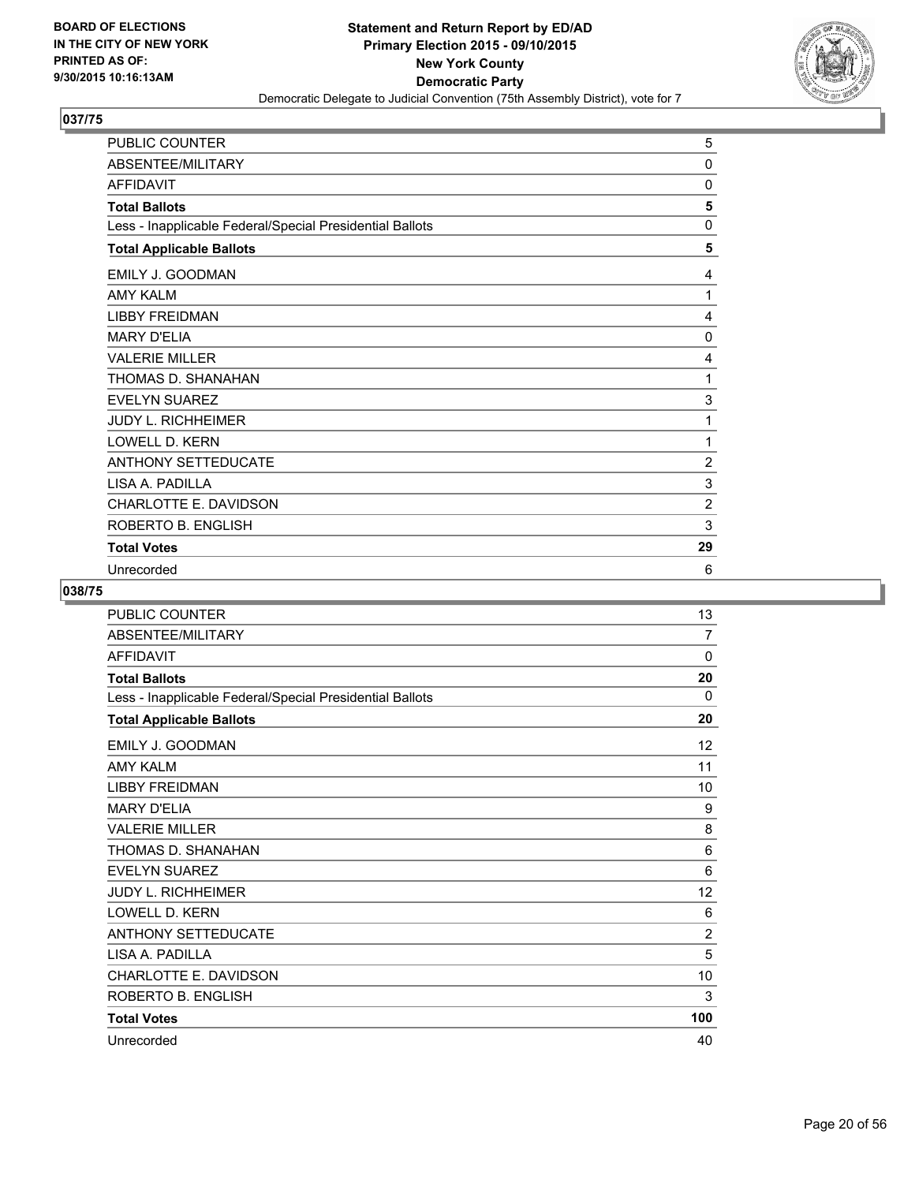**BOARD OF ELECTIONS IN THE CITY OF NEW YORK PRINTED AS OF: 9/30/2015 10:16:13AM**

**Statement and Return Report by ED/AD Primary Election 2015 - 09/10/2015 New York County Democratic Party**

Democratic Delegate to Judicial Convention (75th Assembly District), vote for 7

## 037/75

| | |
|---|---|
| PUBLIC COUNTER | 5 |
| ABSENTEE/MILITARY | 0 |
| AFFIDAVIT | 0 |
| **Total Ballots** | **5** |
| Less - Inapplicable Federal/Special Presidential Ballots | 0 |
| **Total Applicable Ballots** | **5** |
| EMILY J. GOODMAN | 4 |
| AMY KALM | 1 |
| LIBBY FREIDMAN | 4 |
| MARY D'ELIA | 0 |
| VALERIE MILLER | 4 |
| THOMAS D. SHANAHAN | 1 |
| EVELYN SUAREZ | 3 |
| JUDY L. RICHHEIMER | 1 |
| LOWELL D. KERN | 1 |
| ANTHONY SETTEDUCATE | 2 |
| LISA A. PADILLA | 3 |
| CHARLOTTE E. DAVIDSON | 2 |
| ROBERTO B. ENGLISH | 3 |
| **Total Votes** | **29** |
| Unrecorded | 6 |

## 038/75

| | |
|---|---|
| PUBLIC COUNTER | 13 |
| ABSENTEE/MILITARY | 7 |
| AFFIDAVIT | 0 |
| **Total Ballots** | **20** |
| Less - Inapplicable Federal/Special Presidential Ballots | 0 |
| **Total Applicable Ballots** | **20** |
| EMILY J. GOODMAN | 12 |
| AMY KALM | 11 |
| LIBBY FREIDMAN | 10 |
| MARY D'ELIA | 9 |
| VALERIE MILLER | 8 |
| THOMAS D. SHANAHAN | 6 |
| EVELYN SUAREZ | 6 |
| JUDY L. RICHHEIMER | 12 |
| LOWELL D. KERN | 6 |
| ANTHONY SETTEDUCATE | 2 |
| LISA A. PADILLA | 5 |
| CHARLOTTE E. DAVIDSON | 10 |
| ROBERTO B. ENGLISH | 3 |
| **Total Votes** | **100** |
| Unrecorded | 40 |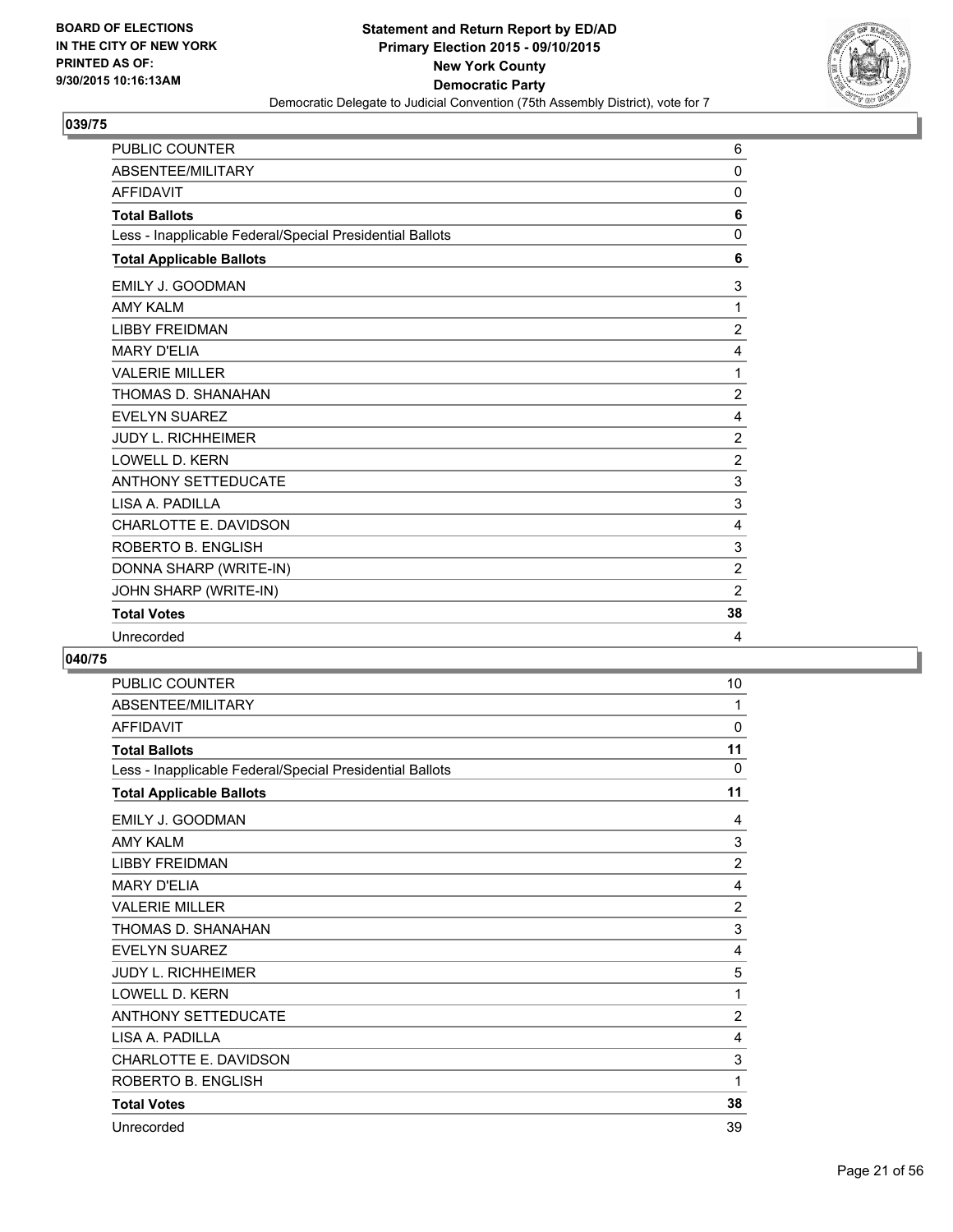**BOARD OF ELECTIONS IN THE CITY OF NEW YORK PRINTED AS OF: 9/30/2015 10:16:13AM**

**Statement and Return Report by ED/AD Primary Election 2015 - 09/10/2015 New York County Democratic Party**

Democratic Delegate to Judicial Convention (75th Assembly District), vote for 7

## 039/75

| | |
|---|---|
| PUBLIC COUNTER | 6 |
| ABSENTEE/MILITARY | 0 |
| AFFIDAVIT | 0 |
| **Total Ballots** | **6** |
| Less - Inapplicable Federal/Special Presidential Ballots | 0 |
| **Total Applicable Ballots** | **6** |
| EMILY J. GOODMAN | 3 |
| AMY KALM | 1 |
| LIBBY FREIDMAN | 2 |
| MARY D'ELIA | 4 |
| VALERIE MILLER | 1 |
| THOMAS D. SHANAHAN | 2 |
| EVELYN SUAREZ | 4 |
| JUDY L. RICHHEIMER | 2 |
| LOWELL D. KERN | 2 |
| ANTHONY SETTEDUCATE | 3 |
| LISA A. PADILLA | 3 |
| CHARLOTTE E. DAVIDSON | 4 |
| ROBERTO B. ENGLISH | 3 |
| DONNA SHARP (WRITE-IN) | 2 |
| JOHN SHARP (WRITE-IN) | 2 |
| **Total Votes** | **38** |
| Unrecorded | 4 |

## 040/75

| | |
|---|---|
| PUBLIC COUNTER | 10 |
| ABSENTEE/MILITARY | 1 |
| AFFIDAVIT | 0 |
| **Total Ballots** | **11** |
| Less - Inapplicable Federal/Special Presidential Ballots | 0 |
| **Total Applicable Ballots** | **11** |
| EMILY J. GOODMAN | 4 |
| AMY KALM | 3 |
| LIBBY FREIDMAN | 2 |
| MARY D'ELIA | 4 |
| VALERIE MILLER | 2 |
| THOMAS D. SHANAHAN | 3 |
| EVELYN SUAREZ | 4 |
| JUDY L. RICHHEIMER | 5 |
| LOWELL D. KERN | 1 |
| ANTHONY SETTEDUCATE | 2 |
| LISA A. PADILLA | 4 |
| CHARLOTTE E. DAVIDSON | 3 |
| ROBERTO B. ENGLISH | 1 |
| **Total Votes** | **38** |
| Unrecorded | 39 |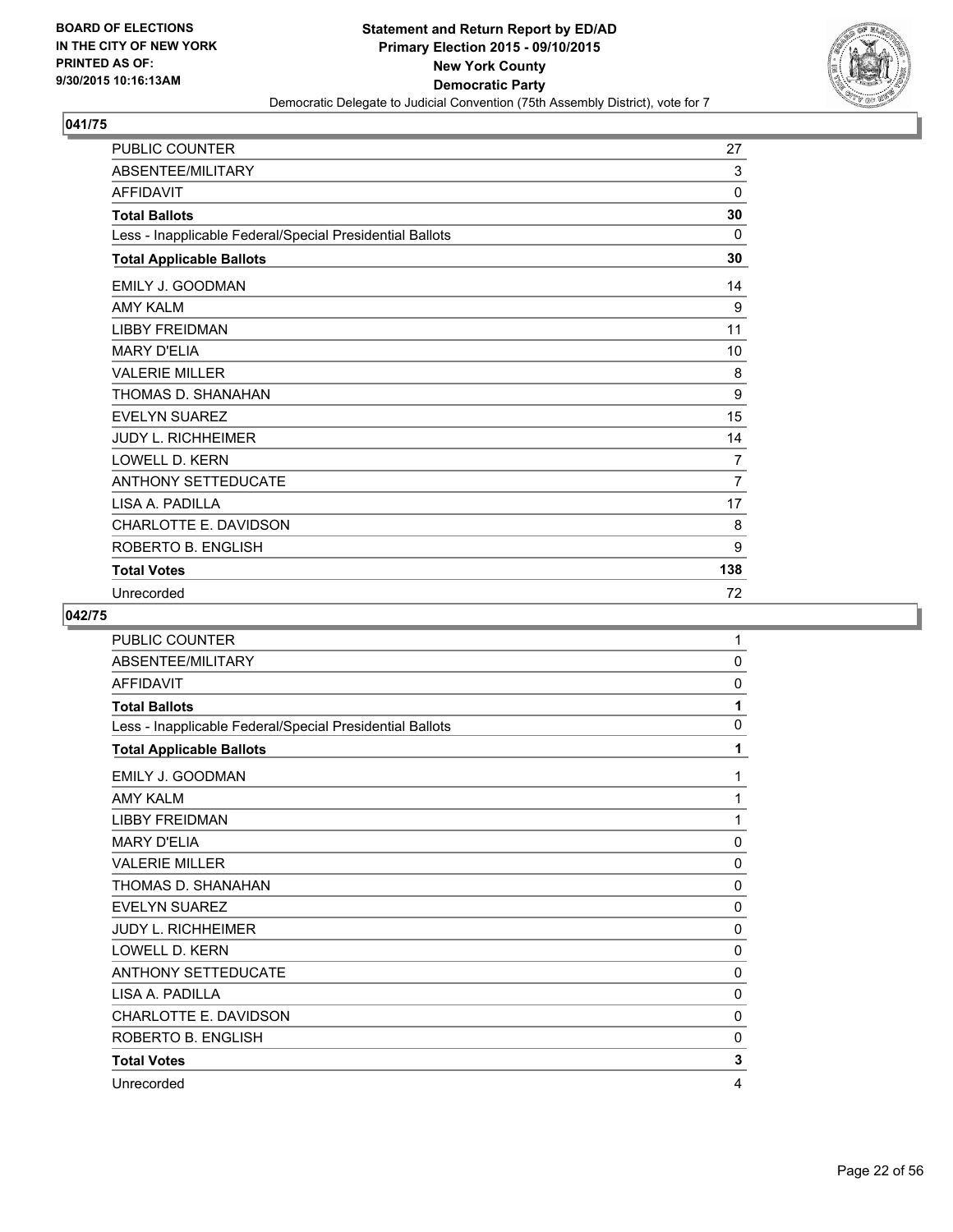BOARD OF ELECTIONS
IN THE CITY OF NEW YORK
PRINTED AS OF:
9/30/2015 10:16:13AM

**Statement and Return Report by ED/AD**
**Primary Election 2015 - 09/10/2015**
**New York County**
**Democratic Party**
Democratic Delegate to Judicial Convention (75th Assembly District), vote for 7

## 041/75

| | |
|---|---|
| PUBLIC COUNTER | 27 |
| ABSENTEE/MILITARY | 3 |
| AFFIDAVIT | 0 |
| **Total Ballots** | **30** |
| Less - Inapplicable Federal/Special Presidential Ballots | 0 |
| **Total Applicable Ballots** | **30** |
| EMILY J. GOODMAN | 14 |
| AMY KALM | 9 |
| LIBBY FREIDMAN | 11 |
| MARY D'ELIA | 10 |
| VALERIE MILLER | 8 |
| THOMAS D. SHANAHAN | 9 |
| EVELYN SUAREZ | 15 |
| JUDY L. RICHHEIMER | 14 |
| LOWELL D. KERN | 7 |
| ANTHONY SETTEDUCATE | 7 |
| LISA A. PADILLA | 17 |
| CHARLOTTE E. DAVIDSON | 8 |
| ROBERTO B. ENGLISH | 9 |
| **Total Votes** | **138** |
| Unrecorded | 72 |

## 042/75

| | |
|---|---|
| PUBLIC COUNTER | 1 |
| ABSENTEE/MILITARY | 0 |
| AFFIDAVIT | 0 |
| **Total Ballots** | **1** |
| Less - Inapplicable Federal/Special Presidential Ballots | 0 |
| **Total Applicable Ballots** | **1** |
| EMILY J. GOODMAN | 1 |
| AMY KALM | 1 |
| LIBBY FREIDMAN | 1 |
| MARY D'ELIA | 0 |
| VALERIE MILLER | 0 |
| THOMAS D. SHANAHAN | 0 |
| EVELYN SUAREZ | 0 |
| JUDY L. RICHHEIMER | 0 |
| LOWELL D. KERN | 0 |
| ANTHONY SETTEDUCATE | 0 |
| LISA A. PADILLA | 0 |
| CHARLOTTE E. DAVIDSON | 0 |
| ROBERTO B. ENGLISH | 0 |
| **Total Votes** | **3** |
| Unrecorded | 4 |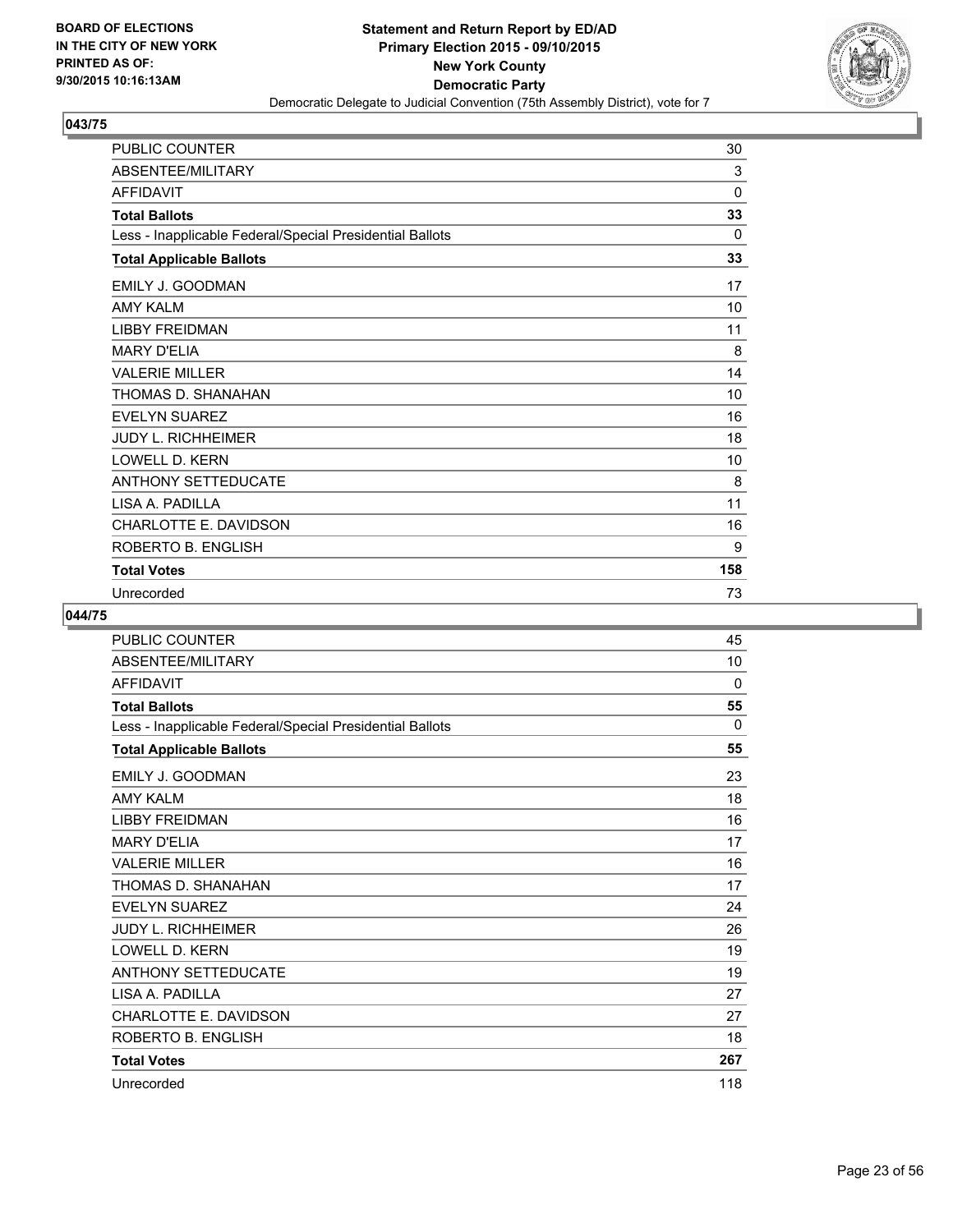BOARD OF ELECTIONS
IN THE CITY OF NEW YORK
PRINTED AS OF:
9/30/2015 10:16:13AM

**Statement and Return Report by ED/AD**
**Primary Election 2015 - 09/10/2015**
**New York County**
**Democratic Party**
Democratic Delegate to Judicial Convention (75th Assembly District), vote for 7

## 043/75

| | |
|---|---|
| PUBLIC COUNTER | 30 |
| ABSENTEE/MILITARY | 3 |
| AFFIDAVIT | 0 |
| **Total Ballots** | **33** |
| Less - Inapplicable Federal/Special Presidential Ballots | 0 |
| **Total Applicable Ballots** | **33** |
| EMILY J. GOODMAN | 17 |
| AMY KALM | 10 |
| LIBBY FREIDMAN | 11 |
| MARY D'ELIA | 8 |
| VALERIE MILLER | 14 |
| THOMAS D. SHANAHAN | 10 |
| EVELYN SUAREZ | 16 |
| JUDY L. RICHHEIMER | 18 |
| LOWELL D. KERN | 10 |
| ANTHONY SETTEDUCATE | 8 |
| LISA A. PADILLA | 11 |
| CHARLOTTE E. DAVIDSON | 16 |
| ROBERTO B. ENGLISH | 9 |
| **Total Votes** | **158** |
| Unrecorded | 73 |

## 044/75

| | |
|---|---|
| PUBLIC COUNTER | 45 |
| ABSENTEE/MILITARY | 10 |
| AFFIDAVIT | 0 |
| **Total Ballots** | **55** |
| Less - Inapplicable Federal/Special Presidential Ballots | 0 |
| **Total Applicable Ballots** | **55** |
| EMILY J. GOODMAN | 23 |
| AMY KALM | 18 |
| LIBBY FREIDMAN | 16 |
| MARY D'ELIA | 17 |
| VALERIE MILLER | 16 |
| THOMAS D. SHANAHAN | 17 |
| EVELYN SUAREZ | 24 |
| JUDY L. RICHHEIMER | 26 |
| LOWELL D. KERN | 19 |
| ANTHONY SETTEDUCATE | 19 |
| LISA A. PADILLA | 27 |
| CHARLOTTE E. DAVIDSON | 27 |
| ROBERTO B. ENGLISH | 18 |
| **Total Votes** | **267** |
| Unrecorded | 118 |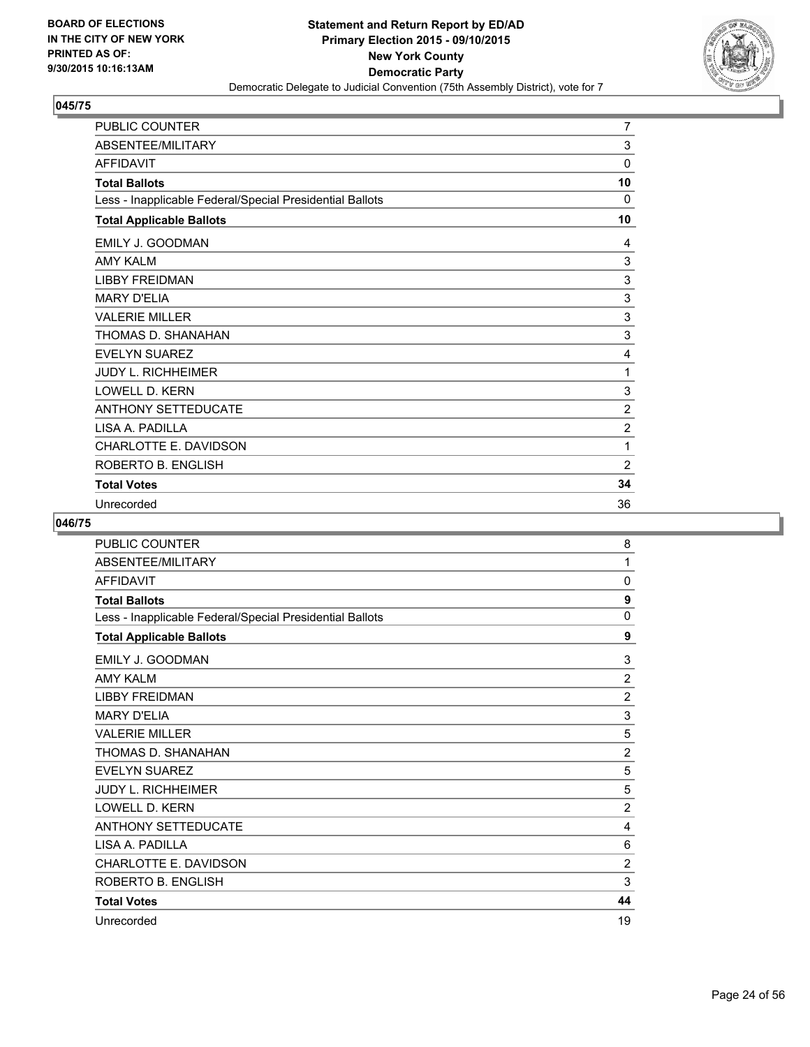BOARD OF ELECTIONS
IN THE CITY OF NEW YORK
PRINTED AS OF:
9/30/2015 10:16:13AM

**Statement and Return Report by ED/AD**
**Primary Election 2015 - 09/10/2015**
**New York County**
**Democratic Party**
Democratic Delegate to Judicial Convention (75th Assembly District), vote for 7

### 045/75

| | |
|---|---|
| PUBLIC COUNTER | 7 |
| ABSENTEE/MILITARY | 3 |
| AFFIDAVIT | 0 |
| **Total Ballots** | **10** |
| Less - Inapplicable Federal/Special Presidential Ballots | 0 |
| **Total Applicable Ballots** | **10** |
| EMILY J. GOODMAN | 4 |
| AMY KALM | 3 |
| LIBBY FREIDMAN | 3 |
| MARY D'ELIA | 3 |
| VALERIE MILLER | 3 |
| THOMAS D. SHANAHAN | 3 |
| EVELYN SUAREZ | 4 |
| JUDY L. RICHHEIMER | 1 |
| LOWELL D. KERN | 3 |
| ANTHONY SETTEDUCATE | 2 |
| LISA A. PADILLA | 2 |
| CHARLOTTE E. DAVIDSON | 1 |
| ROBERTO B. ENGLISH | 2 |
| **Total Votes** | **34** |
| Unrecorded | 36 |

### 046/75

| | |
|---|---|
| PUBLIC COUNTER | 8 |
| ABSENTEE/MILITARY | 1 |
| AFFIDAVIT | 0 |
| **Total Ballots** | **9** |
| Less - Inapplicable Federal/Special Presidential Ballots | 0 |
| **Total Applicable Ballots** | **9** |
| EMILY J. GOODMAN | 3 |
| AMY KALM | 2 |
| LIBBY FREIDMAN | 2 |
| MARY D'ELIA | 3 |
| VALERIE MILLER | 5 |
| THOMAS D. SHANAHAN | 2 |
| EVELYN SUAREZ | 5 |
| JUDY L. RICHHEIMER | 5 |
| LOWELL D. KERN | 2 |
| ANTHONY SETTEDUCATE | 4 |
| LISA A. PADILLA | 6 |
| CHARLOTTE E. DAVIDSON | 2 |
| ROBERTO B. ENGLISH | 3 |
| **Total Votes** | **44** |
| Unrecorded | 19 |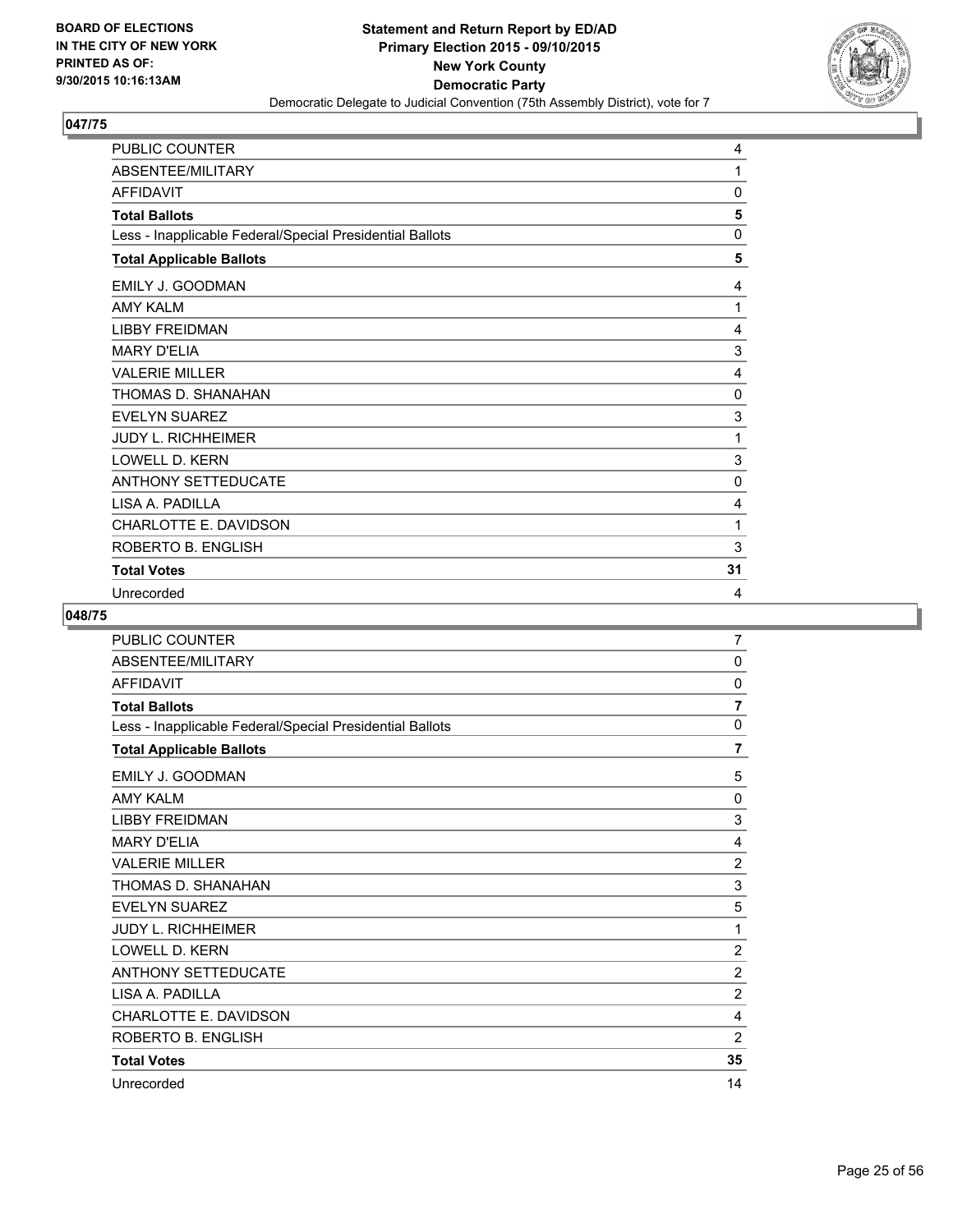**Statement and Return Report by ED/AD**
**Primary Election 2015 - 09/10/2015**
**New York County**
**Democratic Party**
Democratic Delegate to Judicial Convention (75th Assembly District), vote for 7

BOARD OF ELECTIONS
IN THE CITY OF NEW YORK
PRINTED AS OF:
9/30/2015 10:16:13AM

### 047/75

| | |
|---|---|
| PUBLIC COUNTER | 4 |
| ABSENTEE/MILITARY | 1 |
| AFFIDAVIT | 0 |
| **Total Ballots** | **5** |
| Less - Inapplicable Federal/Special Presidential Ballots | 0 |
| **Total Applicable Ballots** | **5** |
| EMILY J. GOODMAN | 4 |
| AMY KALM | 1 |
| LIBBY FREIDMAN | 4 |
| MARY D'ELIA | 3 |
| VALERIE MILLER | 4 |
| THOMAS D. SHANAHAN | 0 |
| EVELYN SUAREZ | 3 |
| JUDY L. RICHHEIMER | 1 |
| LOWELL D. KERN | 3 |
| ANTHONY SETTEDUCATE | 0 |
| LISA A. PADILLA | 4 |
| CHARLOTTE E. DAVIDSON | 1 |
| ROBERTO B. ENGLISH | 3 |
| **Total Votes** | **31** |
| Unrecorded | 4 |

### 048/75

| | |
|---|---|
| PUBLIC COUNTER | 7 |
| ABSENTEE/MILITARY | 0 |
| AFFIDAVIT | 0 |
| **Total Ballots** | **7** |
| Less - Inapplicable Federal/Special Presidential Ballots | 0 |
| **Total Applicable Ballots** | **7** |
| EMILY J. GOODMAN | 5 |
| AMY KALM | 0 |
| LIBBY FREIDMAN | 3 |
| MARY D'ELIA | 4 |
| VALERIE MILLER | 2 |
| THOMAS D. SHANAHAN | 3 |
| EVELYN SUAREZ | 5 |
| JUDY L. RICHHEIMER | 1 |
| LOWELL D. KERN | 2 |
| ANTHONY SETTEDUCATE | 2 |
| LISA A. PADILLA | 2 |
| CHARLOTTE E. DAVIDSON | 4 |
| ROBERTO B. ENGLISH | 2 |
| **Total Votes** | **35** |
| Unrecorded | 14 |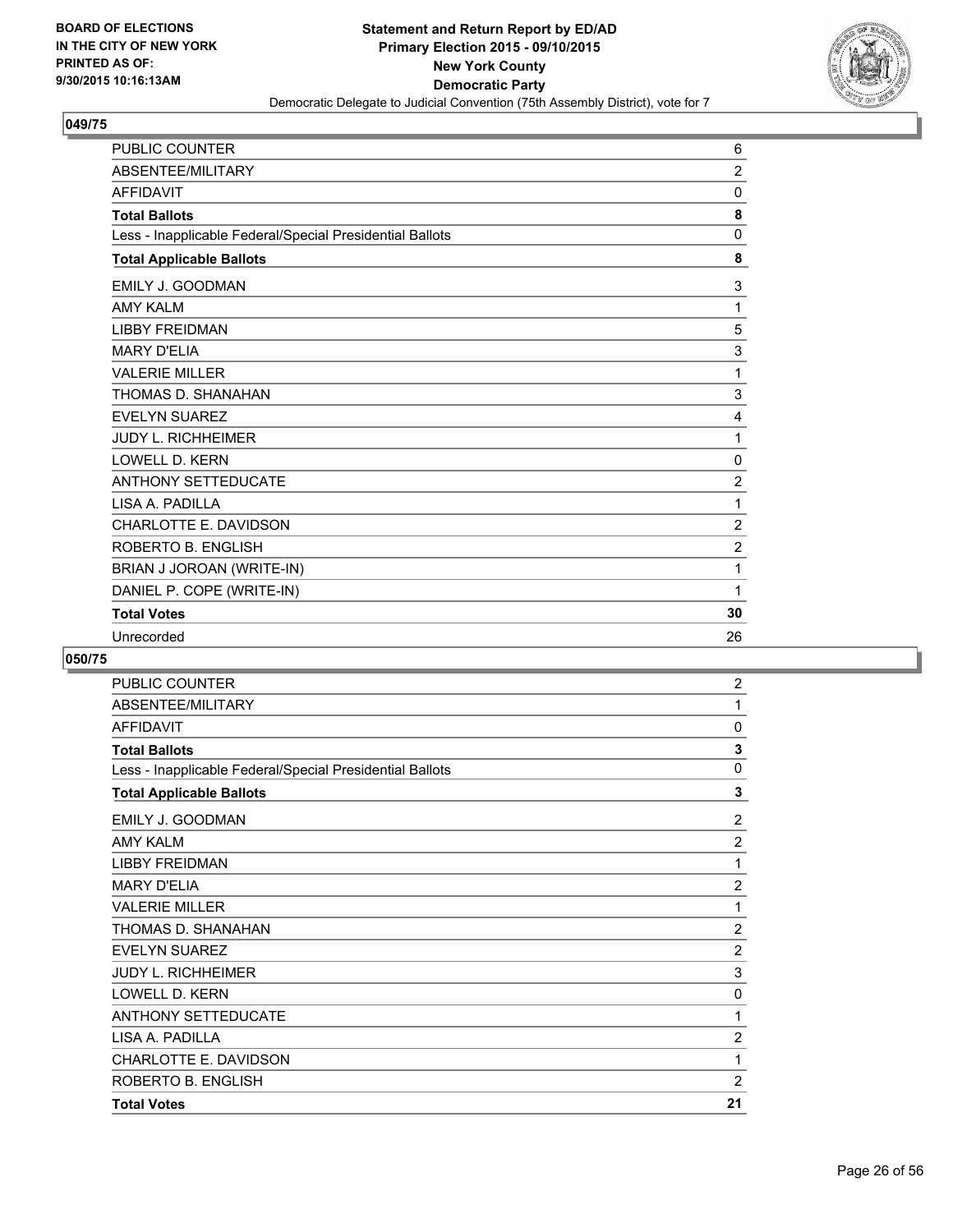**BOARD OF ELECTIONS IN THE CITY OF NEW YORK PRINTED AS OF: 9/30/2015 10:16:13AM**

**Statement and Return Report by ED/AD**
**Primary Election 2015 - 09/10/2015**
**New York County**
**Democratic Party**
Democratic Delegate to Judicial Convention (75th Assembly District), vote for 7

**049/75**

| | |
|---|---|
| PUBLIC COUNTER | 6 |
| ABSENTEE/MILITARY | 2 |
| AFFIDAVIT | 0 |
| **Total Ballots** | **8** |
| Less - Inapplicable Federal/Special Presidential Ballots | 0 |
| **Total Applicable Ballots** | **8** |
| EMILY J. GOODMAN | 3 |
| AMY KALM | 1 |
| LIBBY FREIDMAN | 5 |
| MARY D'ELIA | 3 |
| VALERIE MILLER | 1 |
| THOMAS D. SHANAHAN | 3 |
| EVELYN SUAREZ | 4 |
| JUDY L. RICHHEIMER | 1 |
| LOWELL D. KERN | 0 |
| ANTHONY SETTEDUCATE | 2 |
| LISA A. PADILLA | 1 |
| CHARLOTTE E. DAVIDSON | 2 |
| ROBERTO B. ENGLISH | 2 |
| BRIAN J JOROAN (WRITE-IN) | 1 |
| DANIEL P. COPE (WRITE-IN) | 1 |
| **Total Votes** | **30** |
| Unrecorded | 26 |

**050/75**

| | |
|---|---|
| PUBLIC COUNTER | 2 |
| ABSENTEE/MILITARY | 1 |
| AFFIDAVIT | 0 |
| **Total Ballots** | **3** |
| Less - Inapplicable Federal/Special Presidential Ballots | 0 |
| **Total Applicable Ballots** | **3** |
| EMILY J. GOODMAN | 2 |
| AMY KALM | 2 |
| LIBBY FREIDMAN | 1 |
| MARY D'ELIA | 2 |
| VALERIE MILLER | 1 |
| THOMAS D. SHANAHAN | 2 |
| EVELYN SUAREZ | 2 |
| JUDY L. RICHHEIMER | 3 |
| LOWELL D. KERN | 0 |
| ANTHONY SETTEDUCATE | 1 |
| LISA A. PADILLA | 2 |
| CHARLOTTE E. DAVIDSON | 1 |
| ROBERTO B. ENGLISH | 2 |
| **Total Votes** | **21** |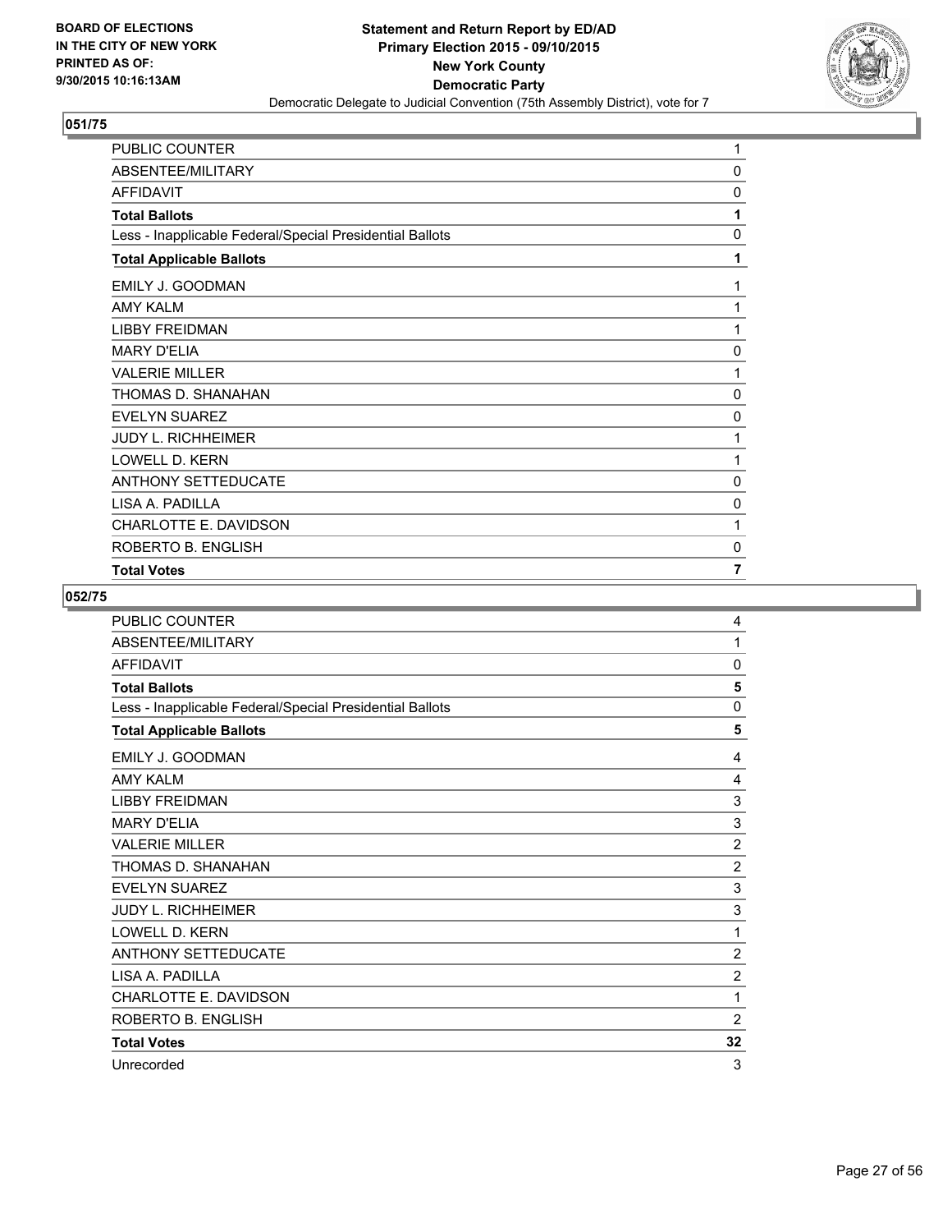**Statement and Return Report by ED/AD**
**Primary Election 2015 - 09/10/2015**
**New York County**
**Democratic Party**
Democratic Delegate to Judicial Convention (75th Assembly District), vote for 7

BOARD OF ELECTIONS
IN THE CITY OF NEW YORK
PRINTED AS OF:
9/30/2015 10:16:13AM

**051/75**

| | |
|---|---|
| PUBLIC COUNTER | 1 |
| ABSENTEE/MILITARY | 0 |
| AFFIDAVIT | 0 |
| **Total Ballots** | **1** |
| Less - Inapplicable Federal/Special Presidential Ballots | 0 |
| **Total Applicable Ballots** | **1** |
| EMILY J. GOODMAN | 1 |
| AMY KALM | 1 |
| LIBBY FREIDMAN | 1 |
| MARY D'ELIA | 0 |
| VALERIE MILLER | 1 |
| THOMAS D. SHANAHAN | 0 |
| EVELYN SUAREZ | 0 |
| JUDY L. RICHHEIMER | 1 |
| LOWELL D. KERN | 1 |
| ANTHONY SETTEDUCATE | 0 |
| LISA A. PADILLA | 0 |
| CHARLOTTE E. DAVIDSON | 1 |
| ROBERTO B. ENGLISH | 0 |
| **Total Votes** | **7** |

**052/75**

| | |
|---|---|
| PUBLIC COUNTER | 4 |
| ABSENTEE/MILITARY | 1 |
| AFFIDAVIT | 0 |
| **Total Ballots** | **5** |
| Less - Inapplicable Federal/Special Presidential Ballots | 0 |
| **Total Applicable Ballots** | **5** |
| EMILY J. GOODMAN | 4 |
| AMY KALM | 4 |
| LIBBY FREIDMAN | 3 |
| MARY D'ELIA | 3 |
| VALERIE MILLER | 2 |
| THOMAS D. SHANAHAN | 2 |
| EVELYN SUAREZ | 3 |
| JUDY L. RICHHEIMER | 3 |
| LOWELL D. KERN | 1 |
| ANTHONY SETTEDUCATE | 2 |
| LISA A. PADILLA | 2 |
| CHARLOTTE E. DAVIDSON | 1 |
| ROBERTO B. ENGLISH | 2 |
| **Total Votes** | **32** |
| Unrecorded | 3 |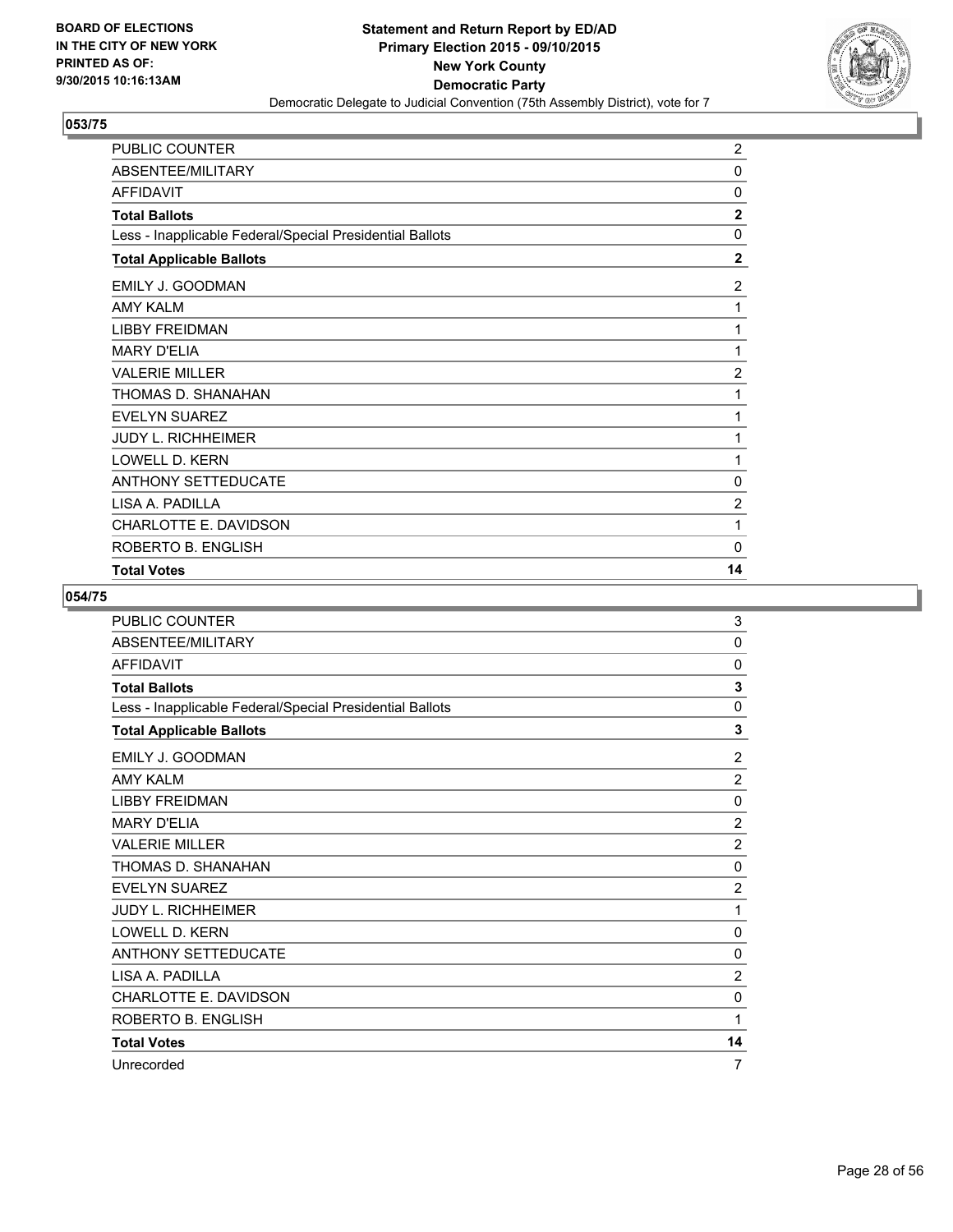**Statement and Return Report by ED/AD**
**Primary Election 2015 - 09/10/2015**
**New York County**
**Democratic Party**
Democratic Delegate to Judicial Convention (75th Assembly District), vote for 7

BOARD OF ELECTIONS
IN THE CITY OF NEW YORK
PRINTED AS OF:
9/30/2015 10:16:13AM

### 053/75

| | |
|---|---|
| PUBLIC COUNTER | 2 |
| ABSENTEE/MILITARY | 0 |
| AFFIDAVIT | 0 |
| **Total Ballots** | **2** |
| Less - Inapplicable Federal/Special Presidential Ballots | 0 |
| **Total Applicable Ballots** | **2** |
| EMILY J. GOODMAN | 2 |
| AMY KALM | 1 |
| LIBBY FREIDMAN | 1 |
| MARY D'ELIA | 1 |
| VALERIE MILLER | 2 |
| THOMAS D. SHANAHAN | 1 |
| EVELYN SUAREZ | 1 |
| JUDY L. RICHHEIMER | 1 |
| LOWELL D. KERN | 1 |
| ANTHONY SETTEDUCATE | 0 |
| LISA A. PADILLA | 2 |
| CHARLOTTE E. DAVIDSON | 1 |
| ROBERTO B. ENGLISH | 0 |
| **Total Votes** | **14** |

### 054/75

| | |
|---|---|
| PUBLIC COUNTER | 3 |
| ABSENTEE/MILITARY | 0 |
| AFFIDAVIT | 0 |
| **Total Ballots** | **3** |
| Less - Inapplicable Federal/Special Presidential Ballots | 0 |
| **Total Applicable Ballots** | **3** |
| EMILY J. GOODMAN | 2 |
| AMY KALM | 2 |
| LIBBY FREIDMAN | 0 |
| MARY D'ELIA | 2 |
| VALERIE MILLER | 2 |
| THOMAS D. SHANAHAN | 0 |
| EVELYN SUAREZ | 2 |
| JUDY L. RICHHEIMER | 1 |
| LOWELL D. KERN | 0 |
| ANTHONY SETTEDUCATE | 0 |
| LISA A. PADILLA | 2 |
| CHARLOTTE E. DAVIDSON | 0 |
| ROBERTO B. ENGLISH | 1 |
| **Total Votes** | **14** |
| Unrecorded | 7 |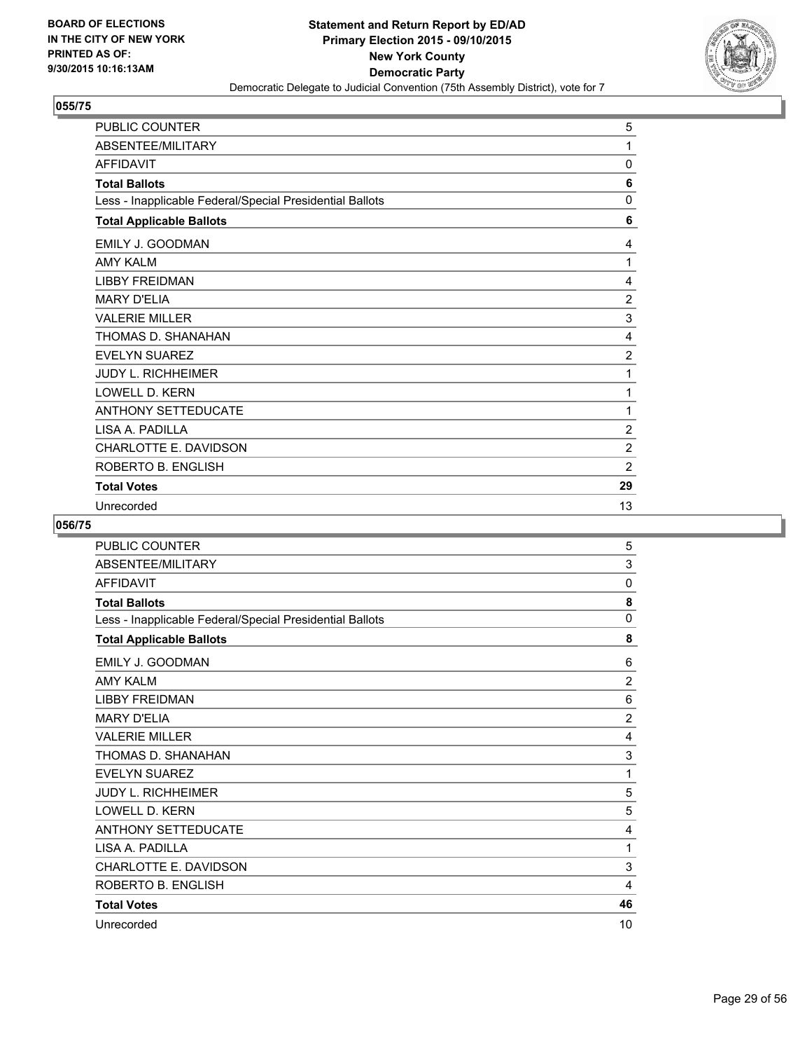**Statement and Return Report by ED/AD**
**Primary Election 2015 - 09/10/2015**
**New York County**
**Democratic Party**
Democratic Delegate to Judicial Convention (75th Assembly District), vote for 7

BOARD OF ELECTIONS
IN THE CITY OF NEW YORK
PRINTED AS OF:
9/30/2015 10:16:13AM

### 055/75

| | |
|---|---|
| PUBLIC COUNTER | 5 |
| ABSENTEE/MILITARY | 1 |
| AFFIDAVIT | 0 |
| **Total Ballots** | **6** |
| Less - Inapplicable Federal/Special Presidential Ballots | 0 |
| **Total Applicable Ballots** | **6** |
| EMILY J. GOODMAN | 4 |
| AMY KALM | 1 |
| LIBBY FREIDMAN | 4 |
| MARY D'ELIA | 2 |
| VALERIE MILLER | 3 |
| THOMAS D. SHANAHAN | 4 |
| EVELYN SUAREZ | 2 |
| JUDY L. RICHHEIMER | 1 |
| LOWELL D. KERN | 1 |
| ANTHONY SETTEDUCATE | 1 |
| LISA A. PADILLA | 2 |
| CHARLOTTE E. DAVIDSON | 2 |
| ROBERTO B. ENGLISH | 2 |
| **Total Votes** | **29** |
| Unrecorded | 13 |

### 056/75

| | |
|---|---|
| PUBLIC COUNTER | 5 |
| ABSENTEE/MILITARY | 3 |
| AFFIDAVIT | 0 |
| **Total Ballots** | **8** |
| Less - Inapplicable Federal/Special Presidential Ballots | 0 |
| **Total Applicable Ballots** | **8** |
| EMILY J. GOODMAN | 6 |
| AMY KALM | 2 |
| LIBBY FREIDMAN | 6 |
| MARY D'ELIA | 2 |
| VALERIE MILLER | 4 |
| THOMAS D. SHANAHAN | 3 |
| EVELYN SUAREZ | 1 |
| JUDY L. RICHHEIMER | 5 |
| LOWELL D. KERN | 5 |
| ANTHONY SETTEDUCATE | 4 |
| LISA A. PADILLA | 1 |
| CHARLOTTE E. DAVIDSON | 3 |
| ROBERTO B. ENGLISH | 4 |
| **Total Votes** | **46** |
| Unrecorded | 10 |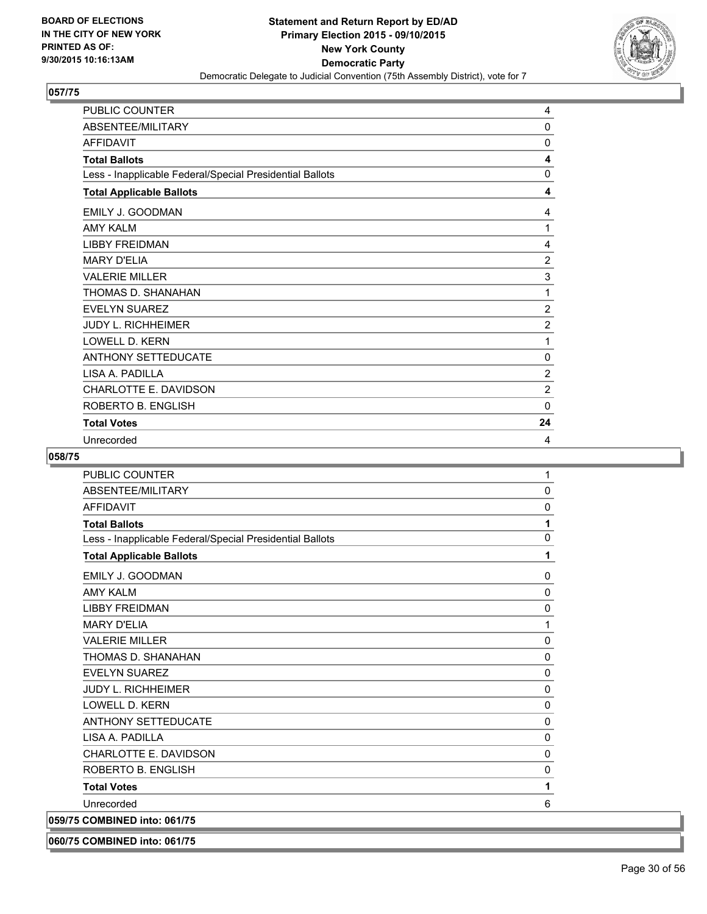**BOARD OF ELECTIONS IN THE CITY OF NEW YORK PRINTED AS OF: 9/30/2015 10:16:13AM**

**Statement and Return Report by ED/AD Primary Election 2015 - 09/10/2015 New York County Democratic Party**

Democratic Delegate to Judicial Convention (75th Assembly District), vote for 7

**057/75**

| | |
|---|---|
| PUBLIC COUNTER | 4 |
| ABSENTEE/MILITARY | 0 |
| AFFIDAVIT | 0 |
| **Total Ballots** | **4** |
| Less - Inapplicable Federal/Special Presidential Ballots | 0 |
| **Total Applicable Ballots** | **4** |
| EMILY J. GOODMAN | 4 |
| AMY KALM | 1 |
| LIBBY FREIDMAN | 4 |
| MARY D'ELIA | 2 |
| VALERIE MILLER | 3 |
| THOMAS D. SHANAHAN | 1 |
| EVELYN SUAREZ | 2 |
| JUDY L. RICHHEIMER | 2 |
| LOWELL D. KERN | 1 |
| ANTHONY SETTEDUCATE | 0 |
| LISA A. PADILLA | 2 |
| CHARLOTTE E. DAVIDSON | 2 |
| ROBERTO B. ENGLISH | 0 |
| **Total Votes** | **24** |
| Unrecorded | 4 |

**058/75**

| | |
|---|---|
| PUBLIC COUNTER | 1 |
| ABSENTEE/MILITARY | 0 |
| AFFIDAVIT | 0 |
| **Total Ballots** | **1** |
| Less - Inapplicable Federal/Special Presidential Ballots | 0 |
| **Total Applicable Ballots** | **1** |
| EMILY J. GOODMAN | 0 |
| AMY KALM | 0 |
| LIBBY FREIDMAN | 0 |
| MARY D'ELIA | 1 |
| VALERIE MILLER | 0 |
| THOMAS D. SHANAHAN | 0 |
| EVELYN SUAREZ | 0 |
| JUDY L. RICHHEIMER | 0 |
| LOWELL D. KERN | 0 |
| ANTHONY SETTEDUCATE | 0 |
| LISA A. PADILLA | 0 |
| CHARLOTTE E. DAVIDSON | 0 |
| ROBERTO B. ENGLISH | 0 |
| **Total Votes** | **1** |
| Unrecorded | 6 |

**059/75 COMBINED into: 061/75**

**060/75 COMBINED into: 061/75**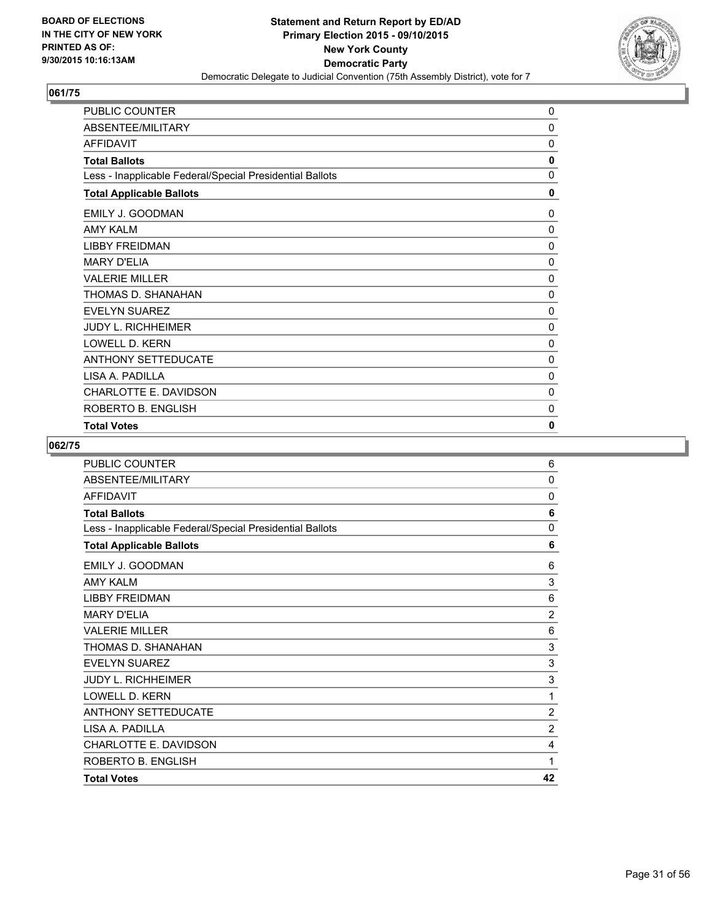**BOARD OF ELECTIONS IN THE CITY OF NEW YORK PRINTED AS OF: 9/30/2015 10:16:13AM**

**Statement and Return Report by ED/AD**
**Primary Election 2015 - 09/10/2015**
**New York County**
**Democratic Party**
Democratic Delegate to Judicial Convention (75th Assembly District), vote for 7

**061/75**

| | |
|---|---|
| PUBLIC COUNTER | 0 |
| ABSENTEE/MILITARY | 0 |
| AFFIDAVIT | 0 |
| **Total Ballots** | **0** |
| Less - Inapplicable Federal/Special Presidential Ballots | 0 |
| **Total Applicable Ballots** | **0** |
| EMILY J. GOODMAN | 0 |
| AMY KALM | 0 |
| LIBBY FREIDMAN | 0 |
| MARY D'ELIA | 0 |
| VALERIE MILLER | 0 |
| THOMAS D. SHANAHAN | 0 |
| EVELYN SUAREZ | 0 |
| JUDY L. RICHHEIMER | 0 |
| LOWELL D. KERN | 0 |
| ANTHONY SETTEDUCATE | 0 |
| LISA A. PADILLA | 0 |
| CHARLOTTE E. DAVIDSON | 0 |
| ROBERTO B. ENGLISH | 0 |
| **Total Votes** | **0** |

**062/75**

| | |
|---|---|
| PUBLIC COUNTER | 6 |
| ABSENTEE/MILITARY | 0 |
| AFFIDAVIT | 0 |
| **Total Ballots** | **6** |
| Less - Inapplicable Federal/Special Presidential Ballots | 0 |
| **Total Applicable Ballots** | **6** |
| EMILY J. GOODMAN | 6 |
| AMY KALM | 3 |
| LIBBY FREIDMAN | 6 |
| MARY D'ELIA | 2 |
| VALERIE MILLER | 6 |
| THOMAS D. SHANAHAN | 3 |
| EVELYN SUAREZ | 3 |
| JUDY L. RICHHEIMER | 3 |
| LOWELL D. KERN | 1 |
| ANTHONY SETTEDUCATE | 2 |
| LISA A. PADILLA | 2 |
| CHARLOTTE E. DAVIDSON | 4 |
| ROBERTO B. ENGLISH | 1 |
| **Total Votes** | **42** |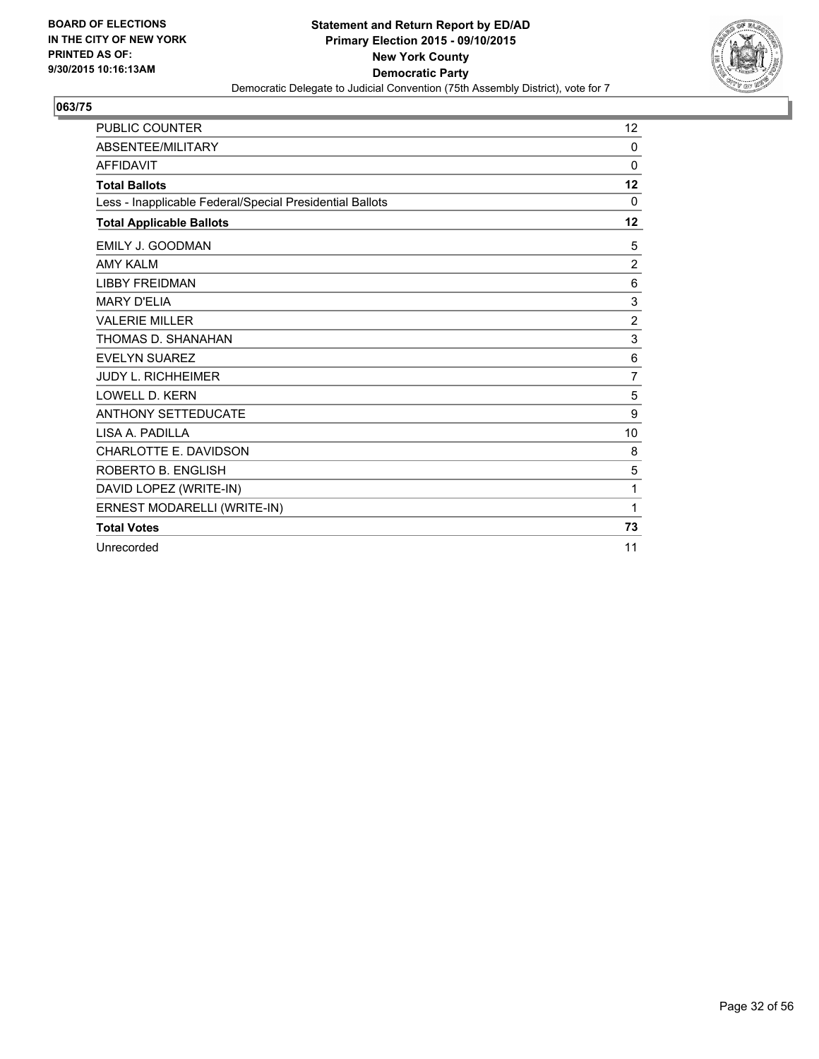BOARD OF ELECTIONS
IN THE CITY OF NEW YORK
PRINTED AS OF:
9/30/2015 10:16:13AM

**Statement and Return Report by ED/AD**
**Primary Election 2015 - 09/10/2015**
**New York County**
**Democratic Party**
Democratic Delegate to Judicial Convention (75th Assembly District), vote for 7

## 063/75

| | |
|---|---|
| PUBLIC COUNTER | 12 |
| ABSENTEE/MILITARY | 0 |
| AFFIDAVIT | 0 |
| **Total Ballots** | **12** |
| Less - Inapplicable Federal/Special Presidential Ballots | 0 |
| **Total Applicable Ballots** | **12** |
| EMILY J. GOODMAN | 5 |
| AMY KALM | 2 |
| LIBBY FREIDMAN | 6 |
| MARY D'ELIA | 3 |
| VALERIE MILLER | 2 |
| THOMAS D. SHANAHAN | 3 |
| EVELYN SUAREZ | 6 |
| JUDY L. RICHHEIMER | 7 |
| LOWELL D. KERN | 5 |
| ANTHONY SETTEDUCATE | 9 |
| LISA A. PADILLA | 10 |
| CHARLOTTE E. DAVIDSON | 8 |
| ROBERTO B. ENGLISH | 5 |
| DAVID LOPEZ (WRITE-IN) | 1 |
| ERNEST MODARELLI (WRITE-IN) | 1 |
| **Total Votes** | **73** |
| Unrecorded | 11 |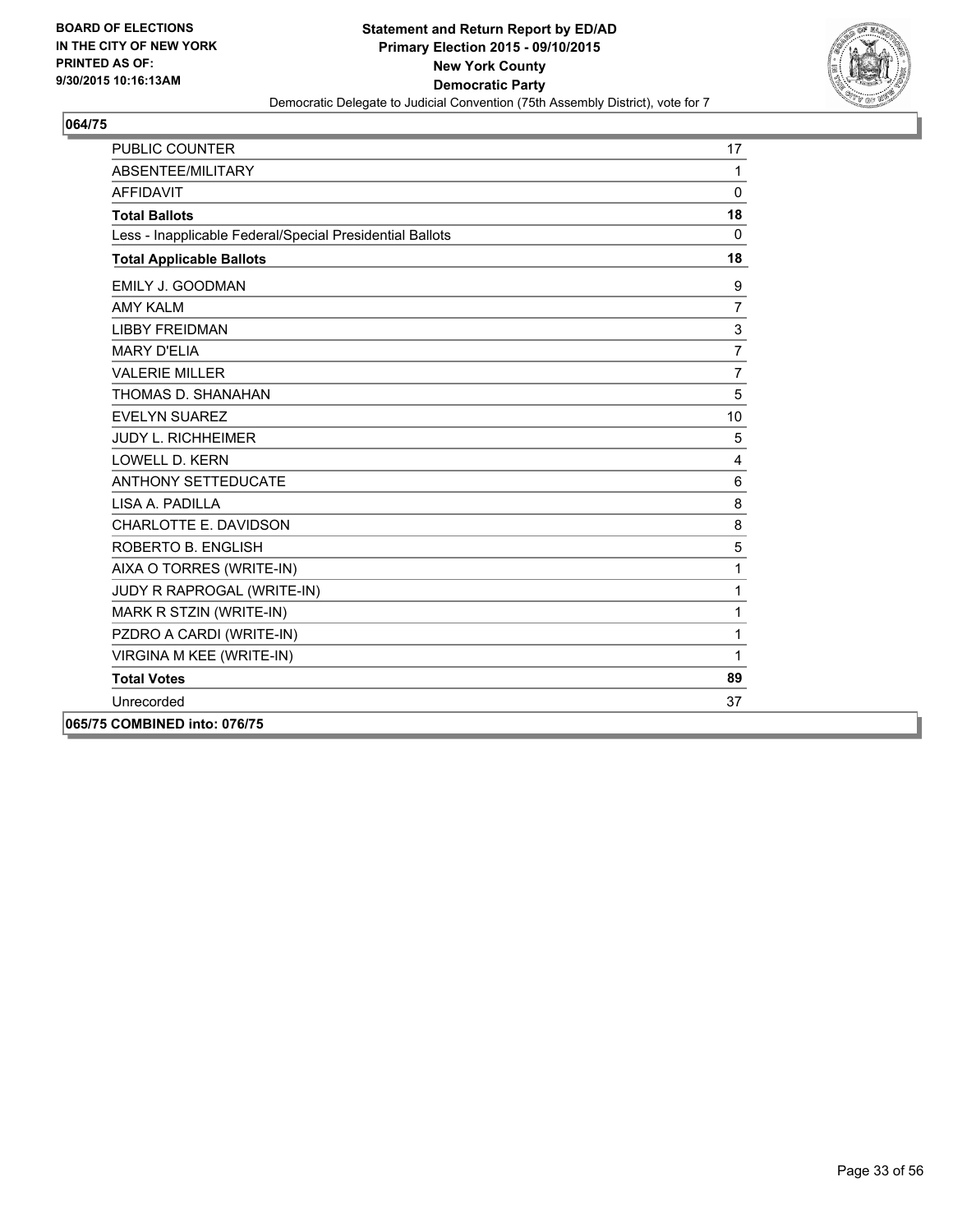**BOARD OF ELECTIONS IN THE CITY OF NEW YORK PRINTED AS OF: 9/30/2015 10:16:13AM**

**Statement and Return Report by ED/AD**
**Primary Election 2015 - 09/10/2015**
**New York County**
**Democratic Party**
Democratic Delegate to Judicial Convention (75th Assembly District), vote for 7

**064/75**

| | |
|---|---|
| PUBLIC COUNTER | 17 |
| ABSENTEE/MILITARY | 1 |
| AFFIDAVIT | 0 |
| **Total Ballots** | **18** |
| Less - Inapplicable Federal/Special Presidential Ballots | 0 |
| **Total Applicable Ballots** | **18** |
| EMILY J. GOODMAN | 9 |
| AMY KALM | 7 |
| LIBBY FREIDMAN | 3 |
| MARY D'ELIA | 7 |
| VALERIE MILLER | 7 |
| THOMAS D. SHANAHAN | 5 |
| EVELYN SUAREZ | 10 |
| JUDY L. RICHHEIMER | 5 |
| LOWELL D. KERN | 4 |
| ANTHONY SETTEDUCATE | 6 |
| LISA A. PADILLA | 8 |
| CHARLOTTE E. DAVIDSON | 8 |
| ROBERTO B. ENGLISH | 5 |
| AIXA O TORRES (WRITE-IN) | 1 |
| JUDY R RAPROGAL (WRITE-IN) | 1 |
| MARK R STZIN (WRITE-IN) | 1 |
| PZDRO A CARDI (WRITE-IN) | 1 |
| VIRGINA M KEE (WRITE-IN) | 1 |
| **Total Votes** | **89** |
| Unrecorded | 37 |

**065/75 COMBINED into: 076/75**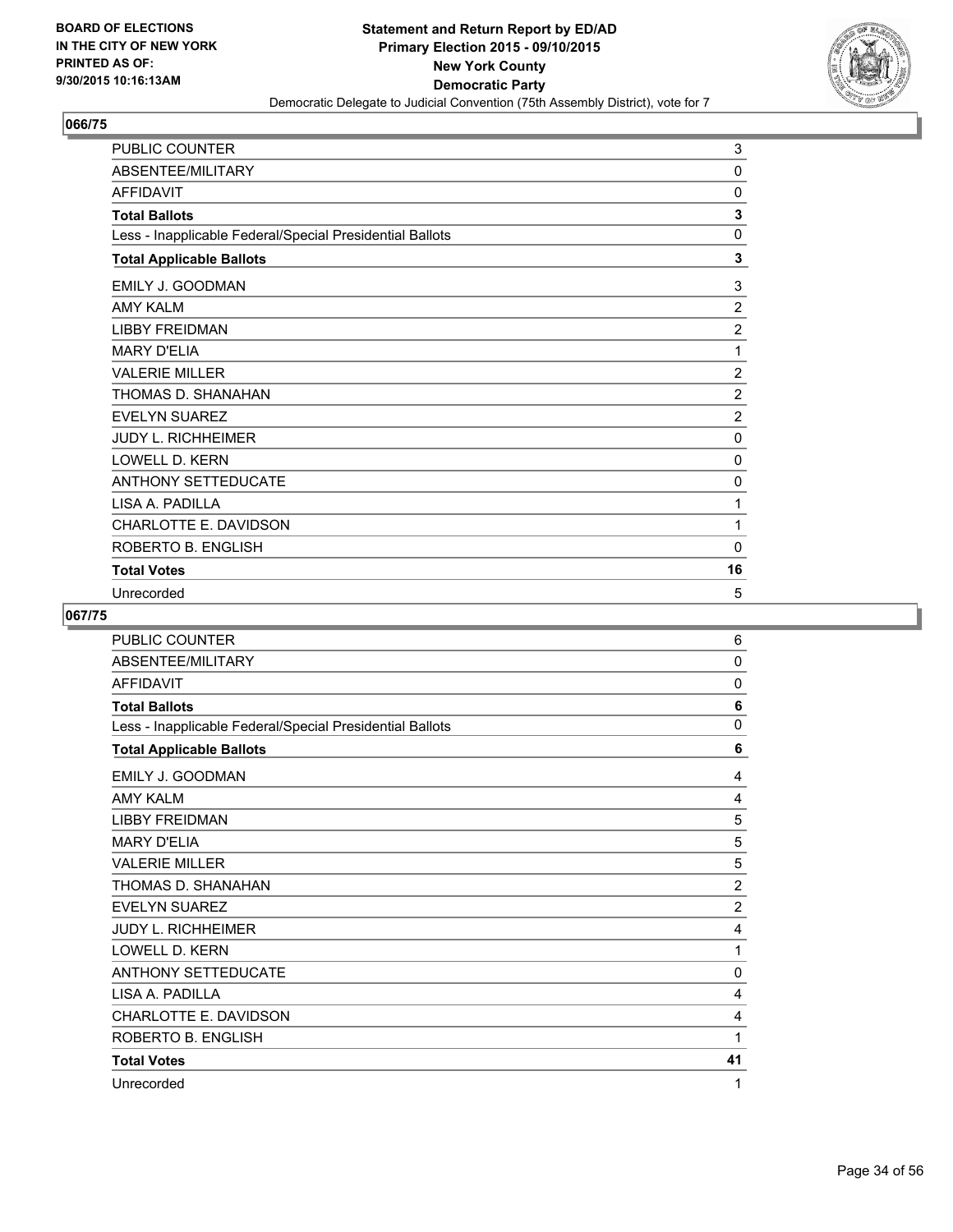# 066/75

| | |
|---|---|
| PUBLIC COUNTER | 3 |
| ABSENTEE/MILITARY | 0 |
| AFFIDAVIT | 0 |
| **Total Ballots** | **3** |
| Less - Inapplicable Federal/Special Presidential Ballots | 0 |
| **Total Applicable Ballots** | **3** |
| EMILY J. GOODMAN | 3 |
| AMY KALM | 2 |
| LIBBY FREIDMAN | 2 |
| MARY D'ELIA | 1 |
| VALERIE MILLER | 2 |
| THOMAS D. SHANAHAN | 2 |
| EVELYN SUAREZ | 2 |
| JUDY L. RICHHEIMER | 0 |
| LOWELL D. KERN | 0 |
| ANTHONY SETTEDUCATE | 0 |
| LISA A. PADILLA | 1 |
| CHARLOTTE E. DAVIDSON | 1 |
| ROBERTO B. ENGLISH | 0 |
| **Total Votes** | **16** |
| Unrecorded | 5 |

# 067/75

| | |
|---|---|
| PUBLIC COUNTER | 6 |
| ABSENTEE/MILITARY | 0 |
| AFFIDAVIT | 0 |
| **Total Ballots** | **6** |
| Less - Inapplicable Federal/Special Presidential Ballots | 0 |
| **Total Applicable Ballots** | **6** |
| EMILY J. GOODMAN | 4 |
| AMY KALM | 4 |
| LIBBY FREIDMAN | 5 |
| MARY D'ELIA | 5 |
| VALERIE MILLER | 5 |
| THOMAS D. SHANAHAN | 2 |
| EVELYN SUAREZ | 2 |
| JUDY L. RICHHEIMER | 4 |
| LOWELL D. KERN | 1 |
| ANTHONY SETTEDUCATE | 0 |
| LISA A. PADILLA | 4 |
| CHARLOTTE E. DAVIDSON | 4 |
| ROBERTO B. ENGLISH | 1 |
| **Total Votes** | **41** |
| Unrecorded | 1 |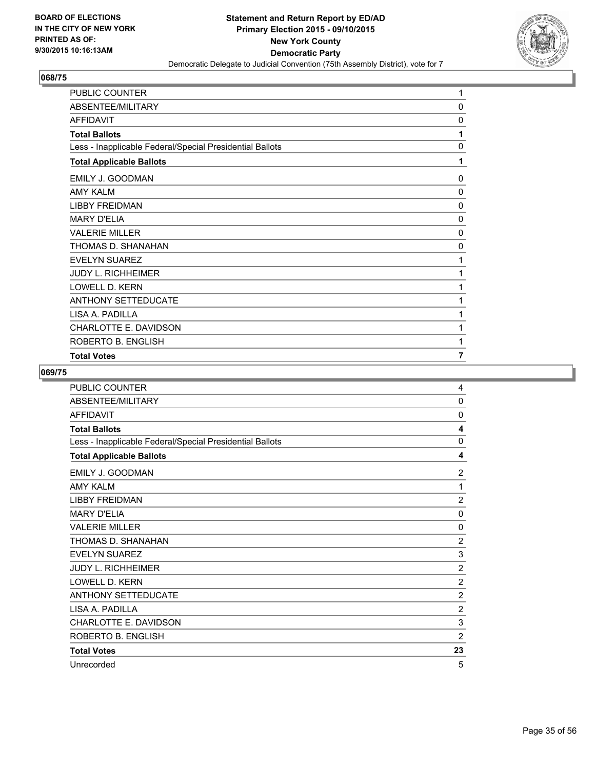**BOARD OF ELECTIONS IN THE CITY OF NEW YORK PRINTED AS OF: 9/30/2015 10:16:13AM**

**Statement and Return Report by ED/AD Primary Election 2015 - 09/10/2015 New York County Democratic Party**

Democratic Delegate to Judicial Convention (75th Assembly District), vote for 7

## 068/75

| | |
|---|---|
| PUBLIC COUNTER | 1 |
| ABSENTEE/MILITARY | 0 |
| AFFIDAVIT | 0 |
| **Total Ballots** | **1** |
| Less - Inapplicable Federal/Special Presidential Ballots | 0 |
| **Total Applicable Ballots** | **1** |
| EMILY J. GOODMAN | 0 |
| AMY KALM | 0 |
| LIBBY FREIDMAN | 0 |
| MARY D'ELIA | 0 |
| VALERIE MILLER | 0 |
| THOMAS D. SHANAHAN | 0 |
| EVELYN SUAREZ | 1 |
| JUDY L. RICHHEIMER | 1 |
| LOWELL D. KERN | 1 |
| ANTHONY SETTEDUCATE | 1 |
| LISA A. PADILLA | 1 |
| CHARLOTTE E. DAVIDSON | 1 |
| ROBERTO B. ENGLISH | 1 |
| **Total Votes** | **7** |

## 069/75

| | |
|---|---|
| PUBLIC COUNTER | 4 |
| ABSENTEE/MILITARY | 0 |
| AFFIDAVIT | 0 |
| **Total Ballots** | **4** |
| Less - Inapplicable Federal/Special Presidential Ballots | 0 |
| **Total Applicable Ballots** | **4** |
| EMILY J. GOODMAN | 2 |
| AMY KALM | 1 |
| LIBBY FREIDMAN | 2 |
| MARY D'ELIA | 0 |
| VALERIE MILLER | 0 |
| THOMAS D. SHANAHAN | 2 |
| EVELYN SUAREZ | 3 |
| JUDY L. RICHHEIMER | 2 |
| LOWELL D. KERN | 2 |
| ANTHONY SETTEDUCATE | 2 |
| LISA A. PADILLA | 2 |
| CHARLOTTE E. DAVIDSON | 3 |
| ROBERTO B. ENGLISH | 2 |
| **Total Votes** | **23** |
| Unrecorded | 5 |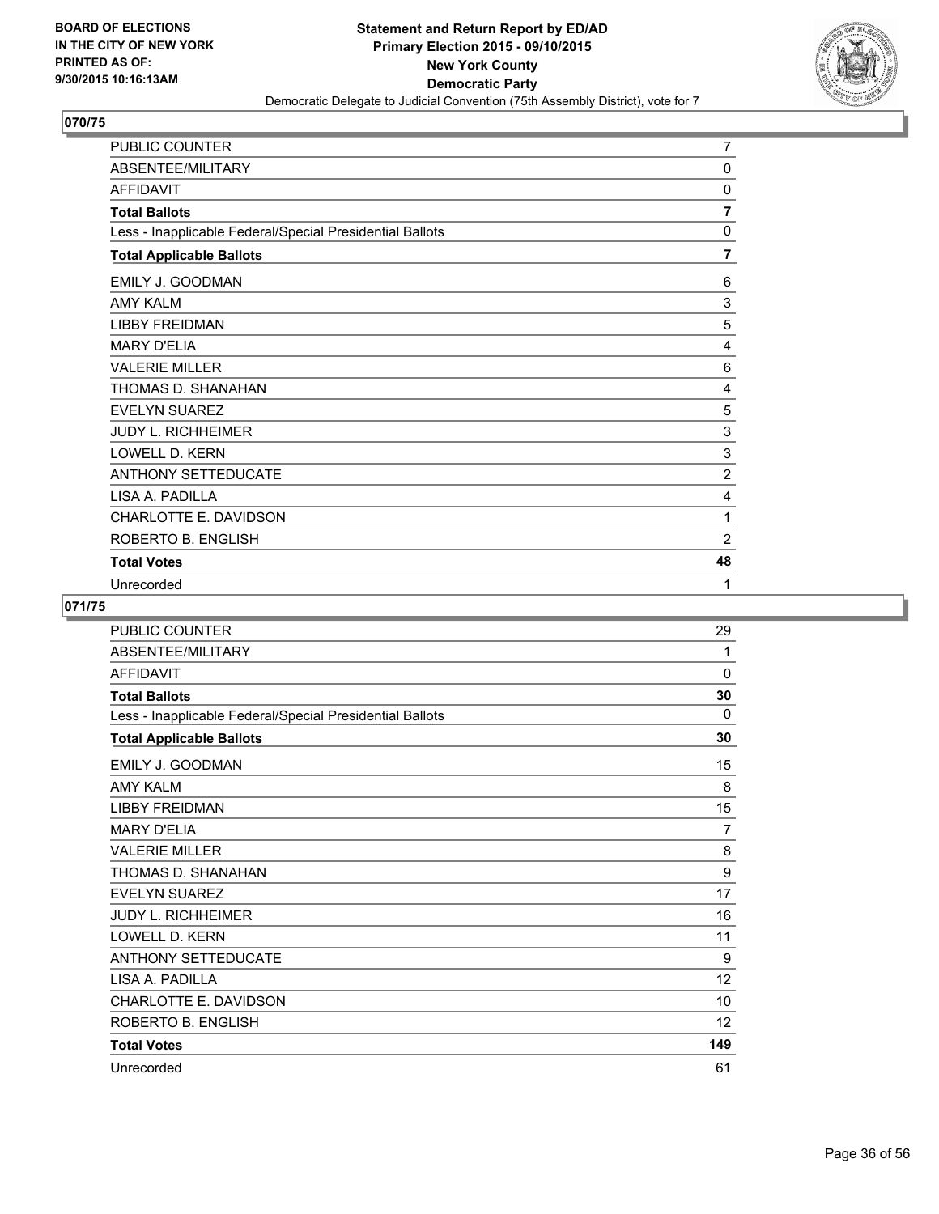**BOARD OF ELECTIONS IN THE CITY OF NEW YORK PRINTED AS OF: 9/30/2015 10:16:13AM**

**Statement and Return Report by ED/AD Primary Election 2015 - 09/10/2015 New York County Democratic Party**

Democratic Delegate to Judicial Convention (75th Assembly District), vote for 7

## 070/75

| | |
|---|---|
| PUBLIC COUNTER | 7 |
| ABSENTEE/MILITARY | 0 |
| AFFIDAVIT | 0 |
| **Total Ballots** | **7** |
| Less - Inapplicable Federal/Special Presidential Ballots | 0 |
| **Total Applicable Ballots** | **7** |
| EMILY J. GOODMAN | 6 |
| AMY KALM | 3 |
| LIBBY FREIDMAN | 5 |
| MARY D'ELIA | 4 |
| VALERIE MILLER | 6 |
| THOMAS D. SHANAHAN | 4 |
| EVELYN SUAREZ | 5 |
| JUDY L. RICHHEIMER | 3 |
| LOWELL D. KERN | 3 |
| ANTHONY SETTEDUCATE | 2 |
| LISA A. PADILLA | 4 |
| CHARLOTTE E. DAVIDSON | 1 |
| ROBERTO B. ENGLISH | 2 |
| **Total Votes** | **48** |
| Unrecorded | 1 |

## 071/75

| | |
|---|---|
| PUBLIC COUNTER | 29 |
| ABSENTEE/MILITARY | 1 |
| AFFIDAVIT | 0 |
| **Total Ballots** | **30** |
| Less - Inapplicable Federal/Special Presidential Ballots | 0 |
| **Total Applicable Ballots** | **30** |
| EMILY J. GOODMAN | 15 |
| AMY KALM | 8 |
| LIBBY FREIDMAN | 15 |
| MARY D'ELIA | 7 |
| VALERIE MILLER | 8 |
| THOMAS D. SHANAHAN | 9 |
| EVELYN SUAREZ | 17 |
| JUDY L. RICHHEIMER | 16 |
| LOWELL D. KERN | 11 |
| ANTHONY SETTEDUCATE | 9 |
| LISA A. PADILLA | 12 |
| CHARLOTTE E. DAVIDSON | 10 |
| ROBERTO B. ENGLISH | 12 |
| **Total Votes** | **149** |
| Unrecorded | 61 |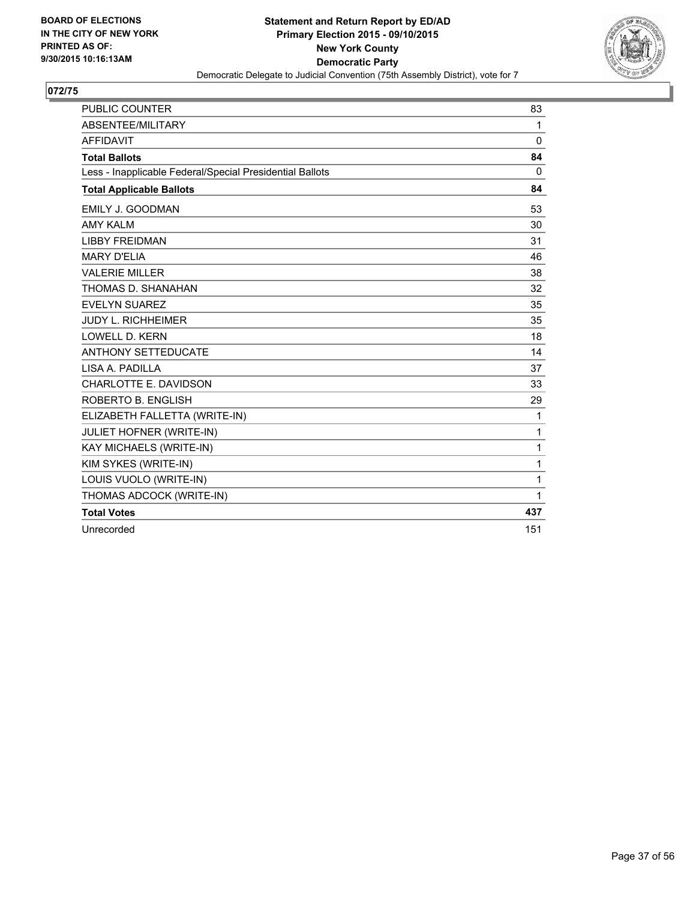BOARD OF ELECTIONS
IN THE CITY OF NEW YORK
PRINTED AS OF:
9/30/2015 10:16:13AM

**Statement and Return Report by ED/AD**
**Primary Election 2015 - 09/10/2015**
**New York County**
**Democratic Party**
Democratic Delegate to Judicial Convention (75th Assembly District), vote for 7

## 072/75

| | |
|---|---|
| PUBLIC COUNTER | 83 |
| ABSENTEE/MILITARY | 1 |
| AFFIDAVIT | 0 |
| **Total Ballots** | **84** |
| Less - Inapplicable Federal/Special Presidential Ballots | 0 |
| **Total Applicable Ballots** | **84** |
| EMILY J. GOODMAN | 53 |
| AMY KALM | 30 |
| LIBBY FREIDMAN | 31 |
| MARY D'ELIA | 46 |
| VALERIE MILLER | 38 |
| THOMAS D. SHANAHAN | 32 |
| EVELYN SUAREZ | 35 |
| JUDY L. RICHHEIMER | 35 |
| LOWELL D. KERN | 18 |
| ANTHONY SETTEDUCATE | 14 |
| LISA A. PADILLA | 37 |
| CHARLOTTE E. DAVIDSON | 33 |
| ROBERTO B. ENGLISH | 29 |
| ELIZABETH FALLETTA (WRITE-IN) | 1 |
| JULIET HOFNER (WRITE-IN) | 1 |
| KAY MICHAELS (WRITE-IN) | 1 |
| KIM SYKES (WRITE-IN) | 1 |
| LOUIS VUOLO (WRITE-IN) | 1 |
| THOMAS ADCOCK (WRITE-IN) | 1 |
| **Total Votes** | **437** |
| Unrecorded | 151 |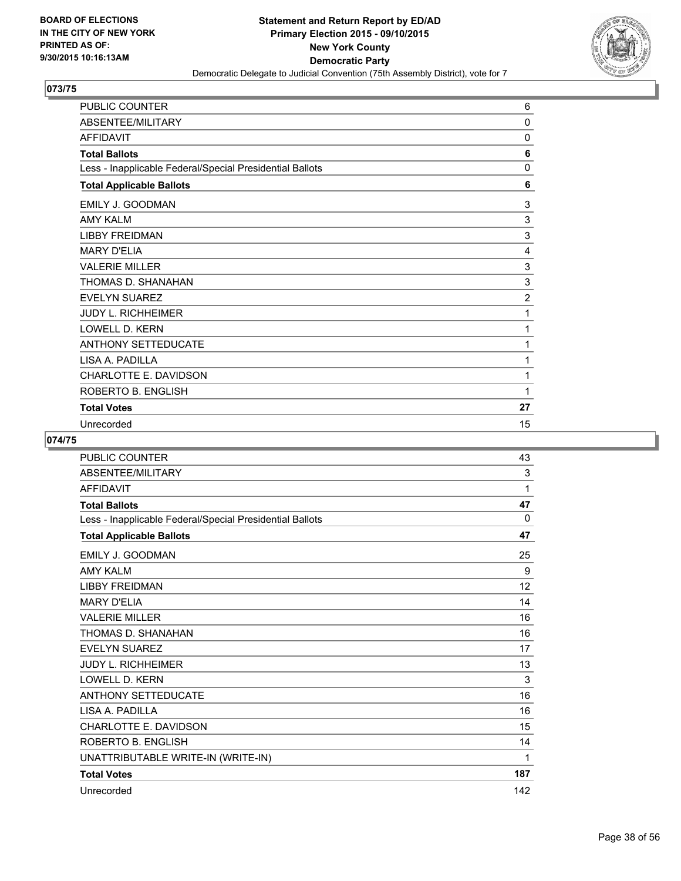BOARD OF ELECTIONS
IN THE CITY OF NEW YORK
PRINTED AS OF:
9/30/2015 10:16:13AM

**Statement and Return Report by ED/AD**
**Primary Election 2015 - 09/10/2015**
**New York County**
**Democratic Party**
Democratic Delegate to Judicial Convention (75th Assembly District), vote for 7

## 073/75

| | |
|---|---|
| PUBLIC COUNTER | 6 |
| ABSENTEE/MILITARY | 0 |
| AFFIDAVIT | 0 |
| **Total Ballots** | **6** |
| Less - Inapplicable Federal/Special Presidential Ballots | 0 |
| **Total Applicable Ballots** | **6** |
| EMILY J. GOODMAN | 3 |
| AMY KALM | 3 |
| LIBBY FREIDMAN | 3 |
| MARY D'ELIA | 4 |
| VALERIE MILLER | 3 |
| THOMAS D. SHANAHAN | 3 |
| EVELYN SUAREZ | 2 |
| JUDY L. RICHHEIMER | 1 |
| LOWELL D. KERN | 1 |
| ANTHONY SETTEDUCATE | 1 |
| LISA A. PADILLA | 1 |
| CHARLOTTE E. DAVIDSON | 1 |
| ROBERTO B. ENGLISH | 1 |
| **Total Votes** | **27** |
| Unrecorded | 15 |

## 074/75

| | |
|---|---|
| PUBLIC COUNTER | 43 |
| ABSENTEE/MILITARY | 3 |
| AFFIDAVIT | 1 |
| **Total Ballots** | **47** |
| Less - Inapplicable Federal/Special Presidential Ballots | 0 |
| **Total Applicable Ballots** | **47** |
| EMILY J. GOODMAN | 25 |
| AMY KALM | 9 |
| LIBBY FREIDMAN | 12 |
| MARY D'ELIA | 14 |
| VALERIE MILLER | 16 |
| THOMAS D. SHANAHAN | 16 |
| EVELYN SUAREZ | 17 |
| JUDY L. RICHHEIMER | 13 |
| LOWELL D. KERN | 3 |
| ANTHONY SETTEDUCATE | 16 |
| LISA A. PADILLA | 16 |
| CHARLOTTE E. DAVIDSON | 15 |
| ROBERTO B. ENGLISH | 14 |
| UNATTRIBUTABLE WRITE-IN (WRITE-IN) | 1 |
| **Total Votes** | **187** |
| Unrecorded | 142 |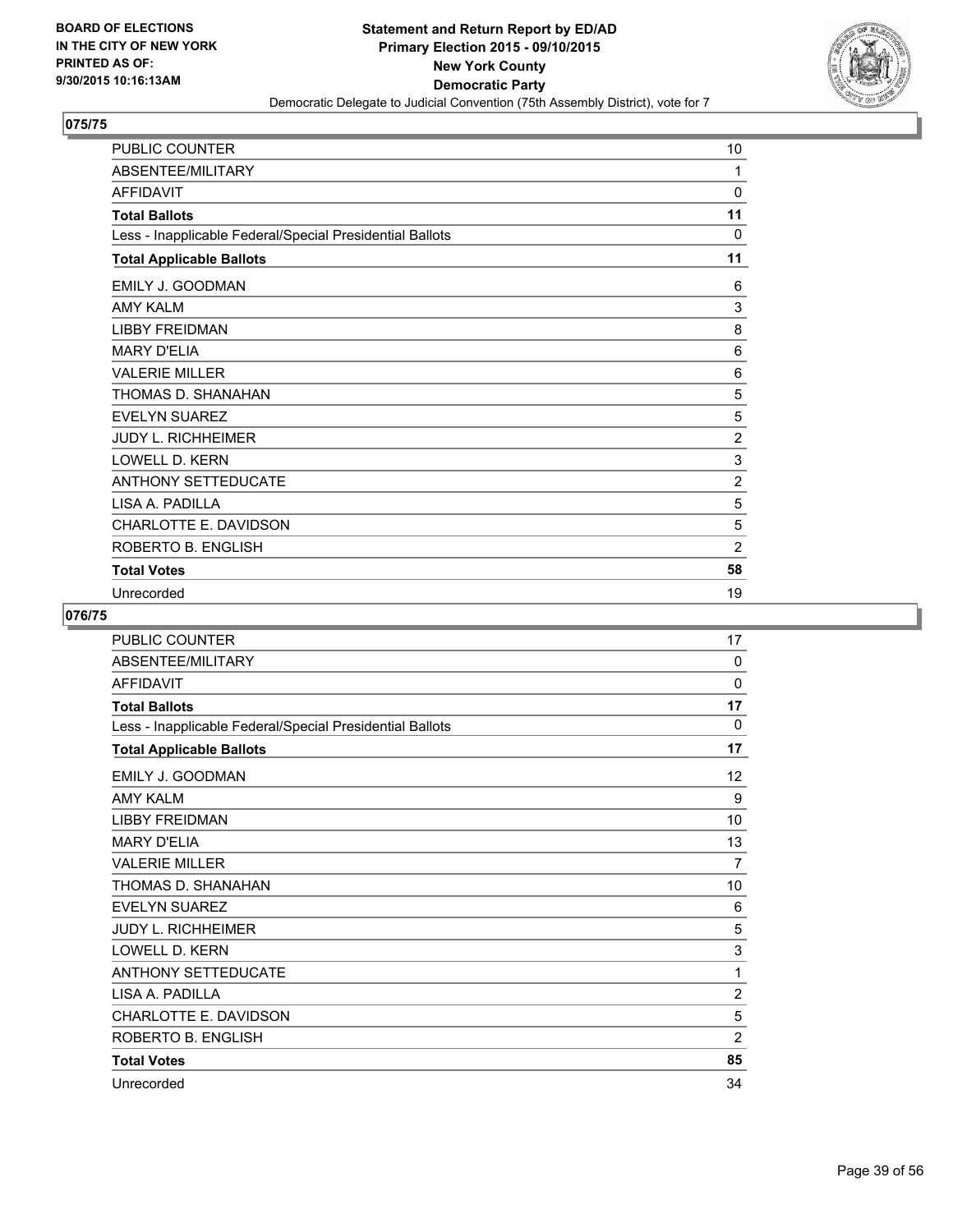BOARD OF ELECTIONS
IN THE CITY OF NEW YORK
PRINTED AS OF:
9/30/2015 10:16:13AM

**Statement and Return Report by ED/AD**
**Primary Election 2015 - 09/10/2015**
**New York County**
**Democratic Party**
Democratic Delegate to Judicial Convention (75th Assembly District), vote for 7

## 075/75

| | |
|---|---|
| PUBLIC COUNTER | 10 |
| ABSENTEE/MILITARY | 1 |
| AFFIDAVIT | 0 |
| **Total Ballots** | **11** |
| Less - Inapplicable Federal/Special Presidential Ballots | 0 |
| **Total Applicable Ballots** | **11** |
| EMILY J. GOODMAN | 6 |
| AMY KALM | 3 |
| LIBBY FREIDMAN | 8 |
| MARY D'ELIA | 6 |
| VALERIE MILLER | 6 |
| THOMAS D. SHANAHAN | 5 |
| EVELYN SUAREZ | 5 |
| JUDY L. RICHHEIMER | 2 |
| LOWELL D. KERN | 3 |
| ANTHONY SETTEDUCATE | 2 |
| LISA A. PADILLA | 5 |
| CHARLOTTE E. DAVIDSON | 5 |
| ROBERTO B. ENGLISH | 2 |
| **Total Votes** | **58** |
| Unrecorded | 19 |

## 076/75

| | |
|---|---|
| PUBLIC COUNTER | 17 |
| ABSENTEE/MILITARY | 0 |
| AFFIDAVIT | 0 |
| **Total Ballots** | **17** |
| Less - Inapplicable Federal/Special Presidential Ballots | 0 |
| **Total Applicable Ballots** | **17** |
| EMILY J. GOODMAN | 12 |
| AMY KALM | 9 |
| LIBBY FREIDMAN | 10 |
| MARY D'ELIA | 13 |
| VALERIE MILLER | 7 |
| THOMAS D. SHANAHAN | 10 |
| EVELYN SUAREZ | 6 |
| JUDY L. RICHHEIMER | 5 |
| LOWELL D. KERN | 3 |
| ANTHONY SETTEDUCATE | 1 |
| LISA A. PADILLA | 2 |
| CHARLOTTE E. DAVIDSON | 5 |
| ROBERTO B. ENGLISH | 2 |
| **Total Votes** | **85** |
| Unrecorded | 34 |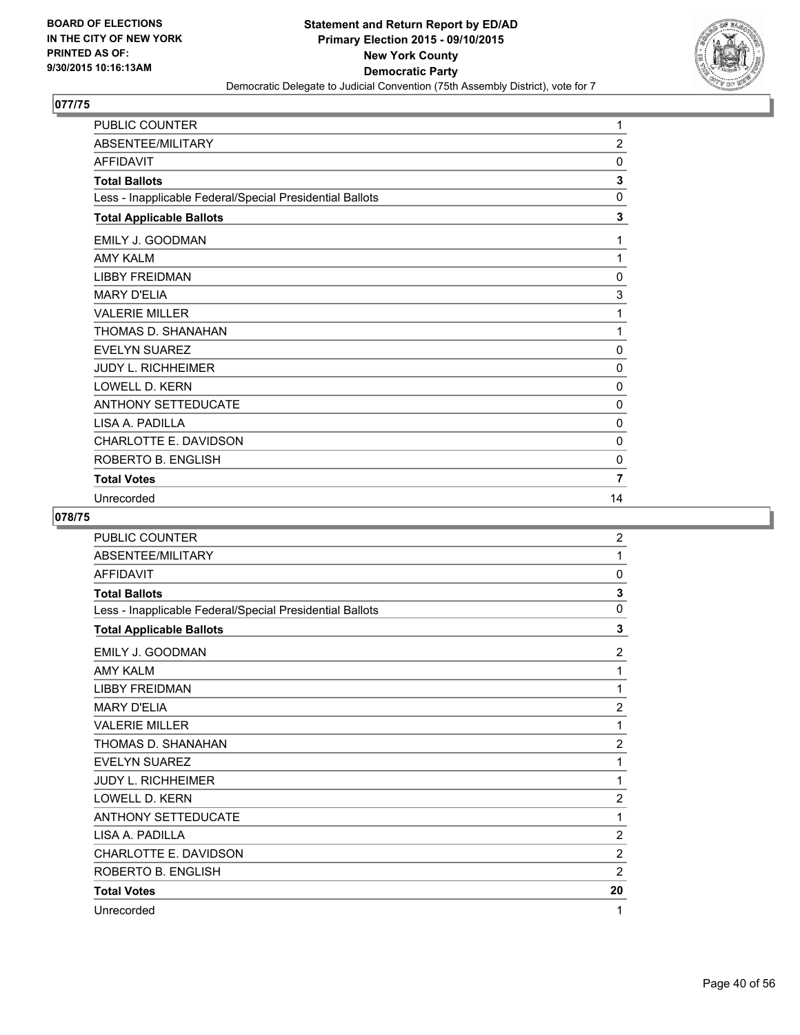BOARD OF ELECTIONS
IN THE CITY OF NEW YORK
PRINTED AS OF:
9/30/2015 10:16:13AM

**Statement and Return Report by ED/AD**
**Primary Election 2015 - 09/10/2015**
**New York County**
**Democratic Party**
Democratic Delegate to Judicial Convention (75th Assembly District), vote for 7

## 077/75

| | |
|---|---|
| PUBLIC COUNTER | 1 |
| ABSENTEE/MILITARY | 2 |
| AFFIDAVIT | 0 |
| **Total Ballots** | **3** |
| Less - Inapplicable Federal/Special Presidential Ballots | 0 |
| **Total Applicable Ballots** | **3** |
| EMILY J. GOODMAN | 1 |
| AMY KALM | 1 |
| LIBBY FREIDMAN | 0 |
| MARY D'ELIA | 3 |
| VALERIE MILLER | 1 |
| THOMAS D. SHANAHAN | 1 |
| EVELYN SUAREZ | 0 |
| JUDY L. RICHHEIMER | 0 |
| LOWELL D. KERN | 0 |
| ANTHONY SETTEDUCATE | 0 |
| LISA A. PADILLA | 0 |
| CHARLOTTE E. DAVIDSON | 0 |
| ROBERTO B. ENGLISH | 0 |
| **Total Votes** | **7** |
| Unrecorded | 14 |

## 078/75

| | |
|---|---|
| PUBLIC COUNTER | 2 |
| ABSENTEE/MILITARY | 1 |
| AFFIDAVIT | 0 |
| **Total Ballots** | **3** |
| Less - Inapplicable Federal/Special Presidential Ballots | 0 |
| **Total Applicable Ballots** | **3** |
| EMILY J. GOODMAN | 2 |
| AMY KALM | 1 |
| LIBBY FREIDMAN | 1 |
| MARY D'ELIA | 2 |
| VALERIE MILLER | 1 |
| THOMAS D. SHANAHAN | 2 |
| EVELYN SUAREZ | 1 |
| JUDY L. RICHHEIMER | 1 |
| LOWELL D. KERN | 2 |
| ANTHONY SETTEDUCATE | 1 |
| LISA A. PADILLA | 2 |
| CHARLOTTE E. DAVIDSON | 2 |
| ROBERTO B. ENGLISH | 2 |
| **Total Votes** | **20** |
| Unrecorded | 1 |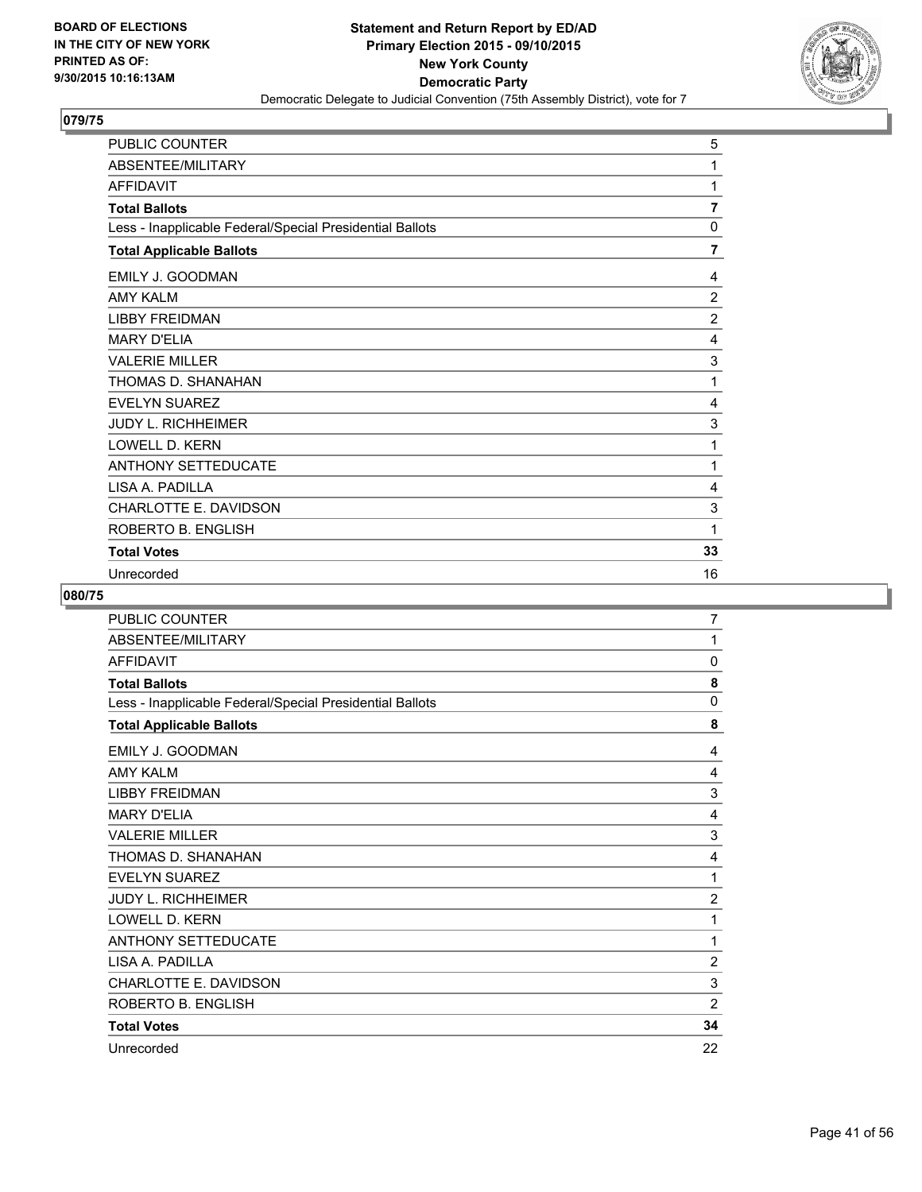BOARD OF ELECTIONS
IN THE CITY OF NEW YORK
PRINTED AS OF:
9/30/2015 10:16:13AM

**Statement and Return Report by ED/AD**
**Primary Election 2015 - 09/10/2015**
**New York County**
**Democratic Party**
Democratic Delegate to Judicial Convention (75th Assembly District), vote for 7

## 079/75

| | |
|---|---|
| PUBLIC COUNTER | 5 |
| ABSENTEE/MILITARY | 1 |
| AFFIDAVIT | 1 |
| **Total Ballots** | **7** |
| Less - Inapplicable Federal/Special Presidential Ballots | 0 |
| **Total Applicable Ballots** | **7** |
| EMILY J. GOODMAN | 4 |
| AMY KALM | 2 |
| LIBBY FREIDMAN | 2 |
| MARY D'ELIA | 4 |
| VALERIE MILLER | 3 |
| THOMAS D. SHANAHAN | 1 |
| EVELYN SUAREZ | 4 |
| JUDY L. RICHHEIMER | 3 |
| LOWELL D. KERN | 1 |
| ANTHONY SETTEDUCATE | 1 |
| LISA A. PADILLA | 4 |
| CHARLOTTE E. DAVIDSON | 3 |
| ROBERTO B. ENGLISH | 1 |
| **Total Votes** | **33** |
| Unrecorded | 16 |

## 080/75

| | |
|---|---|
| PUBLIC COUNTER | 7 |
| ABSENTEE/MILITARY | 1 |
| AFFIDAVIT | 0 |
| **Total Ballots** | **8** |
| Less - Inapplicable Federal/Special Presidential Ballots | 0 |
| **Total Applicable Ballots** | **8** |
| EMILY J. GOODMAN | 4 |
| AMY KALM | 4 |
| LIBBY FREIDMAN | 3 |
| MARY D'ELIA | 4 |
| VALERIE MILLER | 3 |
| THOMAS D. SHANAHAN | 4 |
| EVELYN SUAREZ | 1 |
| JUDY L. RICHHEIMER | 2 |
| LOWELL D. KERN | 1 |
| ANTHONY SETTEDUCATE | 1 |
| LISA A. PADILLA | 2 |
| CHARLOTTE E. DAVIDSON | 3 |
| ROBERTO B. ENGLISH | 2 |
| **Total Votes** | **34** |
| Unrecorded | 22 |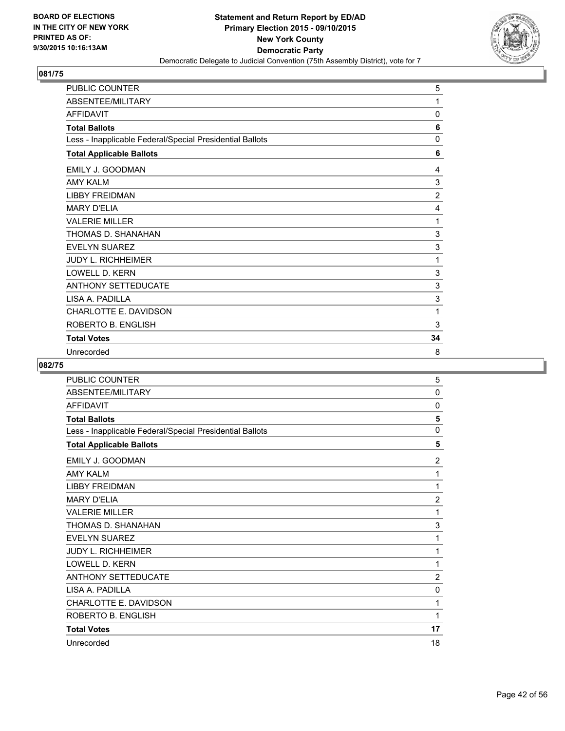BOARD OF ELECTIONS
IN THE CITY OF NEW YORK
PRINTED AS OF:
9/30/2015 10:16:13AM

**Statement and Return Report by ED/AD**
**Primary Election 2015 - 09/10/2015**
**New York County**
**Democratic Party**
Democratic Delegate to Judicial Convention (75th Assembly District), vote for 7

## 081/75

| | |
|---|---|
| PUBLIC COUNTER | 5 |
| ABSENTEE/MILITARY | 1 |
| AFFIDAVIT | 0 |
| **Total Ballots** | **6** |
| Less - Inapplicable Federal/Special Presidential Ballots | 0 |
| **Total Applicable Ballots** | **6** |
| EMILY J. GOODMAN | 4 |
| AMY KALM | 3 |
| LIBBY FREIDMAN | 2 |
| MARY D'ELIA | 4 |
| VALERIE MILLER | 1 |
| THOMAS D. SHANAHAN | 3 |
| EVELYN SUAREZ | 3 |
| JUDY L. RICHHEIMER | 1 |
| LOWELL D. KERN | 3 |
| ANTHONY SETTEDUCATE | 3 |
| LISA A. PADILLA | 3 |
| CHARLOTTE E. DAVIDSON | 1 |
| ROBERTO B. ENGLISH | 3 |
| **Total Votes** | **34** |
| Unrecorded | 8 |

## 082/75

| | |
|---|---|
| PUBLIC COUNTER | 5 |
| ABSENTEE/MILITARY | 0 |
| AFFIDAVIT | 0 |
| **Total Ballots** | **5** |
| Less - Inapplicable Federal/Special Presidential Ballots | 0 |
| **Total Applicable Ballots** | **5** |
| EMILY J. GOODMAN | 2 |
| AMY KALM | 1 |
| LIBBY FREIDMAN | 1 |
| MARY D'ELIA | 2 |
| VALERIE MILLER | 1 |
| THOMAS D. SHANAHAN | 3 |
| EVELYN SUAREZ | 1 |
| JUDY L. RICHHEIMER | 1 |
| LOWELL D. KERN | 1 |
| ANTHONY SETTEDUCATE | 2 |
| LISA A. PADILLA | 0 |
| CHARLOTTE E. DAVIDSON | 1 |
| ROBERTO B. ENGLISH | 1 |
| **Total Votes** | **17** |
| Unrecorded | 18 |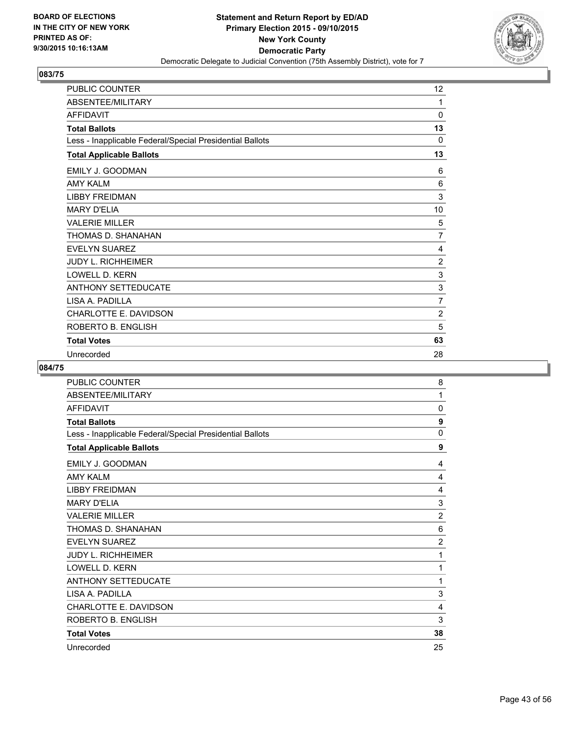BOARD OF ELECTIONS
IN THE CITY OF NEW YORK
PRINTED AS OF:
9/30/2015 10:16:13AM

**Statement and Return Report by ED/AD**
**Primary Election 2015 - 09/10/2015**
**New York County**
**Democratic Party**
Democratic Delegate to Judicial Convention (75th Assembly District), vote for 7

## 083/75

| | |
|---|---|
| PUBLIC COUNTER | 12 |
| ABSENTEE/MILITARY | 1 |
| AFFIDAVIT | 0 |
| **Total Ballots** | **13** |
| Less - Inapplicable Federal/Special Presidential Ballots | 0 |
| **Total Applicable Ballots** | **13** |
| EMILY J. GOODMAN | 6 |
| AMY KALM | 6 |
| LIBBY FREIDMAN | 3 |
| MARY D'ELIA | 10 |
| VALERIE MILLER | 5 |
| THOMAS D. SHANAHAN | 7 |
| EVELYN SUAREZ | 4 |
| JUDY L. RICHHEIMER | 2 |
| LOWELL D. KERN | 3 |
| ANTHONY SETTEDUCATE | 3 |
| LISA A. PADILLA | 7 |
| CHARLOTTE E. DAVIDSON | 2 |
| ROBERTO B. ENGLISH | 5 |
| **Total Votes** | **63** |
| Unrecorded | 28 |

## 084/75

| | |
|---|---|
| PUBLIC COUNTER | 8 |
| ABSENTEE/MILITARY | 1 |
| AFFIDAVIT | 0 |
| **Total Ballots** | **9** |
| Less - Inapplicable Federal/Special Presidential Ballots | 0 |
| **Total Applicable Ballots** | **9** |
| EMILY J. GOODMAN | 4 |
| AMY KALM | 4 |
| LIBBY FREIDMAN | 4 |
| MARY D'ELIA | 3 |
| VALERIE MILLER | 2 |
| THOMAS D. SHANAHAN | 6 |
| EVELYN SUAREZ | 2 |
| JUDY L. RICHHEIMER | 1 |
| LOWELL D. KERN | 1 |
| ANTHONY SETTEDUCATE | 1 |
| LISA A. PADILLA | 3 |
| CHARLOTTE E. DAVIDSON | 4 |
| ROBERTO B. ENGLISH | 3 |
| **Total Votes** | **38** |
| Unrecorded | 25 |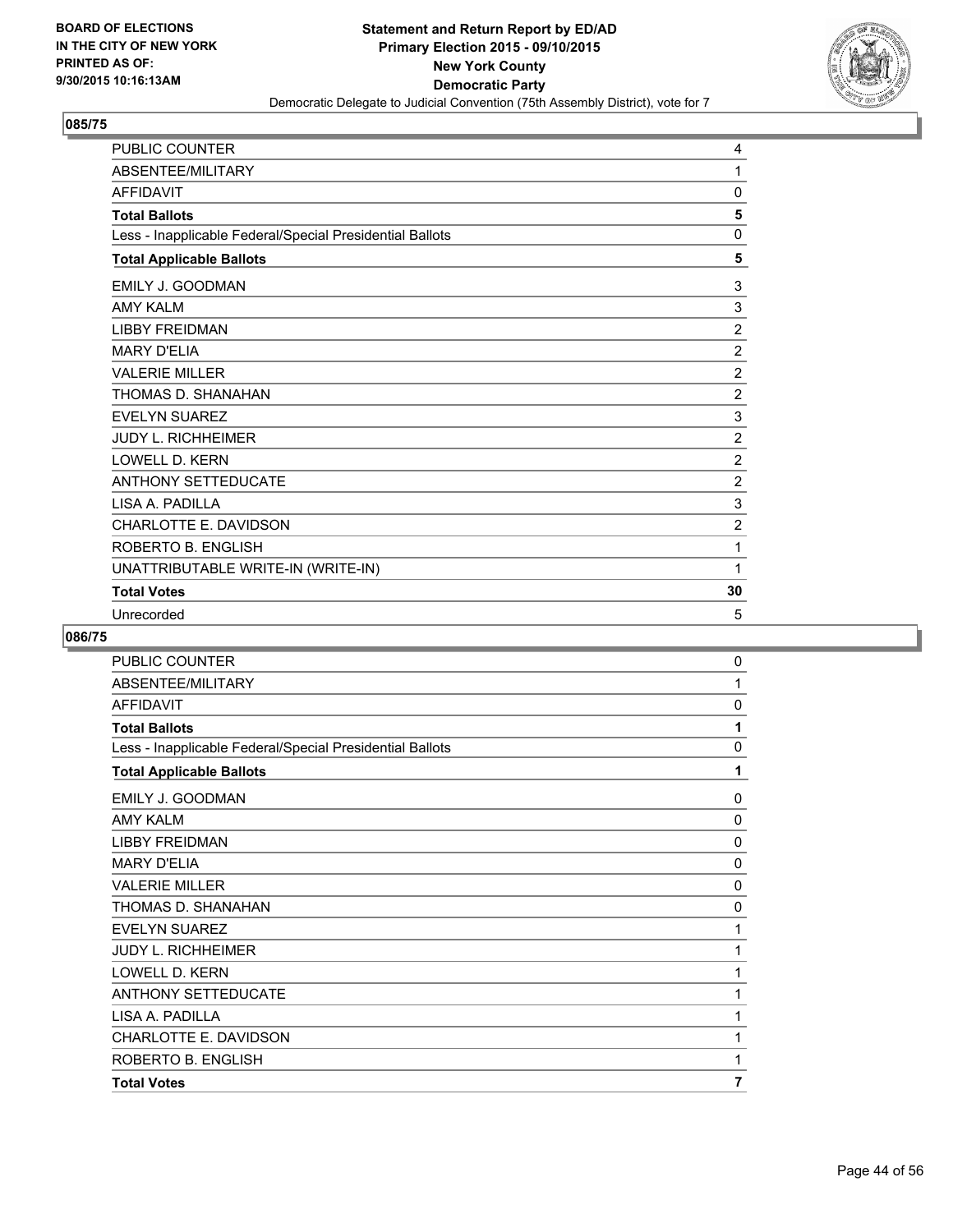**BOARD OF ELECTIONS IN THE CITY OF NEW YORK PRINTED AS OF: 9/30/2015 10:16:13AM**

**Statement and Return Report by ED/AD**
**Primary Election 2015 - 09/10/2015**
**New York County**
**Democratic Party**
Democratic Delegate to Judicial Convention (75th Assembly District), vote for 7

## 085/75

| | |
|---|---|
| PUBLIC COUNTER | 4 |
| ABSENTEE/MILITARY | 1 |
| AFFIDAVIT | 0 |
| **Total Ballots** | **5** |
| Less - Inapplicable Federal/Special Presidential Ballots | 0 |
| **Total Applicable Ballots** | **5** |
| EMILY J. GOODMAN | 3 |
| AMY KALM | 3 |
| LIBBY FREIDMAN | 2 |
| MARY D'ELIA | 2 |
| VALERIE MILLER | 2 |
| THOMAS D. SHANAHAN | 2 |
| EVELYN SUAREZ | 3 |
| JUDY L. RICHHEIMER | 2 |
| LOWELL D. KERN | 2 |
| ANTHONY SETTEDUCATE | 2 |
| LISA A. PADILLA | 3 |
| CHARLOTTE E. DAVIDSON | 2 |
| ROBERTO B. ENGLISH | 1 |
| UNATTRIBUTABLE WRITE-IN (WRITE-IN) | 1 |
| **Total Votes** | **30** |
| Unrecorded | 5 |

## 086/75

| | |
|---|---|
| PUBLIC COUNTER | 0 |
| ABSENTEE/MILITARY | 1 |
| AFFIDAVIT | 0 |
| **Total Ballots** | **1** |
| Less - Inapplicable Federal/Special Presidential Ballots | 0 |
| **Total Applicable Ballots** | **1** |
| EMILY J. GOODMAN | 0 |
| AMY KALM | 0 |
| LIBBY FREIDMAN | 0 |
| MARY D'ELIA | 0 |
| VALERIE MILLER | 0 |
| THOMAS D. SHANAHAN | 0 |
| EVELYN SUAREZ | 1 |
| JUDY L. RICHHEIMER | 1 |
| LOWELL D. KERN | 1 |
| ANTHONY SETTEDUCATE | 1 |
| LISA A. PADILLA | 1 |
| CHARLOTTE E. DAVIDSON | 1 |
| ROBERTO B. ENGLISH | 1 |
| **Total Votes** | **7** |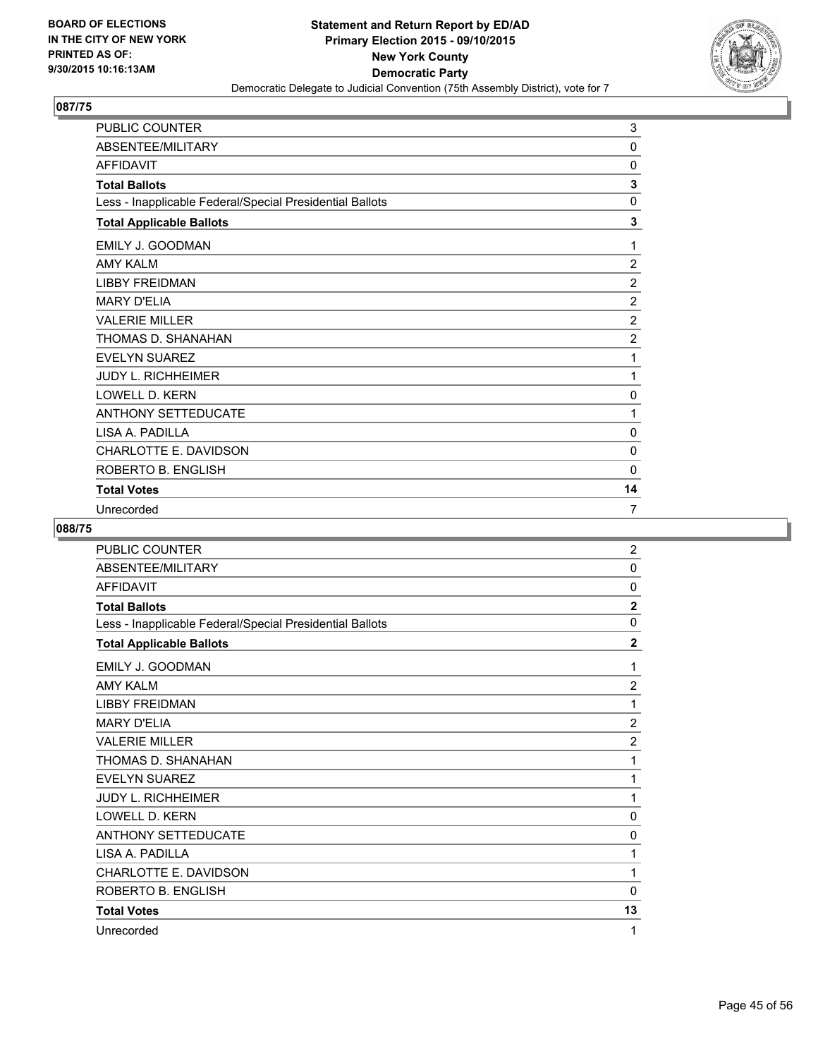**BOARD OF ELECTIONS IN THE CITY OF NEW YORK PRINTED AS OF: 9/30/2015 10:16:13AM**

**Statement and Return Report by ED/AD**
**Primary Election 2015 - 09/10/2015**
**New York County**
**Democratic Party**
Democratic Delegate to Judicial Convention (75th Assembly District), vote for 7

## 087/75

| | |
|---|---|
| PUBLIC COUNTER | 3 |
| ABSENTEE/MILITARY | 0 |
| AFFIDAVIT | 0 |
| **Total Ballots** | **3** |
| Less - Inapplicable Federal/Special Presidential Ballots | 0 |
| **Total Applicable Ballots** | **3** |
| EMILY J. GOODMAN | 1 |
| AMY KALM | 2 |
| LIBBY FREIDMAN | 2 |
| MARY D'ELIA | 2 |
| VALERIE MILLER | 2 |
| THOMAS D. SHANAHAN | 2 |
| EVELYN SUAREZ | 1 |
| JUDY L. RICHHEIMER | 1 |
| LOWELL D. KERN | 0 |
| ANTHONY SETTEDUCATE | 1 |
| LISA A. PADILLA | 0 |
| CHARLOTTE E. DAVIDSON | 0 |
| ROBERTO B. ENGLISH | 0 |
| **Total Votes** | **14** |
| Unrecorded | 7 |

## 088/75

| | |
|---|---|
| PUBLIC COUNTER | 2 |
| ABSENTEE/MILITARY | 0 |
| AFFIDAVIT | 0 |
| **Total Ballots** | **2** |
| Less - Inapplicable Federal/Special Presidential Ballots | 0 |
| **Total Applicable Ballots** | **2** |
| EMILY J. GOODMAN | 1 |
| AMY KALM | 2 |
| LIBBY FREIDMAN | 1 |
| MARY D'ELIA | 2 |
| VALERIE MILLER | 2 |
| THOMAS D. SHANAHAN | 1 |
| EVELYN SUAREZ | 1 |
| JUDY L. RICHHEIMER | 1 |
| LOWELL D. KERN | 0 |
| ANTHONY SETTEDUCATE | 0 |
| LISA A. PADILLA | 1 |
| CHARLOTTE E. DAVIDSON | 1 |
| ROBERTO B. ENGLISH | 0 |
| **Total Votes** | **13** |
| Unrecorded | 1 |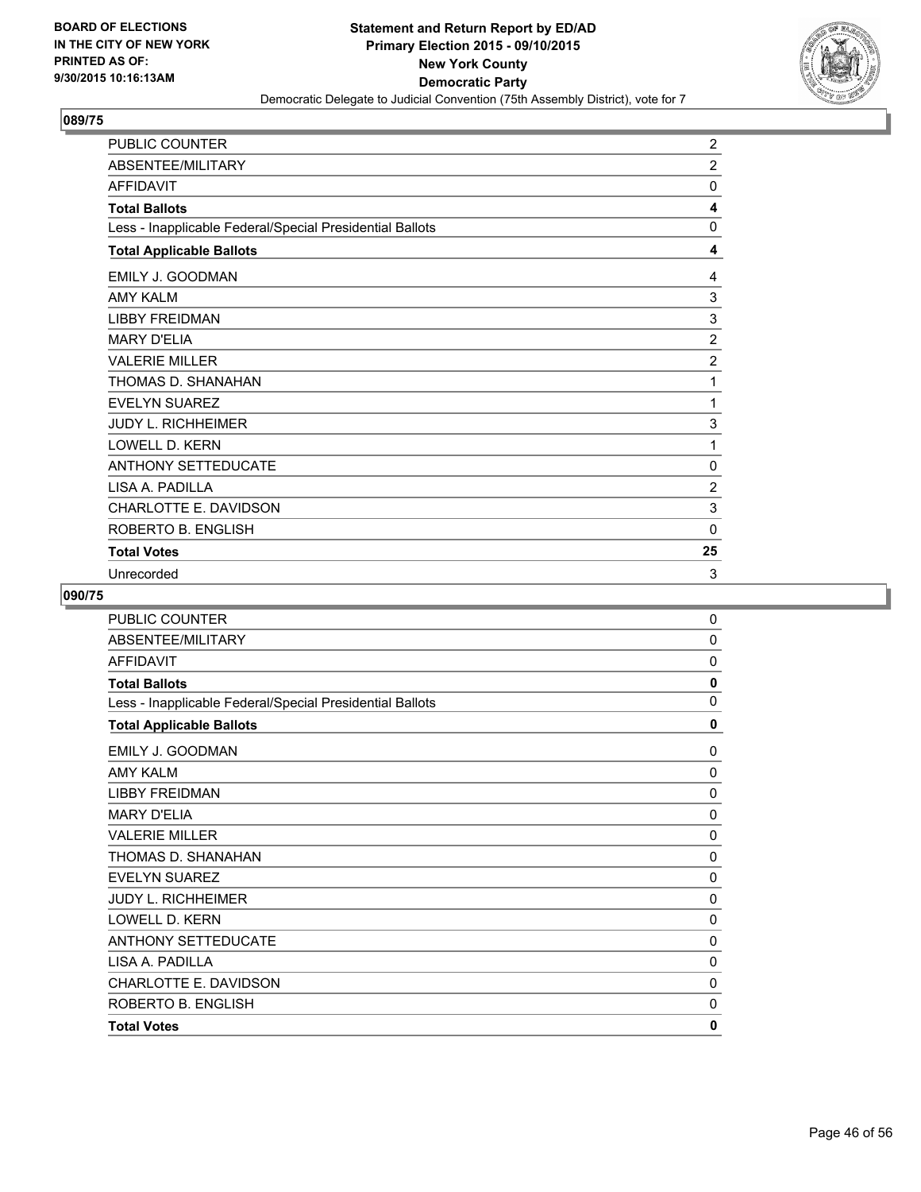BOARD OF ELECTIONS
IN THE CITY OF NEW YORK
PRINTED AS OF:
9/30/2015 10:16:13AM

**Statement and Return Report by ED/AD**
**Primary Election 2015 - 09/10/2015**
**New York County**
**Democratic Party**
Democratic Delegate to Judicial Convention (75th Assembly District), vote for 7

## 089/75

| | |
|---|---|
| PUBLIC COUNTER | 2 |
| ABSENTEE/MILITARY | 2 |
| AFFIDAVIT | 0 |
| **Total Ballots** | **4** |
| Less - Inapplicable Federal/Special Presidential Ballots | 0 |
| **Total Applicable Ballots** | **4** |
| EMILY J. GOODMAN | 4 |
| AMY KALM | 3 |
| LIBBY FREIDMAN | 3 |
| MARY D'ELIA | 2 |
| VALERIE MILLER | 2 |
| THOMAS D. SHANAHAN | 1 |
| EVELYN SUAREZ | 1 |
| JUDY L. RICHHEIMER | 3 |
| LOWELL D. KERN | 1 |
| ANTHONY SETTEDUCATE | 0 |
| LISA A. PADILLA | 2 |
| CHARLOTTE E. DAVIDSON | 3 |
| ROBERTO B. ENGLISH | 0 |
| **Total Votes** | **25** |
| Unrecorded | 3 |

## 090/75

| | |
|---|---|
| PUBLIC COUNTER | 0 |
| ABSENTEE/MILITARY | 0 |
| AFFIDAVIT | 0 |
| **Total Ballots** | **0** |
| Less - Inapplicable Federal/Special Presidential Ballots | 0 |
| **Total Applicable Ballots** | **0** |
| EMILY J. GOODMAN | 0 |
| AMY KALM | 0 |
| LIBBY FREIDMAN | 0 |
| MARY D'ELIA | 0 |
| VALERIE MILLER | 0 |
| THOMAS D. SHANAHAN | 0 |
| EVELYN SUAREZ | 0 |
| JUDY L. RICHHEIMER | 0 |
| LOWELL D. KERN | 0 |
| ANTHONY SETTEDUCATE | 0 |
| LISA A. PADILLA | 0 |
| CHARLOTTE E. DAVIDSON | 0 |
| ROBERTO B. ENGLISH | 0 |
| **Total Votes** | **0** |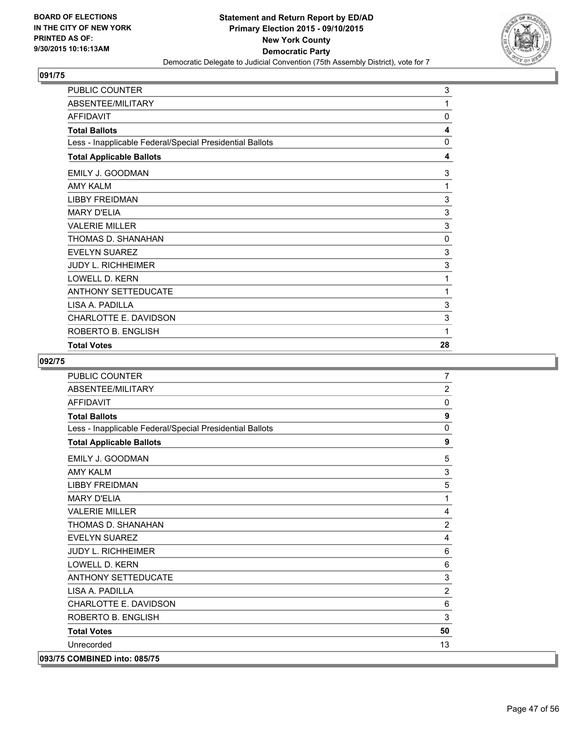## 091/75

| | |
|---|---|
| PUBLIC COUNTER | 3 |
| ABSENTEE/MILITARY | 1 |
| AFFIDAVIT | 0 |
| **Total Ballots** | **4** |
| Less - Inapplicable Federal/Special Presidential Ballots | 0 |
| **Total Applicable Ballots** | **4** |
| EMILY J. GOODMAN | 3 |
| AMY KALM | 1 |
| LIBBY FREIDMAN | 3 |
| MARY D'ELIA | 3 |
| VALERIE MILLER | 3 |
| THOMAS D. SHANAHAN | 0 |
| EVELYN SUAREZ | 3 |
| JUDY L. RICHHEIMER | 3 |
| LOWELL D. KERN | 1 |
| ANTHONY SETTEDUCATE | 1 |
| LISA A. PADILLA | 3 |
| CHARLOTTE E. DAVIDSON | 3 |
| ROBERTO B. ENGLISH | 1 |
| **Total Votes** | **28** |

## 092/75

| | |
|---|---|
| PUBLIC COUNTER | 7 |
| ABSENTEE/MILITARY | 2 |
| AFFIDAVIT | 0 |
| **Total Ballots** | **9** |
| Less - Inapplicable Federal/Special Presidential Ballots | 0 |
| **Total Applicable Ballots** | **9** |
| EMILY J. GOODMAN | 5 |
| AMY KALM | 3 |
| LIBBY FREIDMAN | 5 |
| MARY D'ELIA | 1 |
| VALERIE MILLER | 4 |
| THOMAS D. SHANAHAN | 2 |
| EVELYN SUAREZ | 4 |
| JUDY L. RICHHEIMER | 6 |
| LOWELL D. KERN | 6 |
| ANTHONY SETTEDUCATE | 3 |
| LISA A. PADILLA | 2 |
| CHARLOTTE E. DAVIDSON | 6 |
| ROBERTO B. ENGLISH | 3 |
| **Total Votes** | **50** |
| Unrecorded | 13 |

**093/75 COMBINED into: 085/75**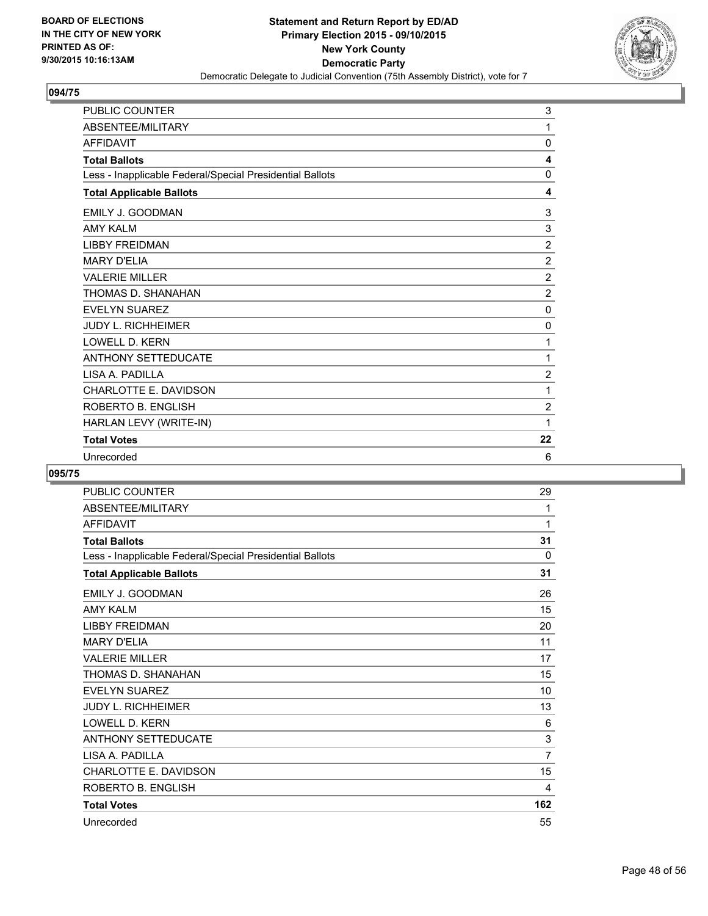BOARD OF ELECTIONS
IN THE CITY OF NEW YORK
PRINTED AS OF:
9/30/2015 10:16:13AM

**Statement and Return Report by ED/AD**
**Primary Election 2015 - 09/10/2015**
**New York County**
**Democratic Party**
Democratic Delegate to Judicial Convention (75th Assembly District), vote for 7

### 094/75

| | |
|---|---|
| PUBLIC COUNTER | 3 |
| ABSENTEE/MILITARY | 1 |
| AFFIDAVIT | 0 |
| **Total Ballots** | **4** |
| Less - Inapplicable Federal/Special Presidential Ballots | 0 |
| **Total Applicable Ballots** | **4** |
| EMILY J. GOODMAN | 3 |
| AMY KALM | 3 |
| LIBBY FREIDMAN | 2 |
| MARY D'ELIA | 2 |
| VALERIE MILLER | 2 |
| THOMAS D. SHANAHAN | 2 |
| EVELYN SUAREZ | 0 |
| JUDY L. RICHHEIMER | 0 |
| LOWELL D. KERN | 1 |
| ANTHONY SETTEDUCATE | 1 |
| LISA A. PADILLA | 2 |
| CHARLOTTE E. DAVIDSON | 1 |
| ROBERTO B. ENGLISH | 2 |
| HARLAN LEVY (WRITE-IN) | 1 |
| **Total Votes** | **22** |
| Unrecorded | 6 |

### 095/75

| | |
|---|---|
| PUBLIC COUNTER | 29 |
| ABSENTEE/MILITARY | 1 |
| AFFIDAVIT | 1 |
| **Total Ballots** | **31** |
| Less - Inapplicable Federal/Special Presidential Ballots | 0 |
| **Total Applicable Ballots** | **31** |
| EMILY J. GOODMAN | 26 |
| AMY KALM | 15 |
| LIBBY FREIDMAN | 20 |
| MARY D'ELIA | 11 |
| VALERIE MILLER | 17 |
| THOMAS D. SHANAHAN | 15 |
| EVELYN SUAREZ | 10 |
| JUDY L. RICHHEIMER | 13 |
| LOWELL D. KERN | 6 |
| ANTHONY SETTEDUCATE | 3 |
| LISA A. PADILLA | 7 |
| CHARLOTTE E. DAVIDSON | 15 |
| ROBERTO B. ENGLISH | 4 |
| **Total Votes** | **162** |
| Unrecorded | 55 |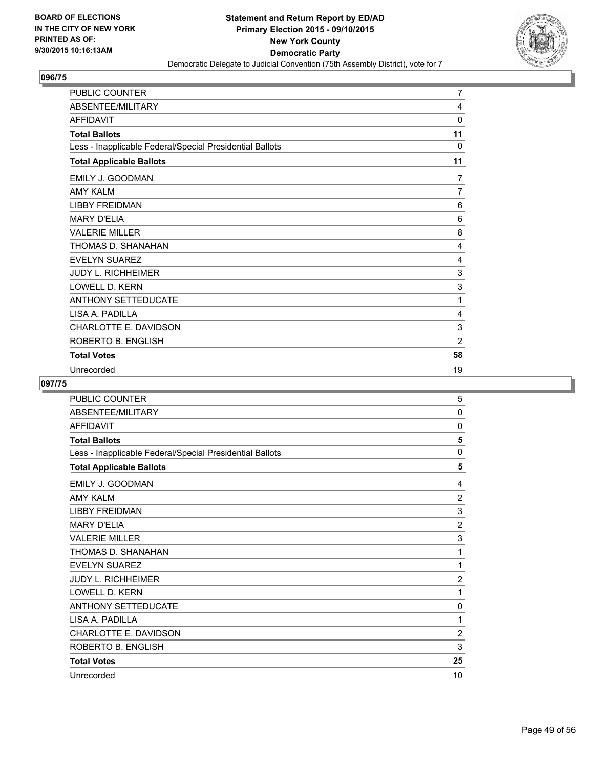**Statement and Return Report by ED/AD**
**Primary Election 2015 - 09/10/2015**
**New York County**
**Democratic Party**
Democratic Delegate to Judicial Convention (75th Assembly District), vote for 7

BOARD OF ELECTIONS
IN THE CITY OF NEW YORK
PRINTED AS OF:
9/30/2015 10:16:13AM

## 096/75

| | |
|---|---|
| PUBLIC COUNTER | 7 |
| ABSENTEE/MILITARY | 4 |
| AFFIDAVIT | 0 |
| **Total Ballots** | **11** |
| Less - Inapplicable Federal/Special Presidential Ballots | 0 |
| **Total Applicable Ballots** | **11** |
| EMILY J. GOODMAN | 7 |
| AMY KALM | 7 |
| LIBBY FREIDMAN | 6 |
| MARY D'ELIA | 6 |
| VALERIE MILLER | 8 |
| THOMAS D. SHANAHAN | 4 |
| EVELYN SUAREZ | 4 |
| JUDY L. RICHHEIMER | 3 |
| LOWELL D. KERN | 3 |
| ANTHONY SETTEDUCATE | 1 |
| LISA A. PADILLA | 4 |
| CHARLOTTE E. DAVIDSON | 3 |
| ROBERTO B. ENGLISH | 2 |
| **Total Votes** | **58** |
| Unrecorded | 19 |

## 097/75

| | |
|---|---|
| PUBLIC COUNTER | 5 |
| ABSENTEE/MILITARY | 0 |
| AFFIDAVIT | 0 |
| **Total Ballots** | **5** |
| Less - Inapplicable Federal/Special Presidential Ballots | 0 |
| **Total Applicable Ballots** | **5** |
| EMILY J. GOODMAN | 4 |
| AMY KALM | 2 |
| LIBBY FREIDMAN | 3 |
| MARY D'ELIA | 2 |
| VALERIE MILLER | 3 |
| THOMAS D. SHANAHAN | 1 |
| EVELYN SUAREZ | 1 |
| JUDY L. RICHHEIMER | 2 |
| LOWELL D. KERN | 1 |
| ANTHONY SETTEDUCATE | 0 |
| LISA A. PADILLA | 1 |
| CHARLOTTE E. DAVIDSON | 2 |
| ROBERTO B. ENGLISH | 3 |
| **Total Votes** | **25** |
| Unrecorded | 10 |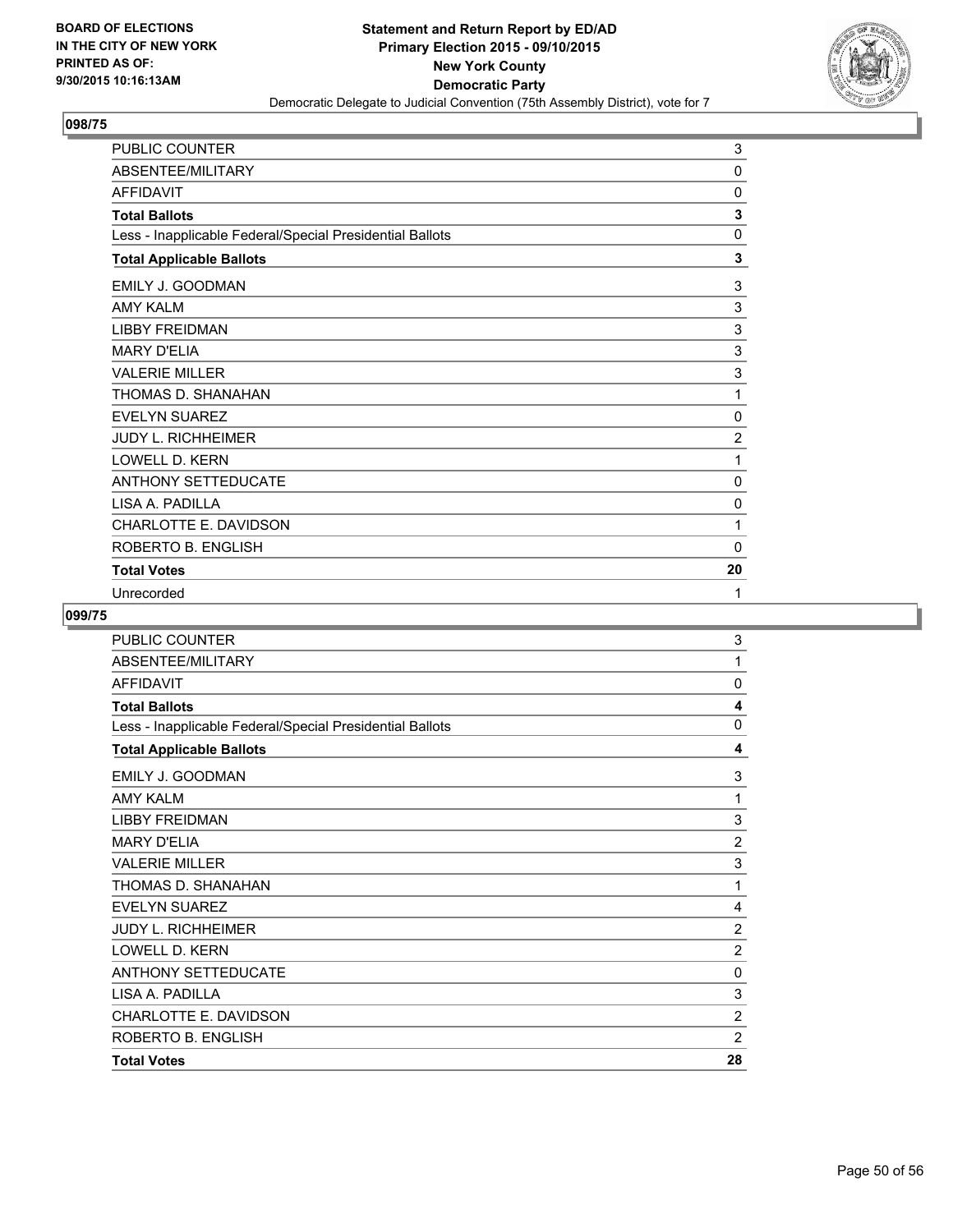**Statement and Return Report by ED/AD**
**Primary Election 2015 - 09/10/2015**
**New York County**
**Democratic Party**
Democratic Delegate to Judicial Convention (75th Assembly District), vote for 7

BOARD OF ELECTIONS
IN THE CITY OF NEW YORK
PRINTED AS OF:
9/30/2015 10:16:13AM

## 098/75

| | |
|---|---|
| PUBLIC COUNTER | 3 |
| ABSENTEE/MILITARY | 0 |
| AFFIDAVIT | 0 |
| **Total Ballots** | **3** |
| Less - Inapplicable Federal/Special Presidential Ballots | 0 |
| **Total Applicable Ballots** | **3** |
| EMILY J. GOODMAN | 3 |
| AMY KALM | 3 |
| LIBBY FREIDMAN | 3 |
| MARY D'ELIA | 3 |
| VALERIE MILLER | 3 |
| THOMAS D. SHANAHAN | 1 |
| EVELYN SUAREZ | 0 |
| JUDY L. RICHHEIMER | 2 |
| LOWELL D. KERN | 1 |
| ANTHONY SETTEDUCATE | 0 |
| LISA A. PADILLA | 0 |
| CHARLOTTE E. DAVIDSON | 1 |
| ROBERTO B. ENGLISH | 0 |
| **Total Votes** | **20** |
| Unrecorded | 1 |

## 099/75

| | |
|---|---|
| PUBLIC COUNTER | 3 |
| ABSENTEE/MILITARY | 1 |
| AFFIDAVIT | 0 |
| **Total Ballots** | **4** |
| Less - Inapplicable Federal/Special Presidential Ballots | 0 |
| **Total Applicable Ballots** | **4** |
| EMILY J. GOODMAN | 3 |
| AMY KALM | 1 |
| LIBBY FREIDMAN | 3 |
| MARY D'ELIA | 2 |
| VALERIE MILLER | 3 |
| THOMAS D. SHANAHAN | 1 |
| EVELYN SUAREZ | 4 |
| JUDY L. RICHHEIMER | 2 |
| LOWELL D. KERN | 2 |
| ANTHONY SETTEDUCATE | 0 |
| LISA A. PADILLA | 3 |
| CHARLOTTE E. DAVIDSON | 2 |
| ROBERTO B. ENGLISH | 2 |
| **Total Votes** | **28** |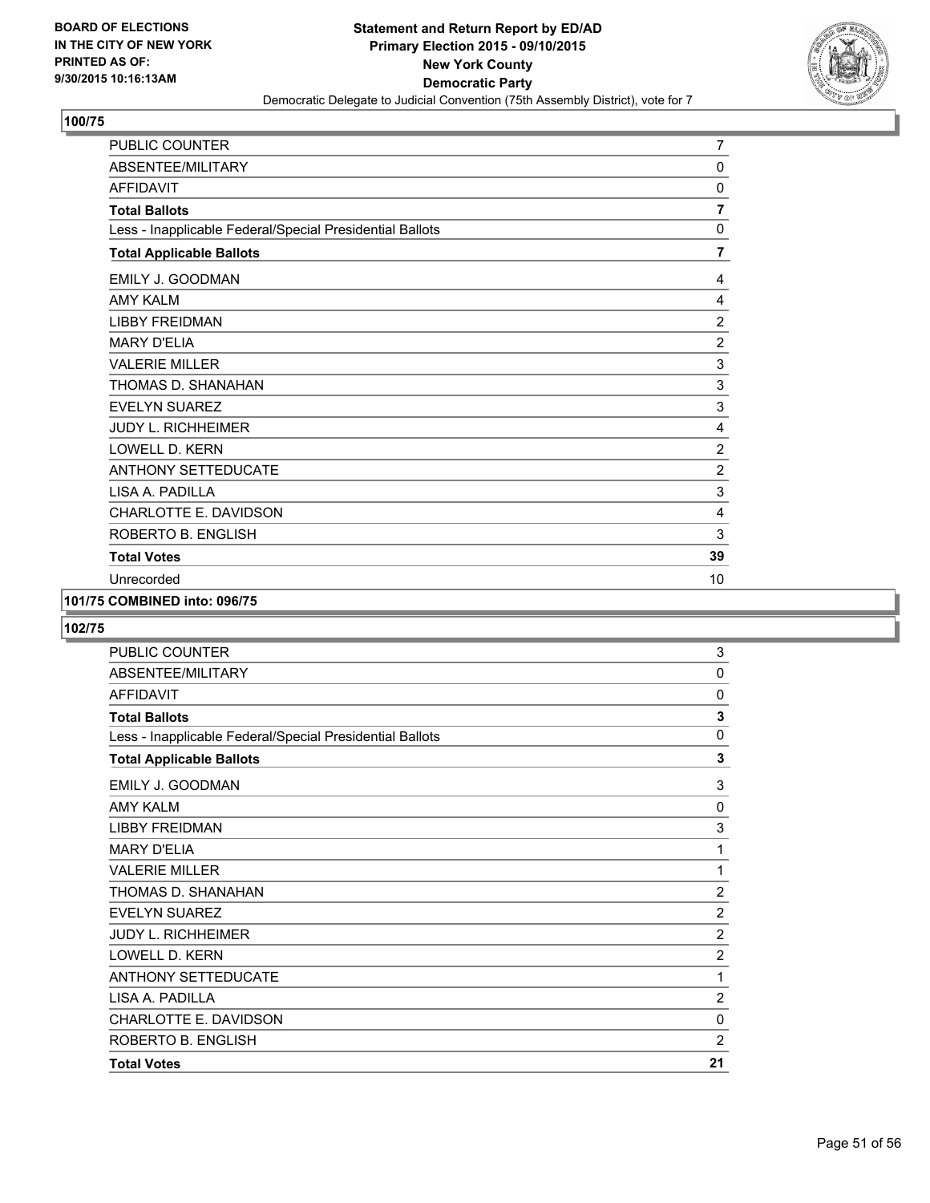**BOARD OF ELECTIONS IN THE CITY OF NEW YORK PRINTED AS OF: 9/30/2015 10:16:13AM**

**Statement and Return Report by ED/AD Primary Election 2015 - 09/10/2015 New York County Democratic Party**

Democratic Delegate to Judicial Convention (75th Assembly District), vote for 7

**100/75**

| | |
|---|---|
| PUBLIC COUNTER | 7 |
| ABSENTEE/MILITARY | 0 |
| AFFIDAVIT | 0 |
| **Total Ballots** | **7** |
| Less - Inapplicable Federal/Special Presidential Ballots | 0 |
| **Total Applicable Ballots** | **7** |
| EMILY J. GOODMAN | 4 |
| AMY KALM | 4 |
| LIBBY FREIDMAN | 2 |
| MARY D'ELIA | 2 |
| VALERIE MILLER | 3 |
| THOMAS D. SHANAHAN | 3 |
| EVELYN SUAREZ | 3 |
| JUDY L. RICHHEIMER | 4 |
| LOWELL D. KERN | 2 |
| ANTHONY SETTEDUCATE | 2 |
| LISA A. PADILLA | 3 |
| CHARLOTTE E. DAVIDSON | 4 |
| ROBERTO B. ENGLISH | 3 |
| **Total Votes** | **39** |
| Unrecorded | 10 |

**101/75 COMBINED into: 096/75**

**102/75**

| | |
|---|---|
| PUBLIC COUNTER | 3 |
| ABSENTEE/MILITARY | 0 |
| AFFIDAVIT | 0 |
| **Total Ballots** | **3** |
| Less - Inapplicable Federal/Special Presidential Ballots | 0 |
| **Total Applicable Ballots** | **3** |
| EMILY J. GOODMAN | 3 |
| AMY KALM | 0 |
| LIBBY FREIDMAN | 3 |
| MARY D'ELIA | 1 |
| VALERIE MILLER | 1 |
| THOMAS D. SHANAHAN | 2 |
| EVELYN SUAREZ | 2 |
| JUDY L. RICHHEIMER | 2 |
| LOWELL D. KERN | 2 |
| ANTHONY SETTEDUCATE | 1 |
| LISA A. PADILLA | 2 |
| CHARLOTTE E. DAVIDSON | 0 |
| ROBERTO B. ENGLISH | 2 |
| **Total Votes** | **21** |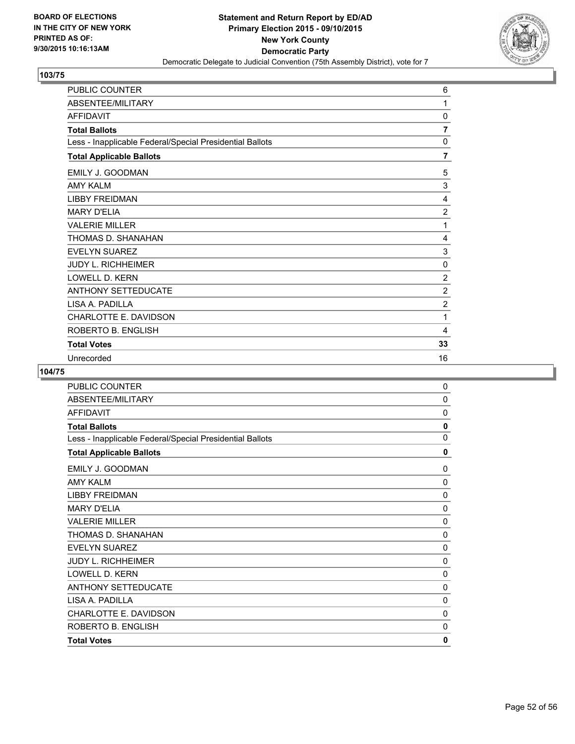## 103/75

| | |
|---|---|
| PUBLIC COUNTER | 6 |
| ABSENTEE/MILITARY | 1 |
| AFFIDAVIT | 0 |
| **Total Ballots** | **7** |
| Less - Inapplicable Federal/Special Presidential Ballots | 0 |
| **Total Applicable Ballots** | **7** |
| EMILY J. GOODMAN | 5 |
| AMY KALM | 3 |
| LIBBY FREIDMAN | 4 |
| MARY D'ELIA | 2 |
| VALERIE MILLER | 1 |
| THOMAS D. SHANAHAN | 4 |
| EVELYN SUAREZ | 3 |
| JUDY L. RICHHEIMER | 0 |
| LOWELL D. KERN | 2 |
| ANTHONY SETTEDUCATE | 2 |
| LISA A. PADILLA | 2 |
| CHARLOTTE E. DAVIDSON | 1 |
| ROBERTO B. ENGLISH | 4 |
| **Total Votes** | **33** |
| Unrecorded | 16 |

## 104/75

| | |
|---|---|
| PUBLIC COUNTER | 0 |
| ABSENTEE/MILITARY | 0 |
| AFFIDAVIT | 0 |
| **Total Ballots** | **0** |
| Less - Inapplicable Federal/Special Presidential Ballots | 0 |
| **Total Applicable Ballots** | **0** |
| EMILY J. GOODMAN | 0 |
| AMY KALM | 0 |
| LIBBY FREIDMAN | 0 |
| MARY D'ELIA | 0 |
| VALERIE MILLER | 0 |
| THOMAS D. SHANAHAN | 0 |
| EVELYN SUAREZ | 0 |
| JUDY L. RICHHEIMER | 0 |
| LOWELL D. KERN | 0 |
| ANTHONY SETTEDUCATE | 0 |
| LISA A. PADILLA | 0 |
| CHARLOTTE E. DAVIDSON | 0 |
| ROBERTO B. ENGLISH | 0 |
| **Total Votes** | **0** |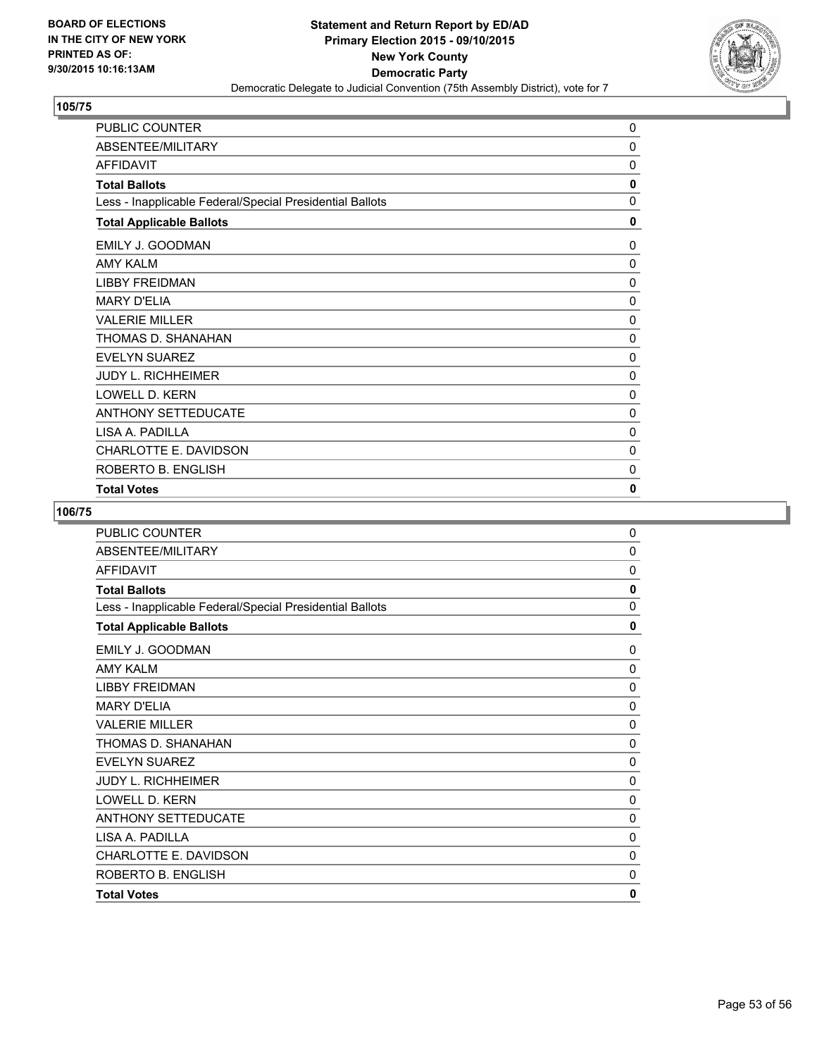**105/75**

| | |
|---|---|
| PUBLIC COUNTER | 0 |
| ABSENTEE/MILITARY | 0 |
| AFFIDAVIT | 0 |
| **Total Ballots** | **0** |
| Less - Inapplicable Federal/Special Presidential Ballots | 0 |
| **Total Applicable Ballots** | **0** |
| EMILY J. GOODMAN | 0 |
| AMY KALM | 0 |
| LIBBY FREIDMAN | 0 |
| MARY D'ELIA | 0 |
| VALERIE MILLER | 0 |
| THOMAS D. SHANAHAN | 0 |
| EVELYN SUAREZ | 0 |
| JUDY L. RICHHEIMER | 0 |
| LOWELL D. KERN | 0 |
| ANTHONY SETTEDUCATE | 0 |
| LISA A. PADILLA | 0 |
| CHARLOTTE E. DAVIDSON | 0 |
| ROBERTO B. ENGLISH | 0 |
| **Total Votes** | **0** |

**106/75**

| | |
|---|---|
| PUBLIC COUNTER | 0 |
| ABSENTEE/MILITARY | 0 |
| AFFIDAVIT | 0 |
| **Total Ballots** | **0** |
| Less - Inapplicable Federal/Special Presidential Ballots | 0 |
| **Total Applicable Ballots** | **0** |
| EMILY J. GOODMAN | 0 |
| AMY KALM | 0 |
| LIBBY FREIDMAN | 0 |
| MARY D'ELIA | 0 |
| VALERIE MILLER | 0 |
| THOMAS D. SHANAHAN | 0 |
| EVELYN SUAREZ | 0 |
| JUDY L. RICHHEIMER | 0 |
| LOWELL D. KERN | 0 |
| ANTHONY SETTEDUCATE | 0 |
| LISA A. PADILLA | 0 |
| CHARLOTTE E. DAVIDSON | 0 |
| ROBERTO B. ENGLISH | 0 |
| **Total Votes** | **0** |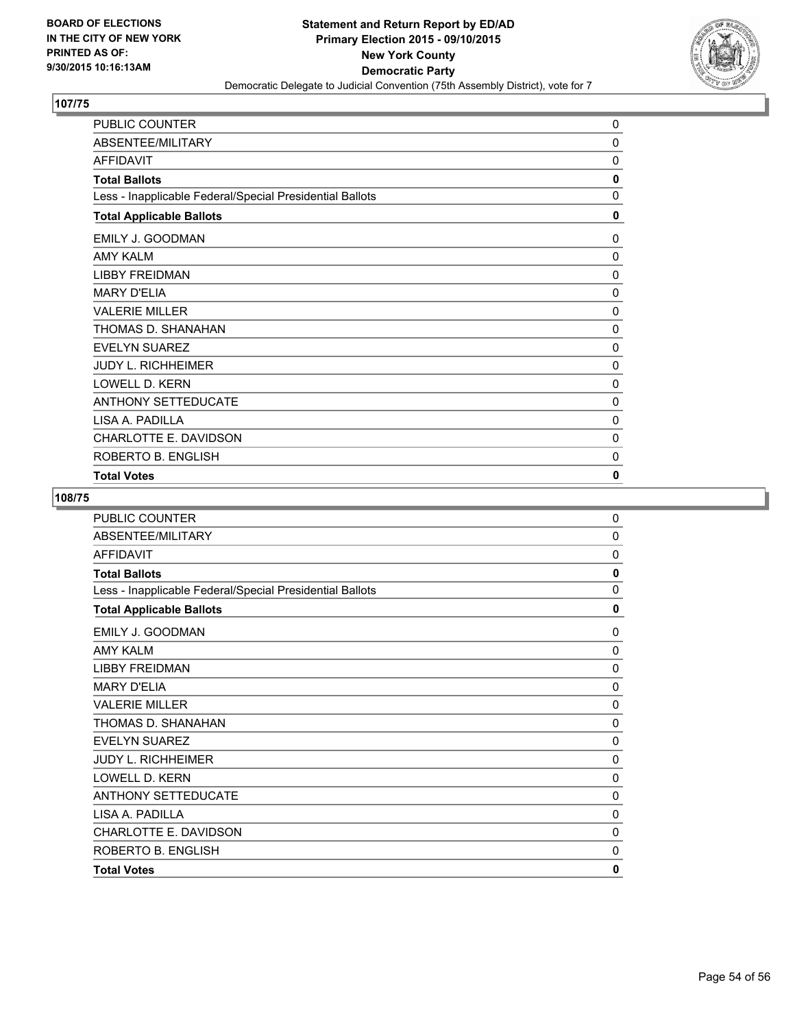## 107/75

| | |
|---|---|
| PUBLIC COUNTER | 0 |
| ABSENTEE/MILITARY | 0 |
| AFFIDAVIT | 0 |
| **Total Ballots** | **0** |
| Less - Inapplicable Federal/Special Presidential Ballots | 0 |
| **Total Applicable Ballots** | **0** |
| EMILY J. GOODMAN | 0 |
| AMY KALM | 0 |
| LIBBY FREIDMAN | 0 |
| MARY D'ELIA | 0 |
| VALERIE MILLER | 0 |
| THOMAS D. SHANAHAN | 0 |
| EVELYN SUAREZ | 0 |
| JUDY L. RICHHEIMER | 0 |
| LOWELL D. KERN | 0 |
| ANTHONY SETTEDUCATE | 0 |
| LISA A. PADILLA | 0 |
| CHARLOTTE E. DAVIDSON | 0 |
| ROBERTO B. ENGLISH | 0 |
| **Total Votes** | **0** |

## 108/75

| | |
|---|---|
| PUBLIC COUNTER | 0 |
| ABSENTEE/MILITARY | 0 |
| AFFIDAVIT | 0 |
| **Total Ballots** | **0** |
| Less - Inapplicable Federal/Special Presidential Ballots | 0 |
| **Total Applicable Ballots** | **0** |
| EMILY J. GOODMAN | 0 |
| AMY KALM | 0 |
| LIBBY FREIDMAN | 0 |
| MARY D'ELIA | 0 |
| VALERIE MILLER | 0 |
| THOMAS D. SHANAHAN | 0 |
| EVELYN SUAREZ | 0 |
| JUDY L. RICHHEIMER | 0 |
| LOWELL D. KERN | 0 |
| ANTHONY SETTEDUCATE | 0 |
| LISA A. PADILLA | 0 |
| CHARLOTTE E. DAVIDSON | 0 |
| ROBERTO B. ENGLISH | 0 |
| **Total Votes** | **0** |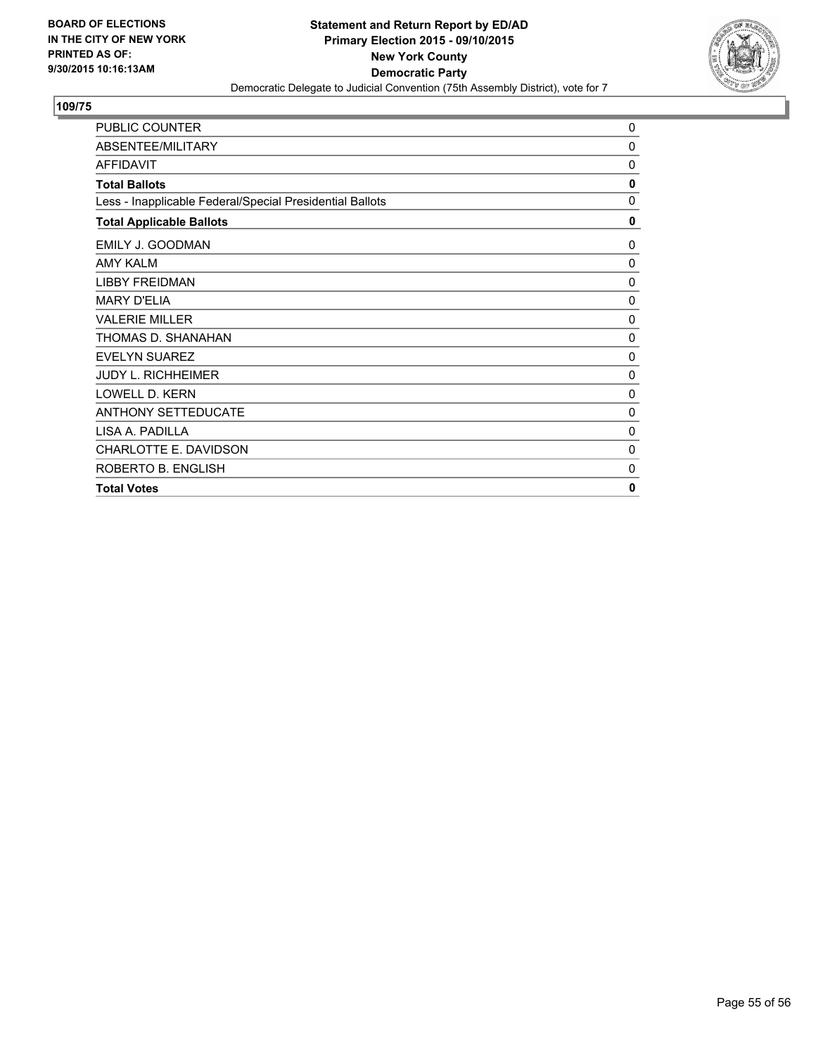**BOARD OF ELECTIONS IN THE CITY OF NEW YORK PRINTED AS OF: 9/30/2015 10:16:13AM**

**Statement and Return Report by ED/AD**
**Primary Election 2015 - 09/10/2015**
**New York County**
**Democratic Party**
Democratic Delegate to Judicial Convention (75th Assembly District), vote for 7

## 109/75

| | |
|---|---|
| PUBLIC COUNTER | 0 |
| ABSENTEE/MILITARY | 0 |
| AFFIDAVIT | 0 |
| **Total Ballots** | **0** |
| Less - Inapplicable Federal/Special Presidential Ballots | 0 |
| **Total Applicable Ballots** | **0** |
| EMILY J. GOODMAN | 0 |
| AMY KALM | 0 |
| LIBBY FREIDMAN | 0 |
| MARY D'ELIA | 0 |
| VALERIE MILLER | 0 |
| THOMAS D. SHANAHAN | 0 |
| EVELYN SUAREZ | 0 |
| JUDY L. RICHHEIMER | 0 |
| LOWELL D. KERN | 0 |
| ANTHONY SETTEDUCATE | 0 |
| LISA A. PADILLA | 0 |
| CHARLOTTE E. DAVIDSON | 0 |
| ROBERTO B. ENGLISH | 0 |
| **Total Votes** | **0** |